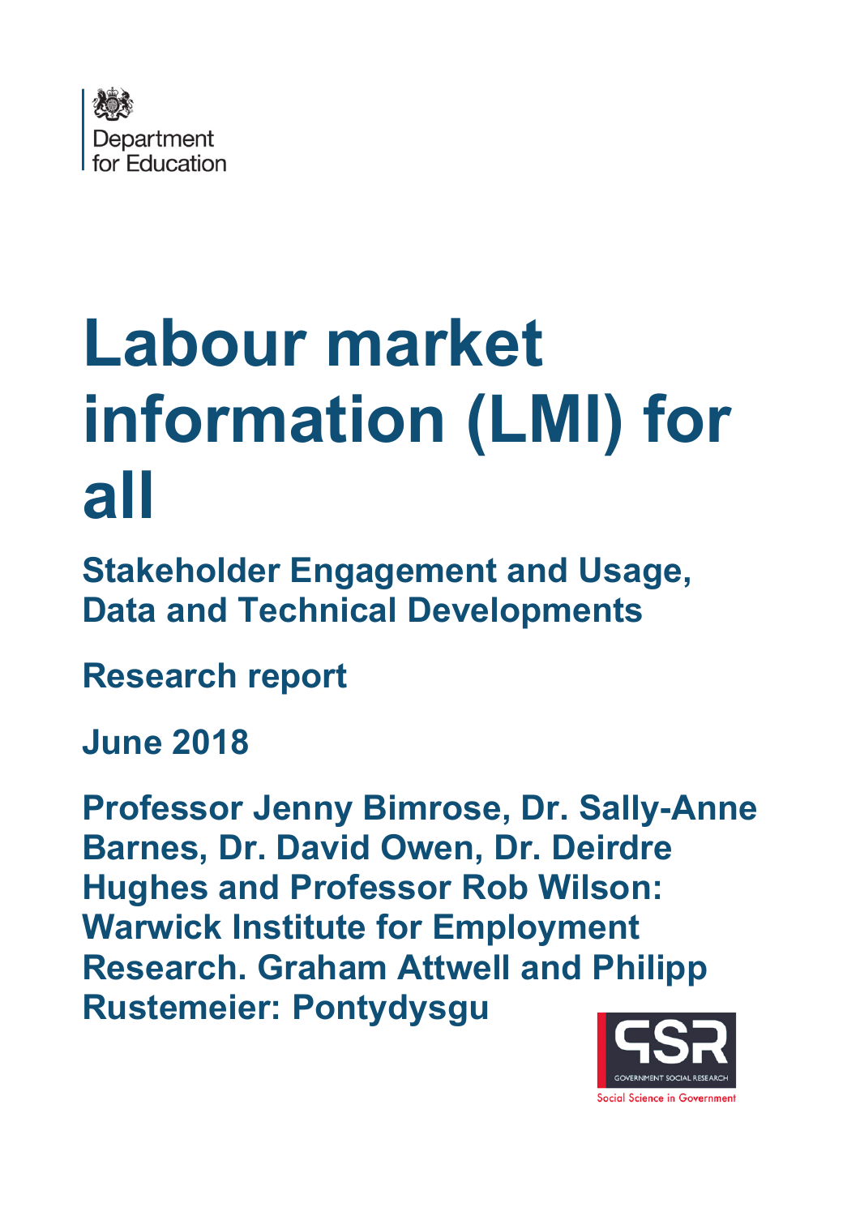Department for Education

# Labour market information (LMI) for all

## Stakeholder Engagement and Usage, Data and Technical Developments

## Research report

## June 2018

**Professor Jenny Bimrose, Dr. Sally-Anne Barnes, Dr. David Owen, Dr. Deirdre Hughes and Professor Rob Wilson: Warwick Institute for Employment Research. Graham Attwell and Philipp Rustemeier: Pontydysgu**

GSR
GOVERNMENT SOCIAL RESEARCH
Social Science in Government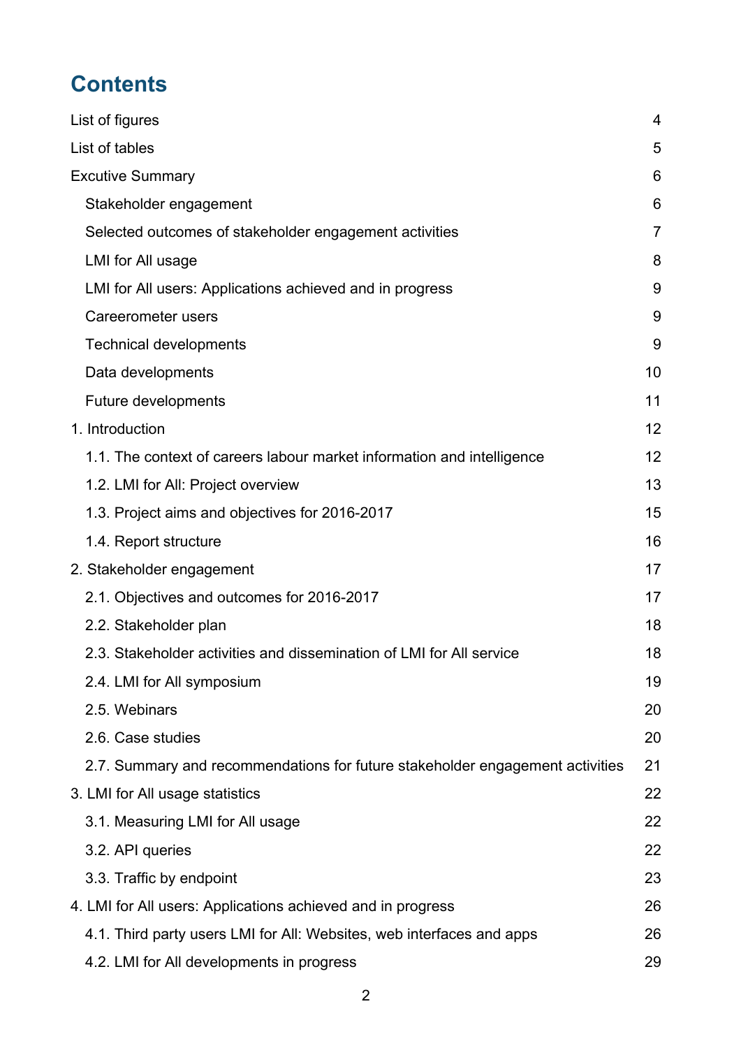# Contents

| | |
|---|---|
| List of figures | 4 |
| List of tables | 5 |
| Excutive Summary | 6 |
| Stakeholder engagement | 6 |
| Selected outcomes of stakeholder engagement activities | 7 |
| LMI for All usage | 8 |
| LMI for All users: Applications achieved and in progress | 9 |
| Careerometer users | 9 |
| Technical developments | 9 |
| Data developments | 10 |
| Future developments | 11 |
| 1. Introduction | 12 |
| 1.1. The context of careers labour market information and intelligence | 12 |
| 1.2. LMI for All: Project overview | 13 |
| 1.3. Project aims and objectives for 2016-2017 | 15 |
| 1.4. Report structure | 16 |
| 2. Stakeholder engagement | 17 |
| 2.1. Objectives and outcomes for 2016-2017 | 17 |
| 2.2. Stakeholder plan | 18 |
| 2.3. Stakeholder activities and dissemination of LMI for All service | 18 |
| 2.4. LMI for All symposium | 19 |
| 2.5. Webinars | 20 |
| 2.6. Case studies | 20 |
| 2.7. Summary and recommendations for future stakeholder engagement activities | 21 |
| 3. LMI for All usage statistics | 22 |
| 3.1. Measuring LMI for All usage | 22 |
| 3.2. API queries | 22 |
| 3.3. Traffic by endpoint | 23 |
| 4. LMI for All users: Applications achieved and in progress | 26 |
| 4.1. Third party users LMI for All: Websites, web interfaces and apps | 26 |
| 4.2. LMI for All developments in progress | 29 |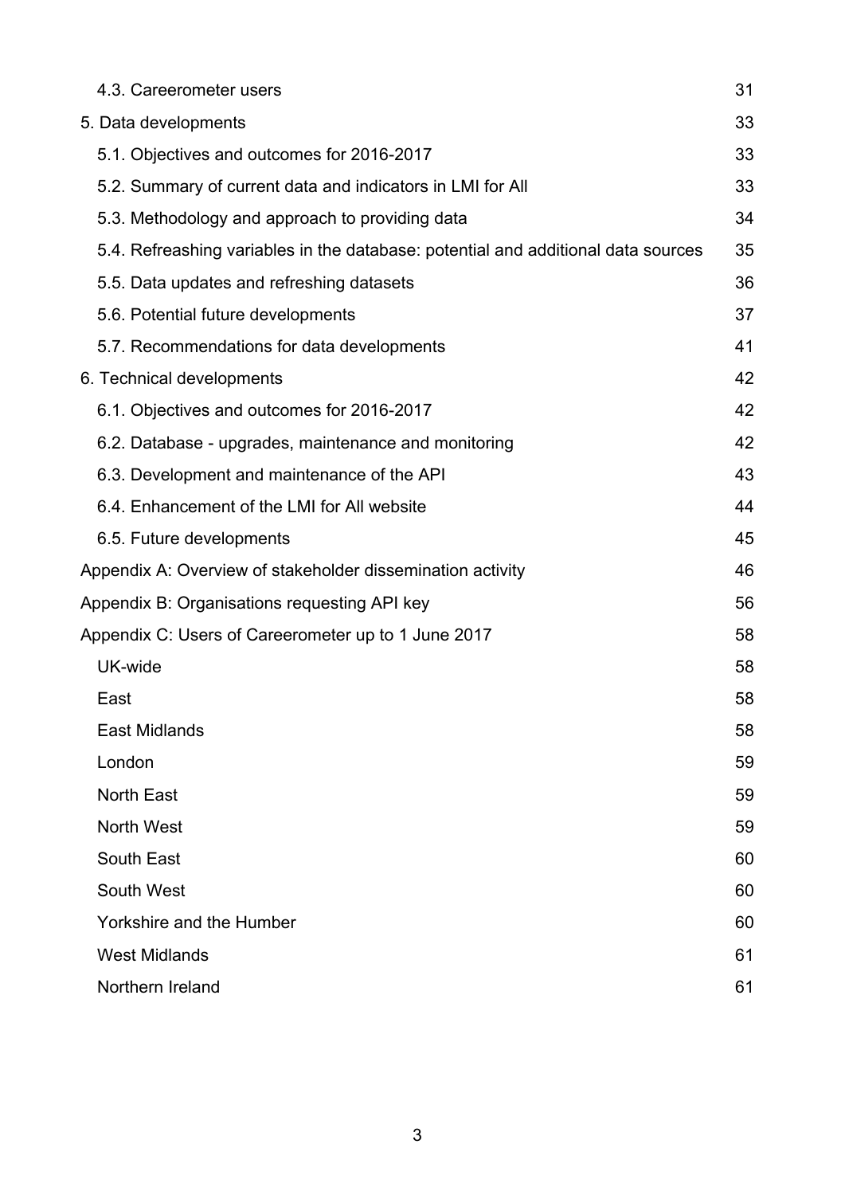- 4.3. Careerometer users 31
- 5. Data developments 33
  - 5.1. Objectives and outcomes for 2016-2017 33
  - 5.2. Summary of current data and indicators in LMI for All 33
  - 5.3. Methodology and approach to providing data 34
  - 5.4. Refreshing variables in the database: potential and additional data sources 35
  - 5.5. Data updates and refreshing datasets 36
  - 5.6. Potential future developments 37
  - 5.7. Recommendations for data developments 41
- 6. Technical developments 42
  - 6.1. Objectives and outcomes for 2016-2017 42
  - 6.2. Database - upgrades, maintenance and monitoring 42
  - 6.3. Development and maintenance of the API 43
  - 6.4. Enhancement of the LMI for All website 44
  - 6.5. Future developments 45
- Appendix A: Overview of stakeholder dissemination activity 46
- Appendix B: Organisations requesting API key 56
- Appendix C: Users of Careerometer up to 1 June 2017 58
  - UK-wide 58
  - East 58
  - East Midlands 58
  - London 59
  - North East 59
  - North West 59
  - South East 60
  - South West 60
  - Yorkshire and the Humber 60
  - West Midlands 61
  - Northern Ireland 61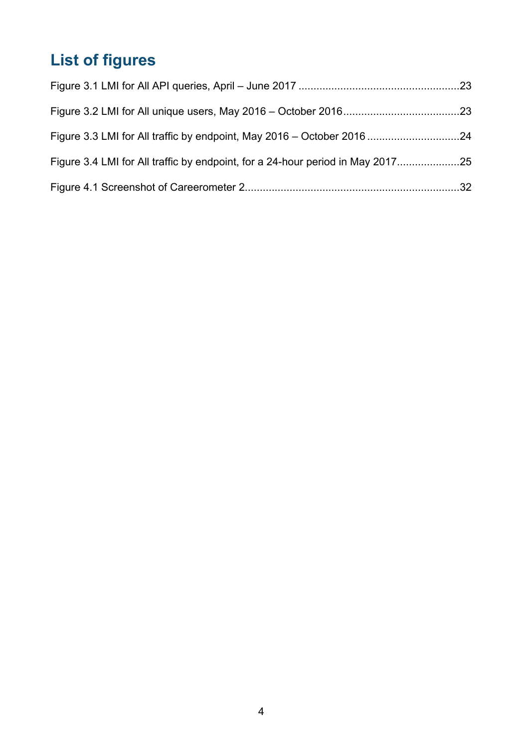# List of figures

Figure 3.1 LMI for All API queries, April – June 2017 ....................................................23

Figure 3.2 LMI for All unique users, May 2016 – October 2016......................................23

Figure 3.3 LMI for All traffic by endpoint, May 2016 – October 2016 ..............................24

Figure 3.4 LMI for All traffic by endpoint, for a 24-hour period in May 2017.....................25

Figure 4.1 Screenshot of Careerometer 2.......................................................................32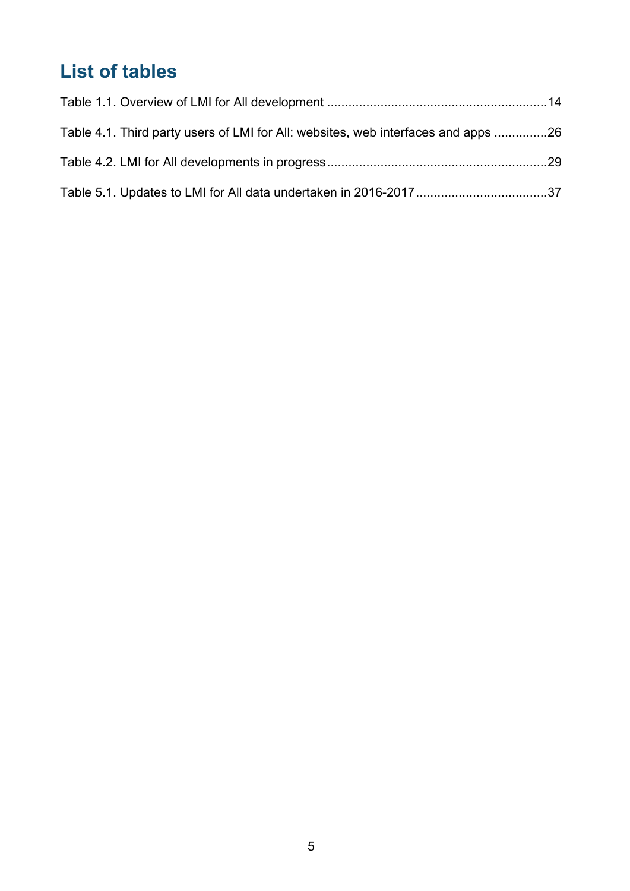# List of tables

Table 1.1. Overview of LMI for All development ............................................................14

Table 4.1. Third party users of LMI for All: websites, web interfaces and apps ...............26

Table 4.2. LMI for All developments in progress.............................................................29

Table 5.1. Updates to LMI for All data undertaken in 2016-2017....................................37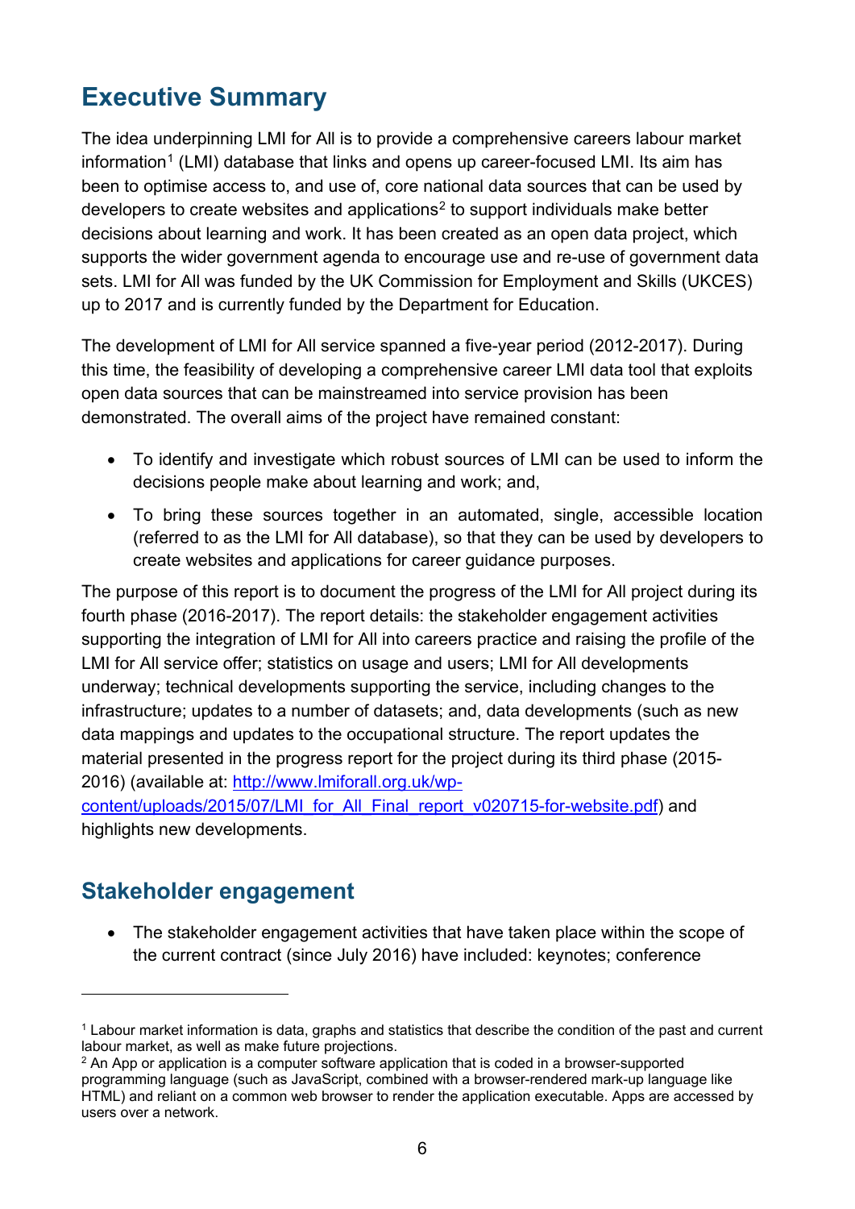# Executive Summary

The idea underpinning LMI for All is to provide a comprehensive careers labour market information[1] (LMI) database that links and opens up career-focused LMI. Its aim has been to optimise access to, and use of, core national data sources that can be used by developers to create websites and applications[2] to support individuals make better decisions about learning and work. It has been created as an open data project, which supports the wider government agenda to encourage use and re-use of government data sets. LMI for All was funded by the UK Commission for Employment and Skills (UKCES) up to 2017 and is currently funded by the Department for Education.

The development of LMI for All service spanned a five-year period (2012-2017). During this time, the feasibility of developing a comprehensive career LMI data tool that exploits open data sources that can be mainstreamed into service provision has been demonstrated. The overall aims of the project have remained constant:

- To identify and investigate which robust sources of LMI can be used to inform the decisions people make about learning and work; and,
- To bring these sources together in an automated, single, accessible location (referred to as the LMI for All database), so that they can be used by developers to create websites and applications for career guidance purposes.

The purpose of this report is to document the progress of the LMI for All project during its fourth phase (2016-2017). The report details: the stakeholder engagement activities supporting the integration of LMI for All into careers practice and raising the profile of the LMI for All service offer; statistics on usage and users; LMI for All developments underway; technical developments supporting the service, including changes to the infrastructure; updates to a number of datasets; and, data developments (such as new data mappings and updates to the occupational structure. The report updates the material presented in the progress report for the project during its third phase (2015-2016) (available at: [http://www.lmiforall.org.uk/wp-content/uploads/2015/07/LMI_for_All_Final_report_v020715-for-website.pdf](http://www.lmiforall.org.uk/wp-content/uploads/2015/07/LMI_for_All_Final_report_v020715-for-website.pdf)) and highlights new developments.

## Stakeholder engagement

- The stakeholder engagement activities that have taken place within the scope of the current contract (since July 2016) have included: keynotes; conference

---

[1] Labour market information is data, graphs and statistics that describe the condition of the past and current labour market, as well as make future projections.

[2] An App or application is a computer software application that is coded in a browser-supported programming language (such as JavaScript, combined with a browser-rendered mark-up language like HTML) and reliant on a common web browser to render the application executable. Apps are accessed by users over a network.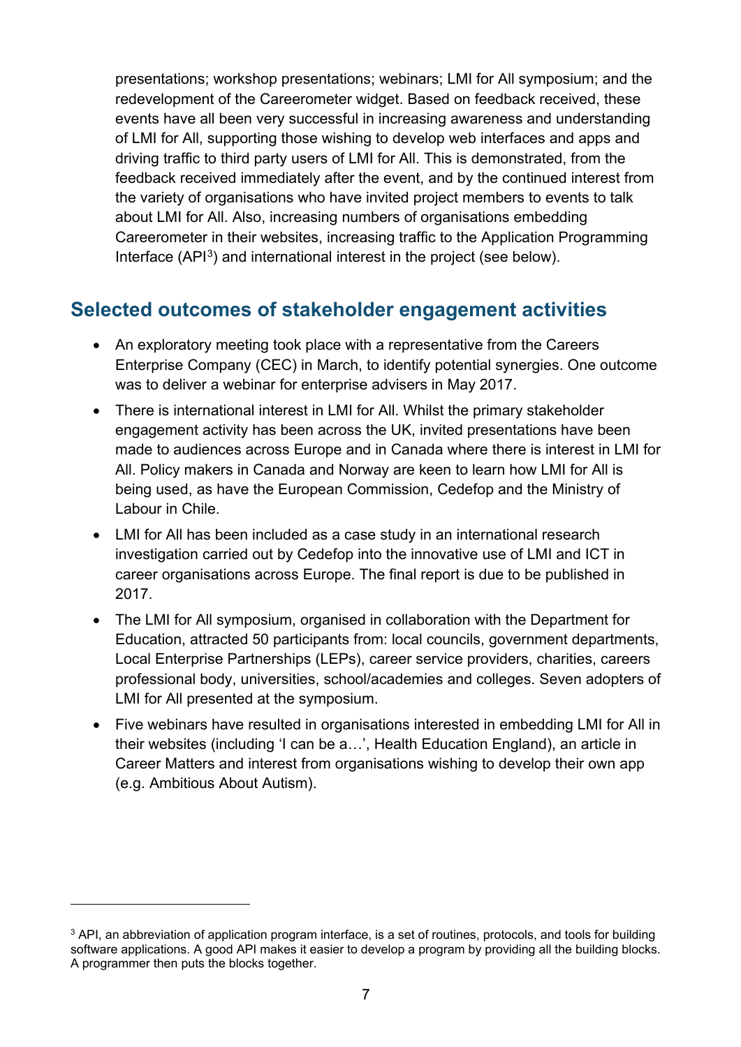presentations; workshop presentations; webinars; LMI for All symposium; and the redevelopment of the Careerometer widget. Based on feedback received, these events have all been very successful in increasing awareness and understanding of LMI for All, supporting those wishing to develop web interfaces and apps and driving traffic to third party users of LMI for All. This is demonstrated, from the feedback received immediately after the event, and by the continued interest from the variety of organisations who have invited project members to events to talk about LMI for All. Also, increasing numbers of organisations embedding Careerometer in their websites, increasing traffic to the Application Programming Interface (API[3]) and international interest in the project (see below).

## Selected outcomes of stakeholder engagement activities

- An exploratory meeting took place with a representative from the Careers Enterprise Company (CEC) in March, to identify potential synergies. One outcome was to deliver a webinar for enterprise advisers in May 2017.
- There is international interest in LMI for All. Whilst the primary stakeholder engagement activity has been across the UK, invited presentations have been made to audiences across Europe and in Canada where there is interest in LMI for All. Policy makers in Canada and Norway are keen to learn how LMI for All is being used, as have the European Commission, Cedefop and the Ministry of Labour in Chile.
- LMI for All has been included as a case study in an international research investigation carried out by Cedefop into the innovative use of LMI and ICT in career organisations across Europe. The final report is due to be published in 2017.
- The LMI for All symposium, organised in collaboration with the Department for Education, attracted 50 participants from: local councils, government departments, Local Enterprise Partnerships (LEPs), career service providers, charities, careers professional body, universities, school/academies and colleges. Seven adopters of LMI for All presented at the symposium.
- Five webinars have resulted in organisations interested in embedding LMI for All in their websites (including 'I can be a…', Health Education England), an article in Career Matters and interest from organisations wishing to develop their own app (e.g. Ambitious About Autism).

---

[3] API, an abbreviation of application program interface, is a set of routines, protocols, and tools for building software applications. A good API makes it easier to develop a program by providing all the building blocks. A programmer then puts the blocks together.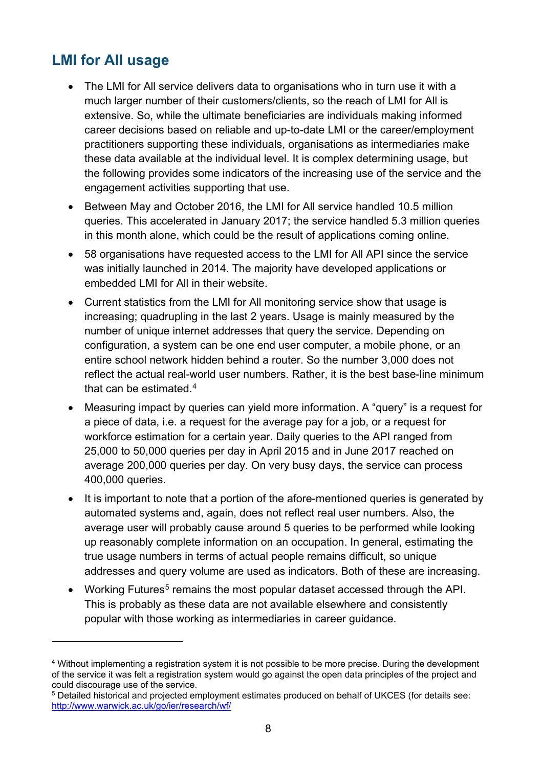## LMI for All usage

- The LMI for All service delivers data to organisations who in turn use it with a much larger number of their customers/clients, so the reach of LMI for All is extensive. So, while the ultimate beneficiaries are individuals making informed career decisions based on reliable and up-to-date LMI or the career/employment practitioners supporting these individuals, organisations as intermediaries make these data available at the individual level. It is complex determining usage, but the following provides some indicators of the increasing use of the service and the engagement activities supporting that use.
- Between May and October 2016, the LMI for All service handled 10.5 million queries. This accelerated in January 2017; the service handled 5.3 million queries in this month alone, which could be the result of applications coming online.
- 58 organisations have requested access to the LMI for All API since the service was initially launched in 2014. The majority have developed applications or embedded LMI for All in their website.
- Current statistics from the LMI for All monitoring service show that usage is increasing; quadrupling in the last 2 years. Usage is mainly measured by the number of unique internet addresses that query the service. Depending on configuration, a system can be one end user computer, a mobile phone, or an entire school network hidden behind a router. So the number 3,000 does not reflect the actual real-world user numbers. Rather, it is the best base-line minimum that can be estimated.[4]
- Measuring impact by queries can yield more information. A "query" is a request for a piece of data, i.e. a request for the average pay for a job, or a request for workforce estimation for a certain year. Daily queries to the API ranged from 25,000 to 50,000 queries per day in April 2015 and in June 2017 reached on average 200,000 queries per day. On very busy days, the service can process 400,000 queries.
- It is important to note that a portion of the afore-mentioned queries is generated by automated systems and, again, does not reflect real user numbers. Also, the average user will probably cause around 5 queries to be performed while looking up reasonably complete information on an occupation. In general, estimating the true usage numbers in terms of actual people remains difficult, so unique addresses and query volume are used as indicators. Both of these are increasing.
- Working Futures[5] remains the most popular dataset accessed through the API. This is probably as these data are not available elsewhere and consistently popular with those working as intermediaries in career guidance.

---

[4] Without implementing a registration system it is not possible to be more precise. During the development of the service it was felt a registration system would go against the open data principles of the project and could discourage use of the service.

[5] Detailed historical and projected employment estimates produced on behalf of UKCES (for details see: http://www.warwick.ac.uk/go/ier/research/wf/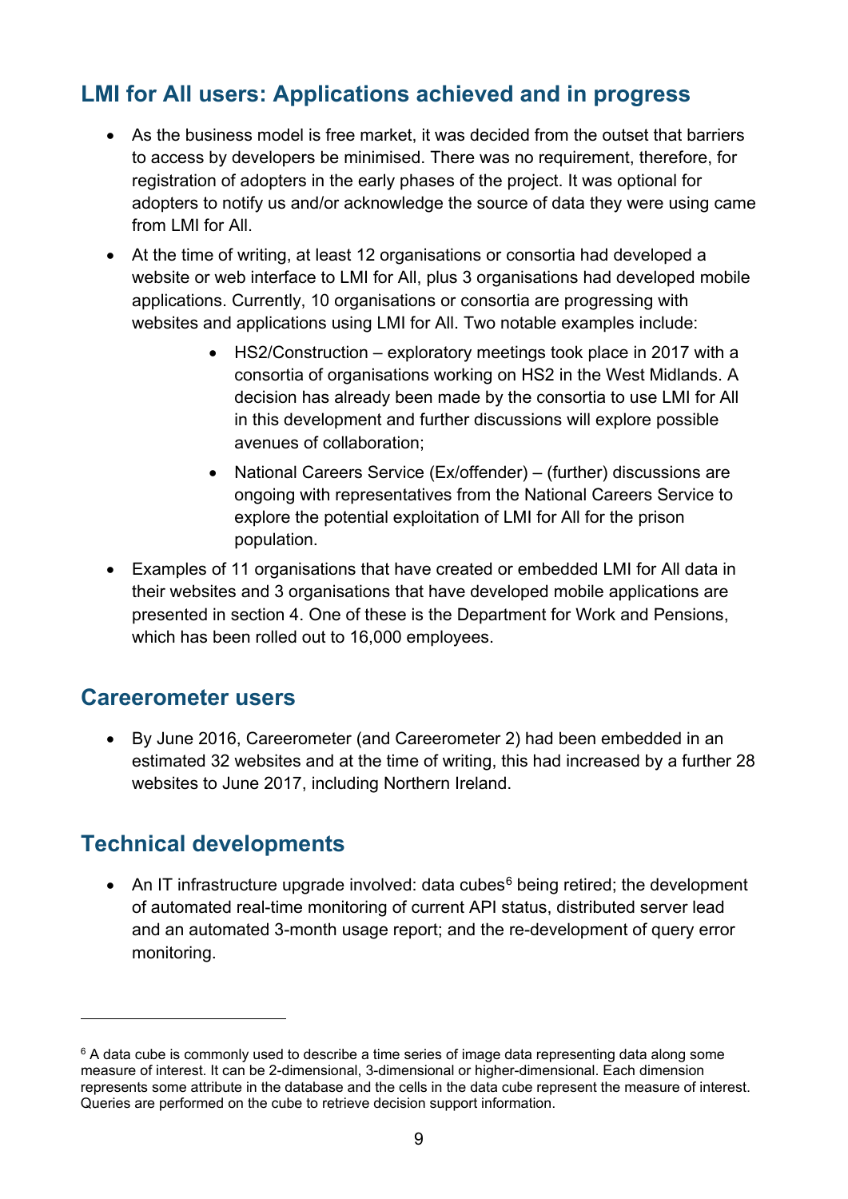## LMI for All users: Applications achieved and in progress

- As the business model is free market, it was decided from the outset that barriers to access by developers be minimised. There was no requirement, therefore, for registration of adopters in the early phases of the project. It was optional for adopters to notify us and/or acknowledge the source of data they were using came from LMI for All.
- At the time of writing, at least 12 organisations or consortia had developed a website or web interface to LMI for All, plus 3 organisations had developed mobile applications. Currently, 10 organisations or consortia are progressing with websites and applications using LMI for All. Two notable examples include:
    - HS2/Construction – exploratory meetings took place in 2017 with a consortia of organisations working on HS2 in the West Midlands. A decision has already been made by the consortia to use LMI for All in this development and further discussions will explore possible avenues of collaboration;
    - National Careers Service (Ex/offender) – (further) discussions are ongoing with representatives from the National Careers Service to explore the potential exploitation of LMI for All for the prison population.
- Examples of 11 organisations that have created or embedded LMI for All data in their websites and 3 organisations that have developed mobile applications are presented in section 4. One of these is the Department for Work and Pensions, which has been rolled out to 16,000 employees.

## Careerometer users

- By June 2016, Careerometer (and Careerometer 2) had been embedded in an estimated 32 websites and at the time of writing, this had increased by a further 28 websites to June 2017, including Northern Ireland.

## Technical developments

- An IT infrastructure upgrade involved: data cubes[6] being retired; the development of automated real-time monitoring of current API status, distributed server lead and an automated 3-month usage report; and the re-development of query error monitoring.

---

[6] A data cube is commonly used to describe a time series of image data representing data along some measure of interest. It can be 2-dimensional, 3-dimensional or higher-dimensional. Each dimension represents some attribute in the database and the cells in the data cube represent the measure of interest. Queries are performed on the cube to retrieve decision support information.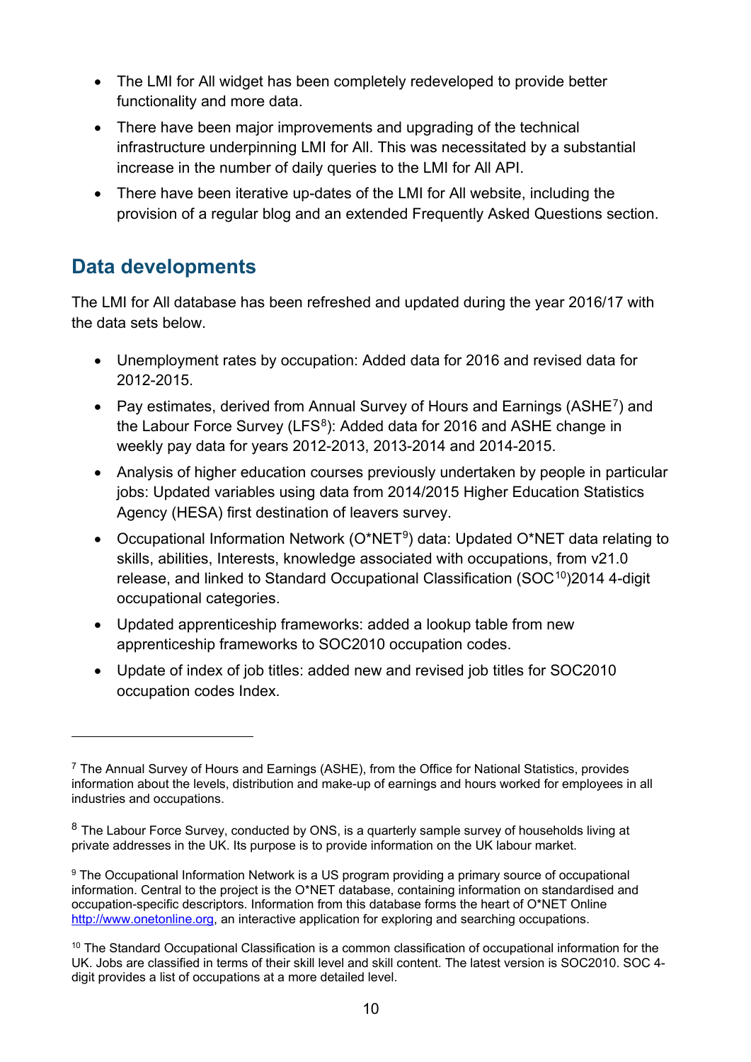- The LMI for All widget has been completely redeveloped to provide better functionality and more data.
- There have been major improvements and upgrading of the technical infrastructure underpinning LMI for All. This was necessitated by a substantial increase in the number of daily queries to the LMI for All API.
- There have been iterative up-dates of the LMI for All website, including the provision of a regular blog and an extended Frequently Asked Questions section.

## Data developments

The LMI for All database has been refreshed and updated during the year 2016/17 with the data sets below.

- Unemployment rates by occupation: Added data for 2016 and revised data for 2012-2015.
- Pay estimates, derived from Annual Survey of Hours and Earnings (ASHE[7]) and the Labour Force Survey (LFS[8]): Added data for 2016 and ASHE change in weekly pay data for years 2012-2013, 2013-2014 and 2014-2015.
- Analysis of higher education courses previously undertaken by people in particular jobs: Updated variables using data from 2014/2015 Higher Education Statistics Agency (HESA) first destination of leavers survey.
- Occupational Information Network (O*NET[9]) data: Updated O*NET data relating to skills, abilities, Interests, knowledge associated with occupations, from v21.0 release, and linked to Standard Occupational Classification (SOC[10])2014 4-digit occupational categories.
- Updated apprenticeship frameworks: added a lookup table from new apprenticeship frameworks to SOC2010 occupation codes.
- Update of index of job titles: added new and revised job titles for SOC2010 occupation codes Index.

---

[7] The Annual Survey of Hours and Earnings (ASHE), from the Office for National Statistics, provides information about the levels, distribution and make-up of earnings and hours worked for employees in all industries and occupations.

[8] The Labour Force Survey, conducted by ONS, is a quarterly sample survey of households living at private addresses in the UK. Its purpose is to provide information on the UK labour market.

[9] The Occupational Information Network is a US program providing a primary source of occupational information. Central to the project is the O*NET database, containing information on standardised and occupation-specific descriptors. Information from this database forms the heart of O*NET Online http://www.onetonline.org, an interactive application for exploring and searching occupations.

[10] The Standard Occupational Classification is a common classification of occupational information for the UK. Jobs are classified in terms of their skill level and skill content. The latest version is SOC2010. SOC 4-digit provides a list of occupations at a more detailed level.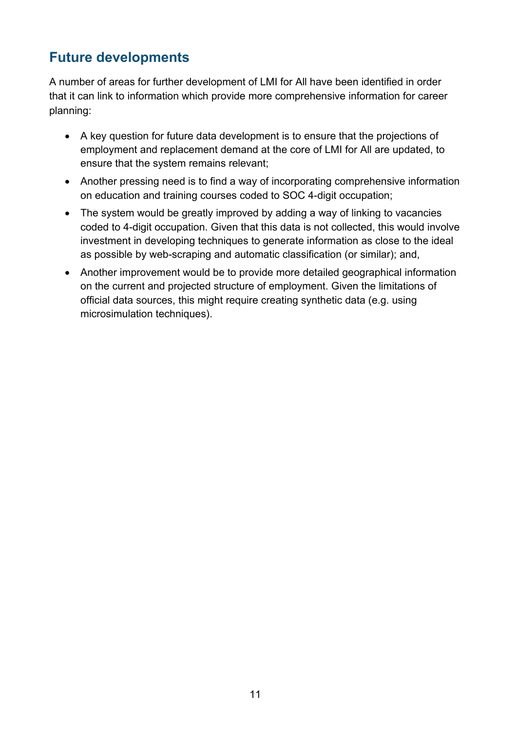## Future developments

A number of areas for further development of LMI for All have been identified in order that it can link to information which provide more comprehensive information for career planning:

- A key question for future data development is to ensure that the projections of employment and replacement demand at the core of LMI for All are updated, to ensure that the system remains relevant;
- Another pressing need is to find a way of incorporating comprehensive information on education and training courses coded to SOC 4-digit occupation;
- The system would be greatly improved by adding a way of linking to vacancies coded to 4-digit occupation. Given that this data is not collected, this would involve investment in developing techniques to generate information as close to the ideal as possible by web-scraping and automatic classification (or similar); and,
- Another improvement would be to provide more detailed geographical information on the current and projected structure of employment. Given the limitations of official data sources, this might require creating synthetic data (e.g. using microsimulation techniques).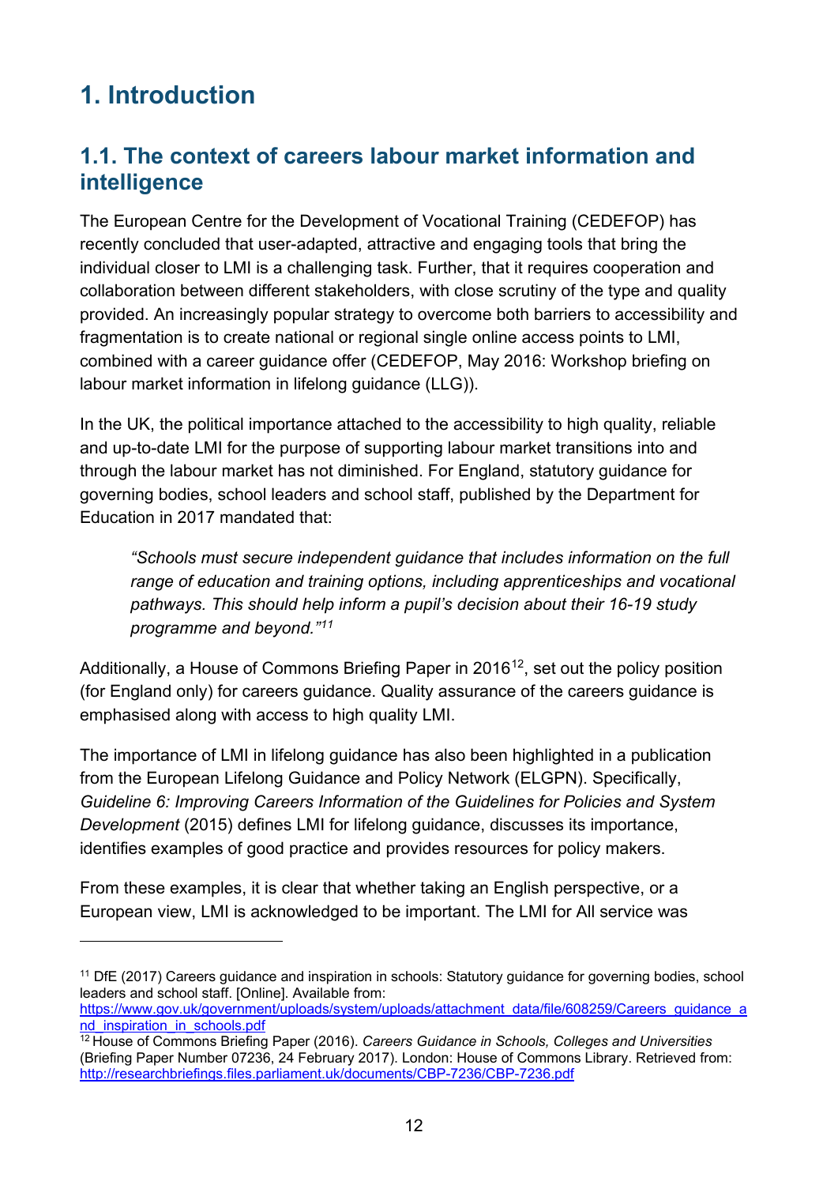# 1. Introduction

## 1.1. The context of careers labour market information and intelligence

The European Centre for the Development of Vocational Training (CEDEFOP) has recently concluded that user-adapted, attractive and engaging tools that bring the individual closer to LMI is a challenging task. Further, that it requires cooperation and collaboration between different stakeholders, with close scrutiny of the type and quality provided. An increasingly popular strategy to overcome both barriers to accessibility and fragmentation is to create national or regional single online access points to LMI, combined with a career guidance offer (CEDEFOP, May 2016: Workshop briefing on labour market information in lifelong guidance (LLG)).

In the UK, the political importance attached to the accessibility to high quality, reliable and up-to-date LMI for the purpose of supporting labour market transitions into and through the labour market has not diminished. For England, statutory guidance for governing bodies, school leaders and school staff, published by the Department for Education in 2017 mandated that:

> *"Schools must secure independent guidance that includes information on the full range of education and training options, including apprenticeships and vocational pathways. This should help inform a pupil's decision about their 16-19 study programme and beyond."*[11]

Additionally, a House of Commons Briefing Paper in 2016[12], set out the policy position (for England only) for careers guidance. Quality assurance of the careers guidance is emphasised along with access to high quality LMI.

The importance of LMI in lifelong guidance has also been highlighted in a publication from the European Lifelong Guidance and Policy Network (ELGPN). Specifically, *Guideline 6: Improving Careers Information of the Guidelines for Policies and System Development* (2015) defines LMI for lifelong guidance, discusses its importance, identifies examples of good practice and provides resources for policy makers.

From these examples, it is clear that whether taking an English perspective, or a European view, LMI is acknowledged to be important. The LMI for All service was

---

[11] DfE (2017) Careers guidance and inspiration in schools: Statutory guidance for governing bodies, school leaders and school staff. [Online]. Available from: https://www.gov.uk/government/uploads/system/uploads/attachment_data/file/608259/Careers_guidance_and_inspiration_in_schools.pdf

[12] House of Commons Briefing Paper (2016). *Careers Guidance in Schools, Colleges and Universities* (Briefing Paper Number 07236, 24 February 2017). London: House of Commons Library. Retrieved from: http://researchbriefings.files.parliament.uk/documents/CBP-7236/CBP-7236.pdf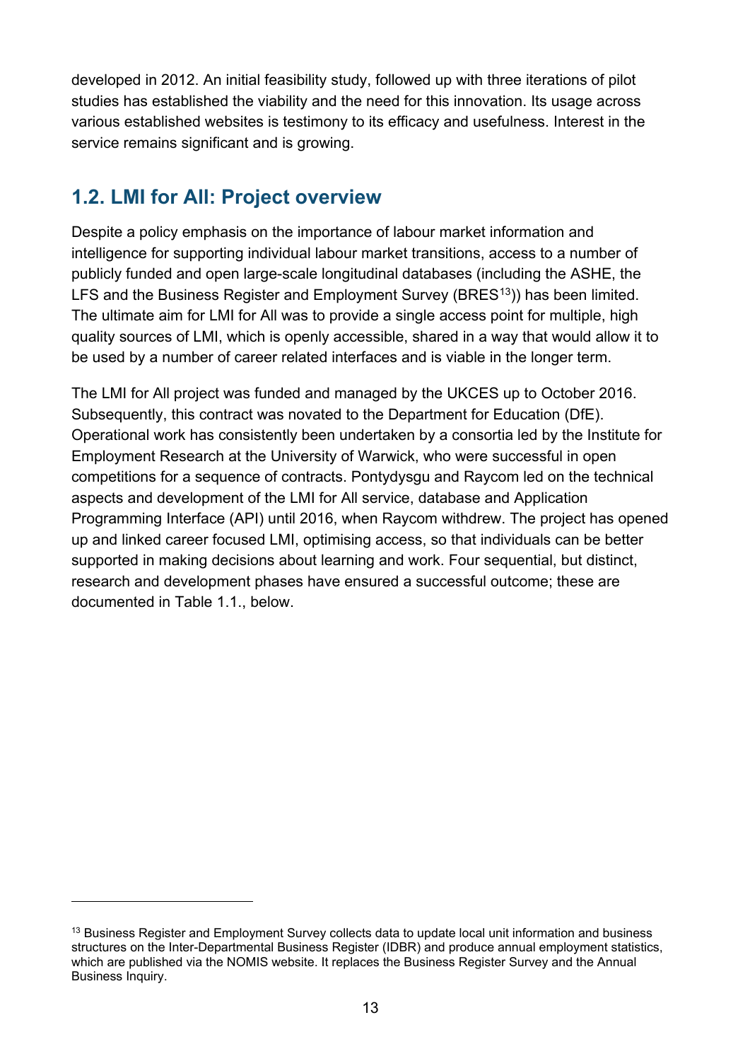developed in 2012. An initial feasibility study, followed up with three iterations of pilot studies has established the viability and the need for this innovation. Its usage across various established websites is testimony to its efficacy and usefulness. Interest in the service remains significant and is growing.

## 1.2. LMI for All: Project overview

Despite a policy emphasis on the importance of labour market information and intelligence for supporting individual labour market transitions, access to a number of publicly funded and open large-scale longitudinal databases (including the ASHE, the LFS and the Business Register and Employment Survey (BRES[13])) has been limited. The ultimate aim for LMI for All was to provide a single access point for multiple, high quality sources of LMI, which is openly accessible, shared in a way that would allow it to be used by a number of career related interfaces and is viable in the longer term.

The LMI for All project was funded and managed by the UKCES up to October 2016. Subsequently, this contract was novated to the Department for Education (DfE). Operational work has consistently been undertaken by a consortia led by the Institute for Employment Research at the University of Warwick, who were successful in open competitions for a sequence of contracts. Pontydysgu and Raycom led on the technical aspects and development of the LMI for All service, database and Application Programming Interface (API) until 2016, when Raycom withdrew. The project has opened up and linked career focused LMI, optimising access, so that individuals can be better supported in making decisions about learning and work. Four sequential, but distinct, research and development phases have ensured a successful outcome; these are documented in Table 1.1., below.

---

[13] Business Register and Employment Survey collects data to update local unit information and business structures on the Inter-Departmental Business Register (IDBR) and produce annual employment statistics, which are published via the NOMIS website. It replaces the Business Register Survey and the Annual Business Inquiry.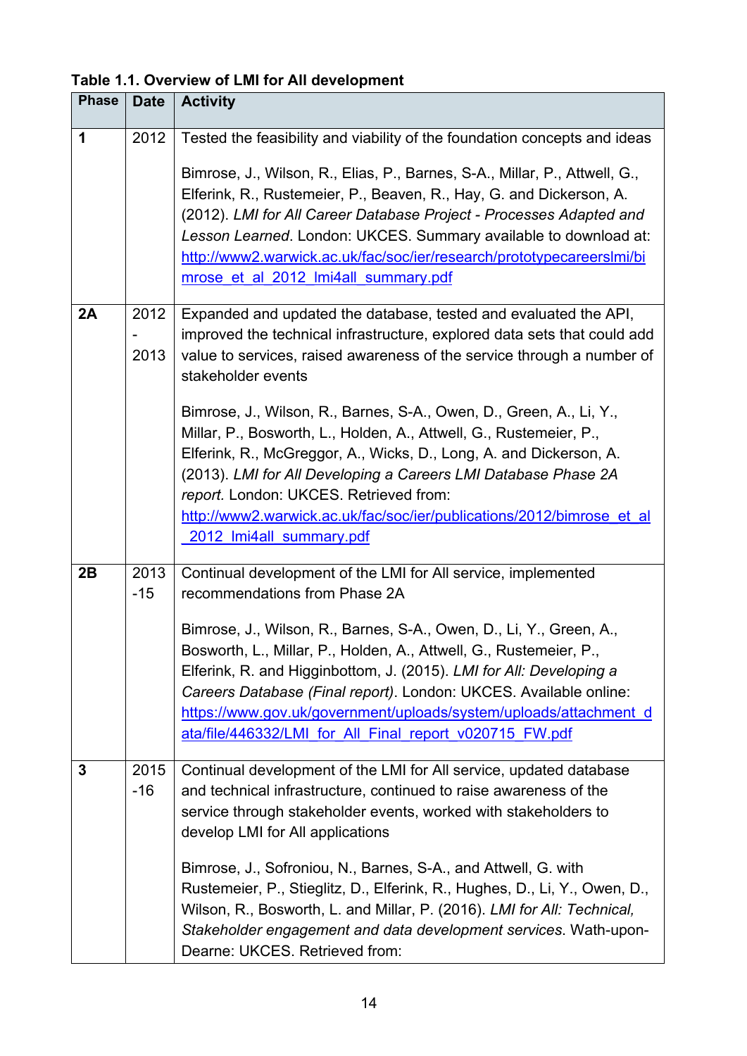**Table 1.1. Overview of LMI for All development**

| Phase | Date | Activity |
|---|---|---|
| **1** | 2012 | Tested the feasibility and viability of the foundation concepts and ideas<br><br>Bimrose, J., Wilson, R., Elias, P., Barnes, S-A., Millar, P., Attwell, G., Elferink, R., Rustemeier, P., Beaven, R., Hay, G. and Dickerson, A. (2012). *LMI for All Career Database Project - Processes Adapted and Lesson Learned*. London: UKCES. Summary available to download at: http://www2.warwick.ac.uk/fac/soc/ier/research/prototypecareerslmi/bimrose_et_al_2012_lmi4all_summary.pdf |
| **2A** | 2012 - 2013 | Expanded and updated the database, tested and evaluated the API, improved the technical infrastructure, explored data sets that could add value to services, raised awareness of the service through a number of stakeholder events<br><br>Bimrose, J., Wilson, R., Barnes, S-A., Owen, D., Green, A., Li, Y., Millar, P., Bosworth, L., Holden, A., Attwell, G., Rustemeier, P., Elferink, R., McGreggor, A., Wicks, D., Long, A. and Dickerson, A. (2013). *LMI for All Developing a Careers LMI Database Phase 2A report.* London: UKCES. Retrieved from: http://www2.warwick.ac.uk/fac/soc/ier/publications/2012/bimrose_et_al_2012_lmi4all_summary.pdf |
| **2B** | 2013 -15 | Continual development of the LMI for All service, implemented recommendations from Phase 2A<br><br>Bimrose, J., Wilson, R., Barnes, S-A., Owen, D., Li, Y., Green, A., Bosworth, L., Millar, P., Holden, A., Attwell, G., Rustemeier, P., Elferink, R. and Higginbottom, J. (2015). *LMI for All: Developing a Careers Database (Final report)*. London: UKCES. Available online: https://www.gov.uk/government/uploads/system/uploads/attachment_data/file/446332/LMI_for_All_Final_report_v020715_FW.pdf |
| **3** | 2015 -16 | Continual development of the LMI for All service, updated database and technical infrastructure, continued to raise awareness of the service through stakeholder events, worked with stakeholders to develop LMI for All applications<br><br>Bimrose, J., Sofroniou, N., Barnes, S-A., and Attwell, G. with Rustemeier, P., Stieglitz, D., Elferink, R., Hughes, D., Li, Y., Owen, D., Wilson, R., Bosworth, L. and Millar, P. (2016). *LMI for All: Technical, Stakeholder engagement and data development services.* Wath-upon-Dearne: UKCES. Retrieved from: |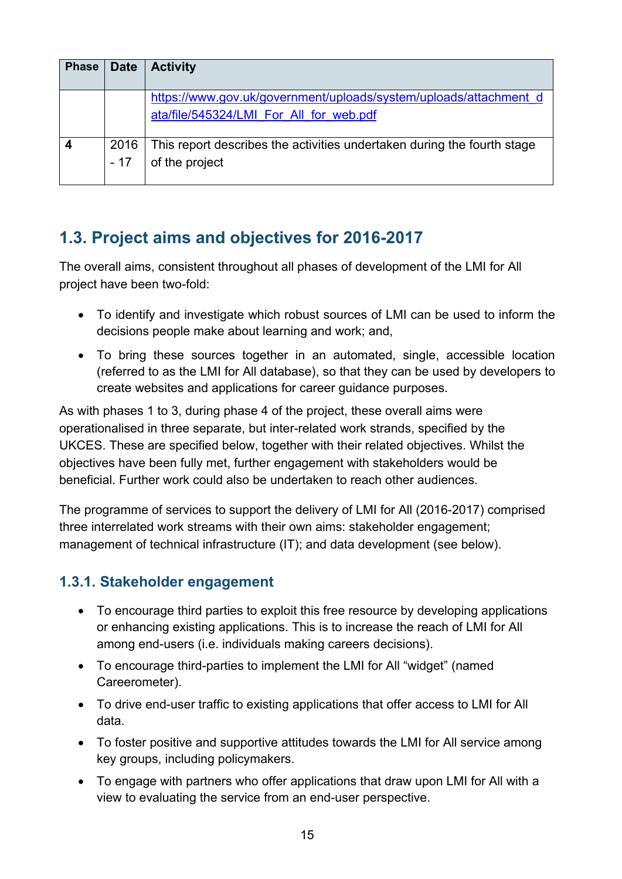| Phase | Date | Activity |
| --- | --- | --- |
| | | https://www.gov.uk/government/uploads/system/uploads/attachment_data/file/545324/LMI_For_All_for_web.pdf |
| **4** | 2016 - 17 | This report describes the activities undertaken during the fourth stage of the project |

## 1.3. Project aims and objectives for 2016-2017

The overall aims, consistent throughout all phases of development of the LMI for All project have been two-fold:

- To identify and investigate which robust sources of LMI can be used to inform the decisions people make about learning and work; and,
- To bring these sources together in an automated, single, accessible location (referred to as the LMI for All database), so that they can be used by developers to create websites and applications for career guidance purposes.

As with phases 1 to 3, during phase 4 of the project, these overall aims were operationalised in three separate, but inter-related work strands, specified by the UKCES. These are specified below, together with their related objectives. Whilst the objectives have been fully met, further engagement with stakeholders would be beneficial. Further work could also be undertaken to reach other audiences.

The programme of services to support the delivery of LMI for All (2016-2017) comprised three interrelated work streams with their own aims: stakeholder engagement; management of technical infrastructure (IT); and data development (see below).

### 1.3.1. Stakeholder engagement

- To encourage third parties to exploit this free resource by developing applications or enhancing existing applications. This is to increase the reach of LMI for All among end-users (i.e. individuals making careers decisions).
- To encourage third-parties to implement the LMI for All "widget" (named Careerometer).
- To drive end-user traffic to existing applications that offer access to LMI for All data.
- To foster positive and supportive attitudes towards the LMI for All service among key groups, including policymakers.
- To engage with partners who offer applications that draw upon LMI for All with a view to evaluating the service from an end-user perspective.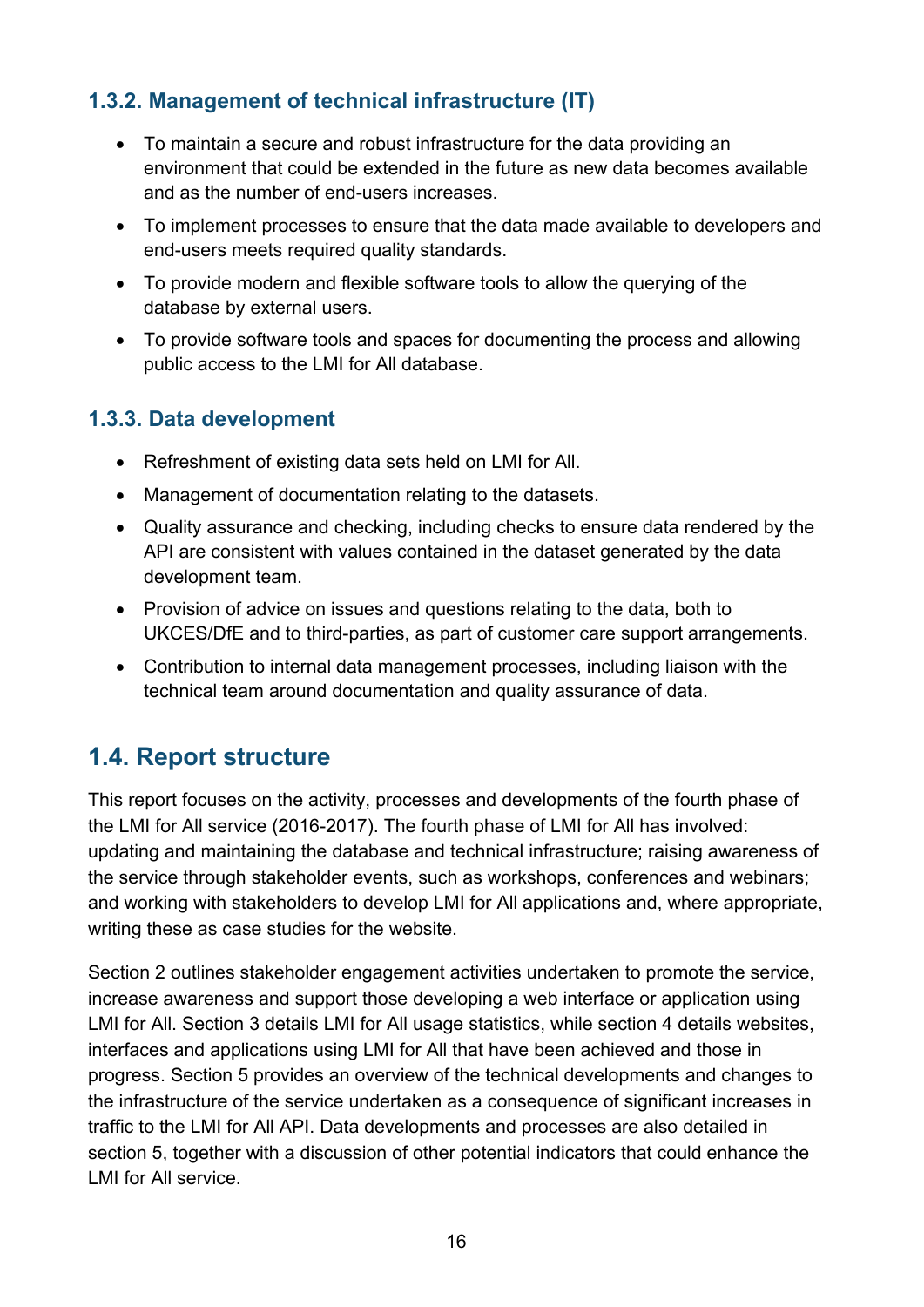### 1.3.2. Management of technical infrastructure (IT)

- To maintain a secure and robust infrastructure for the data providing an environment that could be extended in the future as new data becomes available and as the number of end-users increases.
- To implement processes to ensure that the data made available to developers and end-users meets required quality standards.
- To provide modern and flexible software tools to allow the querying of the database by external users.
- To provide software tools and spaces for documenting the process and allowing public access to the LMI for All database.

### 1.3.3. Data development

- Refreshment of existing data sets held on LMI for All.
- Management of documentation relating to the datasets.
- Quality assurance and checking, including checks to ensure data rendered by the API are consistent with values contained in the dataset generated by the data development team.
- Provision of advice on issues and questions relating to the data, both to UKCES/DfE and to third-parties, as part of customer care support arrangements.
- Contribution to internal data management processes, including liaison with the technical team around documentation and quality assurance of data.

## 1.4. Report structure

This report focuses on the activity, processes and developments of the fourth phase of the LMI for All service (2016-2017). The fourth phase of LMI for All has involved: updating and maintaining the database and technical infrastructure; raising awareness of the service through stakeholder events, such as workshops, conferences and webinars; and working with stakeholders to develop LMI for All applications and, where appropriate, writing these as case studies for the website.

Section 2 outlines stakeholder engagement activities undertaken to promote the service, increase awareness and support those developing a web interface or application using LMI for All. Section 3 details LMI for All usage statistics, while section 4 details websites, interfaces and applications using LMI for All that have been achieved and those in progress. Section 5 provides an overview of the technical developments and changes to the infrastructure of the service undertaken as a consequence of significant increases in traffic to the LMI for All API. Data developments and processes are also detailed in section 5, together with a discussion of other potential indicators that could enhance the LMI for All service.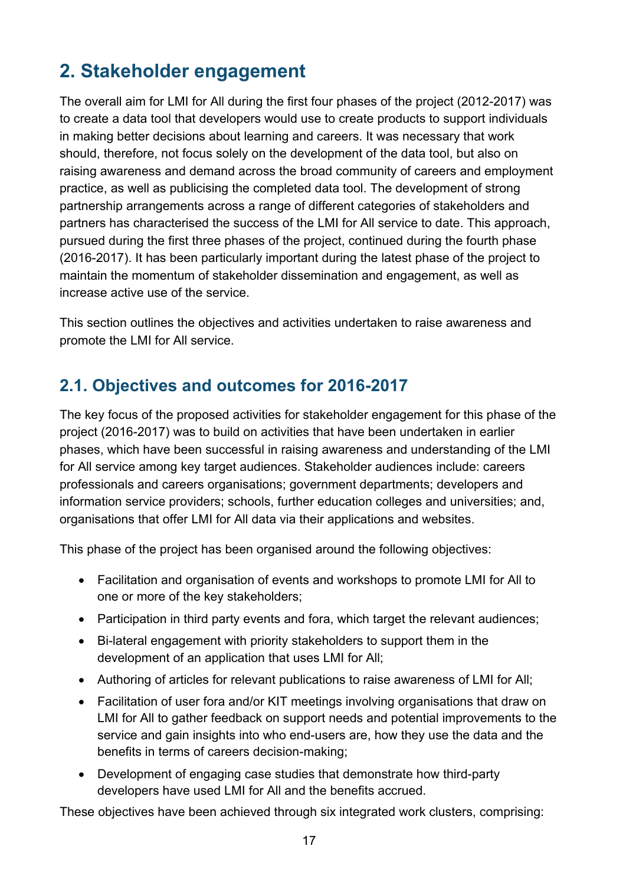## 2. Stakeholder engagement

The overall aim for LMI for All during the first four phases of the project (2012-2017) was to create a data tool that developers would use to create products to support individuals in making better decisions about learning and careers. It was necessary that work should, therefore, not focus solely on the development of the data tool, but also on raising awareness and demand across the broad community of careers and employment practice, as well as publicising the completed data tool. The development of strong partnership arrangements across a range of different categories of stakeholders and partners has characterised the success of the LMI for All service to date. This approach, pursued during the first three phases of the project, continued during the fourth phase (2016-2017). It has been particularly important during the latest phase of the project to maintain the momentum of stakeholder dissemination and engagement, as well as increase active use of the service.

This section outlines the objectives and activities undertaken to raise awareness and promote the LMI for All service.

### 2.1. Objectives and outcomes for 2016-2017

The key focus of the proposed activities for stakeholder engagement for this phase of the project (2016-2017) was to build on activities that have been undertaken in earlier phases, which have been successful in raising awareness and understanding of the LMI for All service among key target audiences. Stakeholder audiences include: careers professionals and careers organisations; government departments; developers and information service providers; schools, further education colleges and universities; and, organisations that offer LMI for All data via their applications and websites.

This phase of the project has been organised around the following objectives:

- Facilitation and organisation of events and workshops to promote LMI for All to one or more of the key stakeholders;
- Participation in third party events and fora, which target the relevant audiences;
- Bi-lateral engagement with priority stakeholders to support them in the development of an application that uses LMI for All;
- Authoring of articles for relevant publications to raise awareness of LMI for All;
- Facilitation of user fora and/or KIT meetings involving organisations that draw on LMI for All to gather feedback on support needs and potential improvements to the service and gain insights into who end-users are, how they use the data and the benefits in terms of careers decision-making;
- Development of engaging case studies that demonstrate how third-party developers have used LMI for All and the benefits accrued.

These objectives have been achieved through six integrated work clusters, comprising: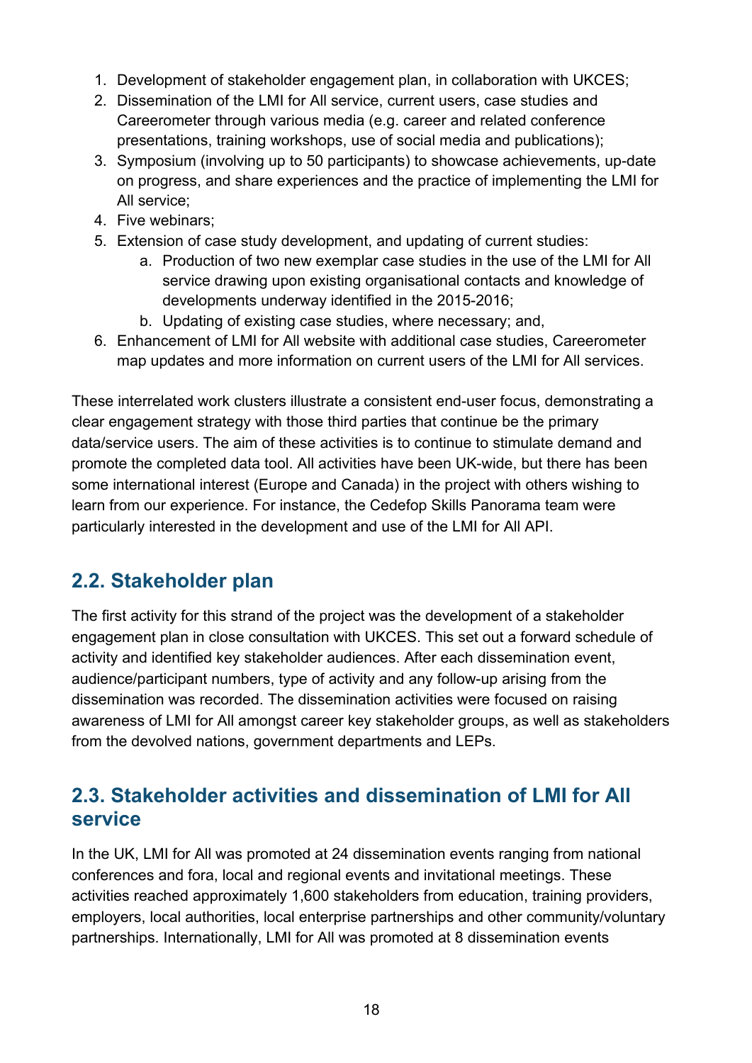1. Development of stakeholder engagement plan, in collaboration with UKCES;
2. Dissemination of the LMI for All service, current users, case studies and Careerometer through various media (e.g. career and related conference presentations, training workshops, use of social media and publications);
3. Symposium (involving up to 50 participants) to showcase achievements, up-date on progress, and share experiences and the practice of implementing the LMI for All service;
4. Five webinars;
5. Extension of case study development, and updating of current studies:
   a. Production of two new exemplar case studies in the use of the LMI for All service drawing upon existing organisational contacts and knowledge of developments underway identified in the 2015-2016;
   b. Updating of existing case studies, where necessary; and,
6. Enhancement of LMI for All website with additional case studies, Careerometer map updates and more information on current users of the LMI for All services.

These interrelated work clusters illustrate a consistent end-user focus, demonstrating a clear engagement strategy with those third parties that continue be the primary data/service users. The aim of these activities is to continue to stimulate demand and promote the completed data tool. All activities have been UK-wide, but there has been some international interest (Europe and Canada) in the project with others wishing to learn from our experience. For instance, the Cedefop Skills Panorama team were particularly interested in the development and use of the LMI for All API.

## 2.2. Stakeholder plan

The first activity for this strand of the project was the development of a stakeholder engagement plan in close consultation with UKCES. This set out a forward schedule of activity and identified key stakeholder audiences. After each dissemination event, audience/participant numbers, type of activity and any follow-up arising from the dissemination was recorded. The dissemination activities were focused on raising awareness of LMI for All amongst career key stakeholder groups, as well as stakeholders from the devolved nations, government departments and LEPs.

## 2.3. Stakeholder activities and dissemination of LMI for All service

In the UK, LMI for All was promoted at 24 dissemination events ranging from national conferences and fora, local and regional events and invitational meetings. These activities reached approximately 1,600 stakeholders from education, training providers, employers, local authorities, local enterprise partnerships and other community/voluntary partnerships. Internationally, LMI for All was promoted at 8 dissemination events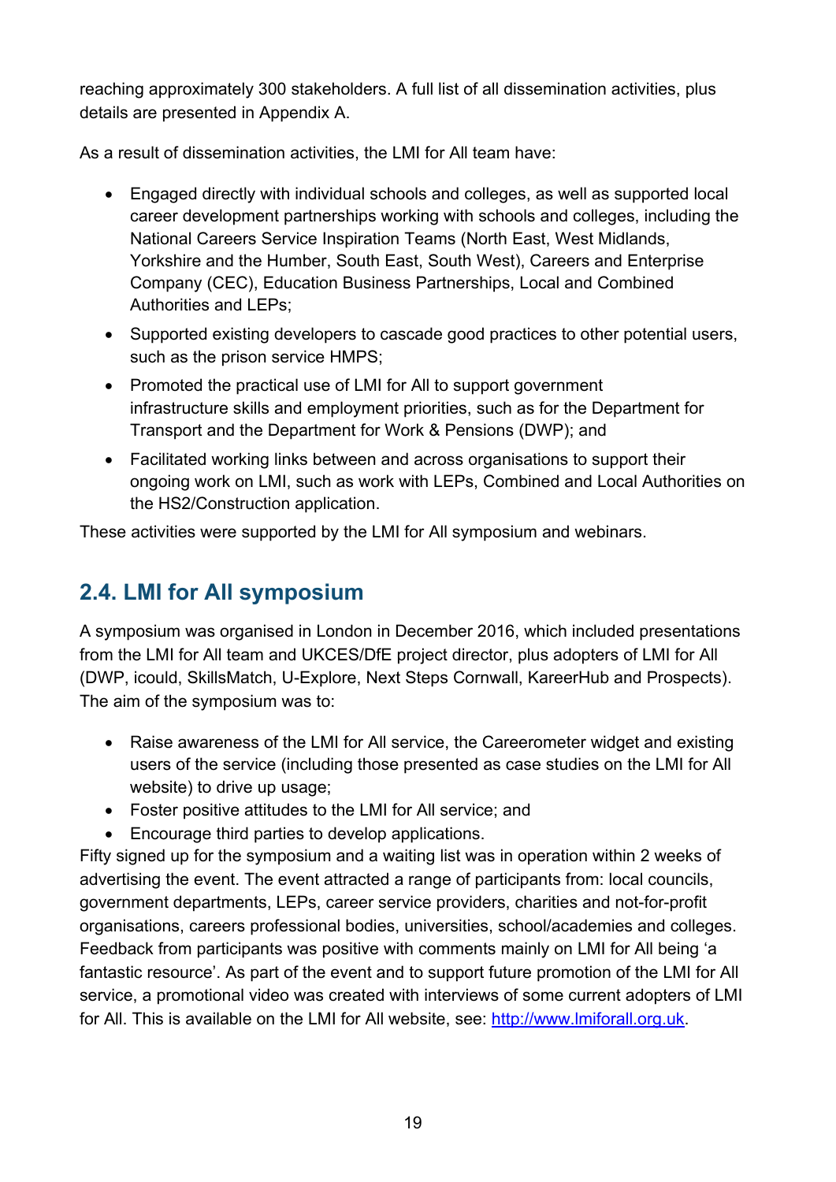reaching approximately 300 stakeholders. A full list of all dissemination activities, plus details are presented in Appendix A.

As a result of dissemination activities, the LMI for All team have:

- Engaged directly with individual schools and colleges, as well as supported local career development partnerships working with schools and colleges, including the National Careers Service Inspiration Teams (North East, West Midlands, Yorkshire and the Humber, South East, South West), Careers and Enterprise Company (CEC), Education Business Partnerships, Local and Combined Authorities and LEPs;
- Supported existing developers to cascade good practices to other potential users, such as the prison service HMPS;
- Promoted the practical use of LMI for All to support government infrastructure skills and employment priorities, such as for the Department for Transport and the Department for Work & Pensions (DWP); and
- Facilitated working links between and across organisations to support their ongoing work on LMI, such as work with LEPs, Combined and Local Authorities on the HS2/Construction application.

These activities were supported by the LMI for All symposium and webinars.

## 2.4. LMI for All symposium

A symposium was organised in London in December 2016, which included presentations from the LMI for All team and UKCES/DfE project director, plus adopters of LMI for All (DWP, icould, SkillsMatch, U-Explore, Next Steps Cornwall, KareerHub and Prospects). The aim of the symposium was to:

- Raise awareness of the LMI for All service, the Careerometer widget and existing users of the service (including those presented as case studies on the LMI for All website) to drive up usage;
- Foster positive attitudes to the LMI for All service; and
- Encourage third parties to develop applications.

Fifty signed up for the symposium and a waiting list was in operation within 2 weeks of advertising the event. The event attracted a range of participants from: local councils, government departments, LEPs, career service providers, charities and not-for-profit organisations, careers professional bodies, universities, school/academies and colleges. Feedback from participants was positive with comments mainly on LMI for All being 'a fantastic resource'. As part of the event and to support future promotion of the LMI for All service, a promotional video was created with interviews of some current adopters of LMI for All. This is available on the LMI for All website, see: [http://www.lmiforall.org.uk](http://www.lmiforall.org.uk).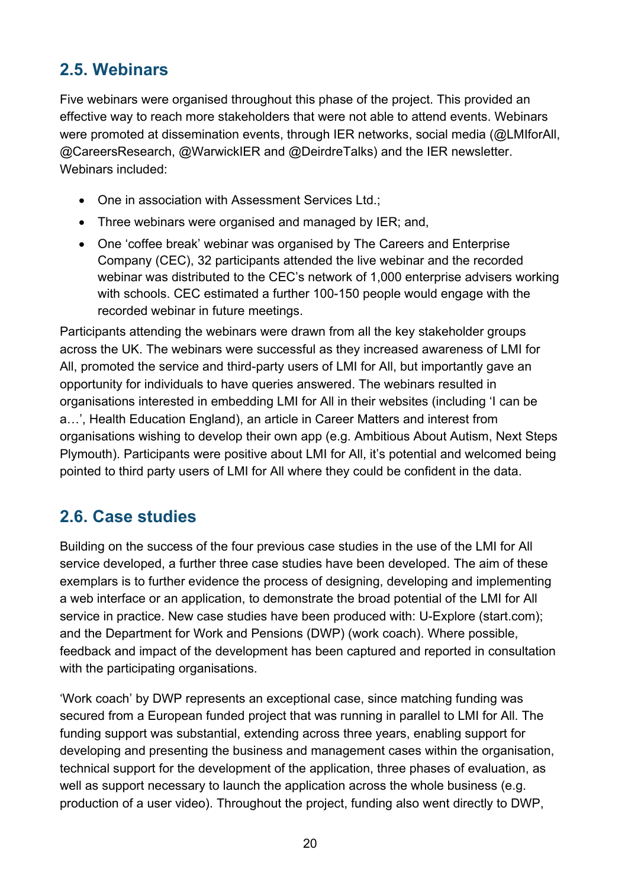## 2.5. Webinars

Five webinars were organised throughout this phase of the project. This provided an effective way to reach more stakeholders that were not able to attend events. Webinars were promoted at dissemination events, through IER networks, social media (@LMIforAll, @CareersResearch, @WarwickIER and @DeirdreTalks) and the IER newsletter. Webinars included:

- One in association with Assessment Services Ltd.;
- Three webinars were organised and managed by IER; and,
- One 'coffee break' webinar was organised by The Careers and Enterprise Company (CEC), 32 participants attended the live webinar and the recorded webinar was distributed to the CEC's network of 1,000 enterprise advisers working with schools. CEC estimated a further 100-150 people would engage with the recorded webinar in future meetings.

Participants attending the webinars were drawn from all the key stakeholder groups across the UK. The webinars were successful as they increased awareness of LMI for All, promoted the service and third-party users of LMI for All, but importantly gave an opportunity for individuals to have queries answered. The webinars resulted in organisations interested in embedding LMI for All in their websites (including 'I can be a…', Health Education England), an article in Career Matters and interest from organisations wishing to develop their own app (e.g. Ambitious About Autism, Next Steps Plymouth). Participants were positive about LMI for All, it's potential and welcomed being pointed to third party users of LMI for All where they could be confident in the data.

## 2.6. Case studies

Building on the success of the four previous case studies in the use of the LMI for All service developed, a further three case studies have been developed. The aim of these exemplars is to further evidence the process of designing, developing and implementing a web interface or an application, to demonstrate the broad potential of the LMI for All service in practice. New case studies have been produced with: U-Explore (start.com); and the Department for Work and Pensions (DWP) (work coach). Where possible, feedback and impact of the development has been captured and reported in consultation with the participating organisations.

'Work coach' by DWP represents an exceptional case, since matching funding was secured from a European funded project that was running in parallel to LMI for All. The funding support was substantial, extending across three years, enabling support for developing and presenting the business and management cases within the organisation, technical support for the development of the application, three phases of evaluation, as well as support necessary to launch the application across the whole business (e.g. production of a user video). Throughout the project, funding also went directly to DWP,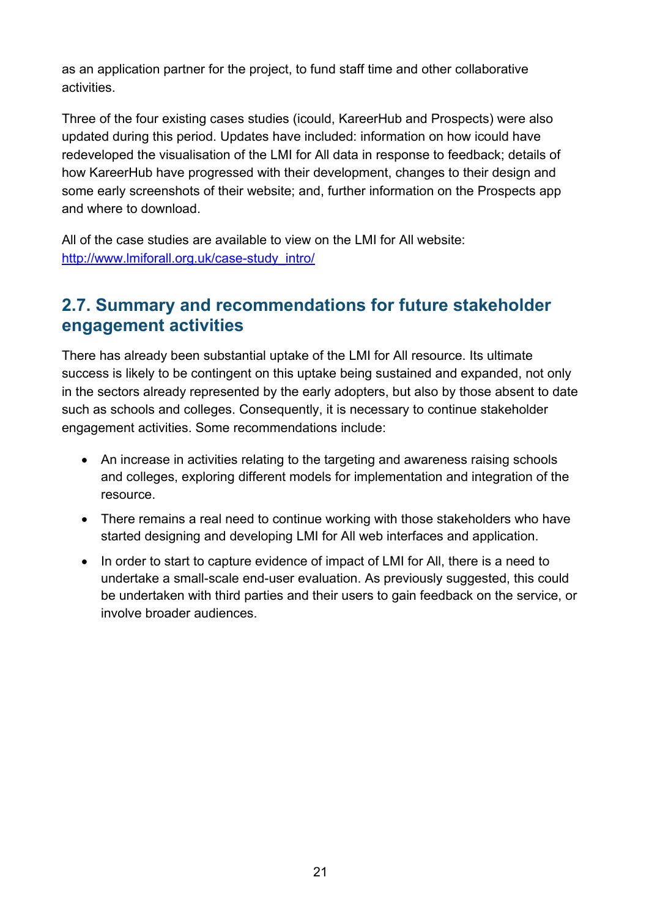as an application partner for the project, to fund staff time and other collaborative activities.

Three of the four existing cases studies (icould, KareerHub and Prospects) were also updated during this period. Updates have included: information on how icould have redeveloped the visualisation of the LMI for All data in response to feedback; details of how KareerHub have progressed with their development, changes to their design and some early screenshots of their website; and, further information on the Prospects app and where to download.

All of the case studies are available to view on the LMI for All website: [http://www.lmiforall.org.uk/case-study_intro/](http://www.lmiforall.org.uk/case-study_intro/)

## 2.7. Summary and recommendations for future stakeholder engagement activities

There has already been substantial uptake of the LMI for All resource. Its ultimate success is likely to be contingent on this uptake being sustained and expanded, not only in the sectors already represented by the early adopters, but also by those absent to date such as schools and colleges. Consequently, it is necessary to continue stakeholder engagement activities. Some recommendations include:

- An increase in activities relating to the targeting and awareness raising schools and colleges, exploring different models for implementation and integration of the resource.
- There remains a real need to continue working with those stakeholders who have started designing and developing LMI for All web interfaces and application.
- In order to start to capture evidence of impact of LMI for All, there is a need to undertake a small-scale end-user evaluation. As previously suggested, this could be undertaken with third parties and their users to gain feedback on the service, or involve broader audiences.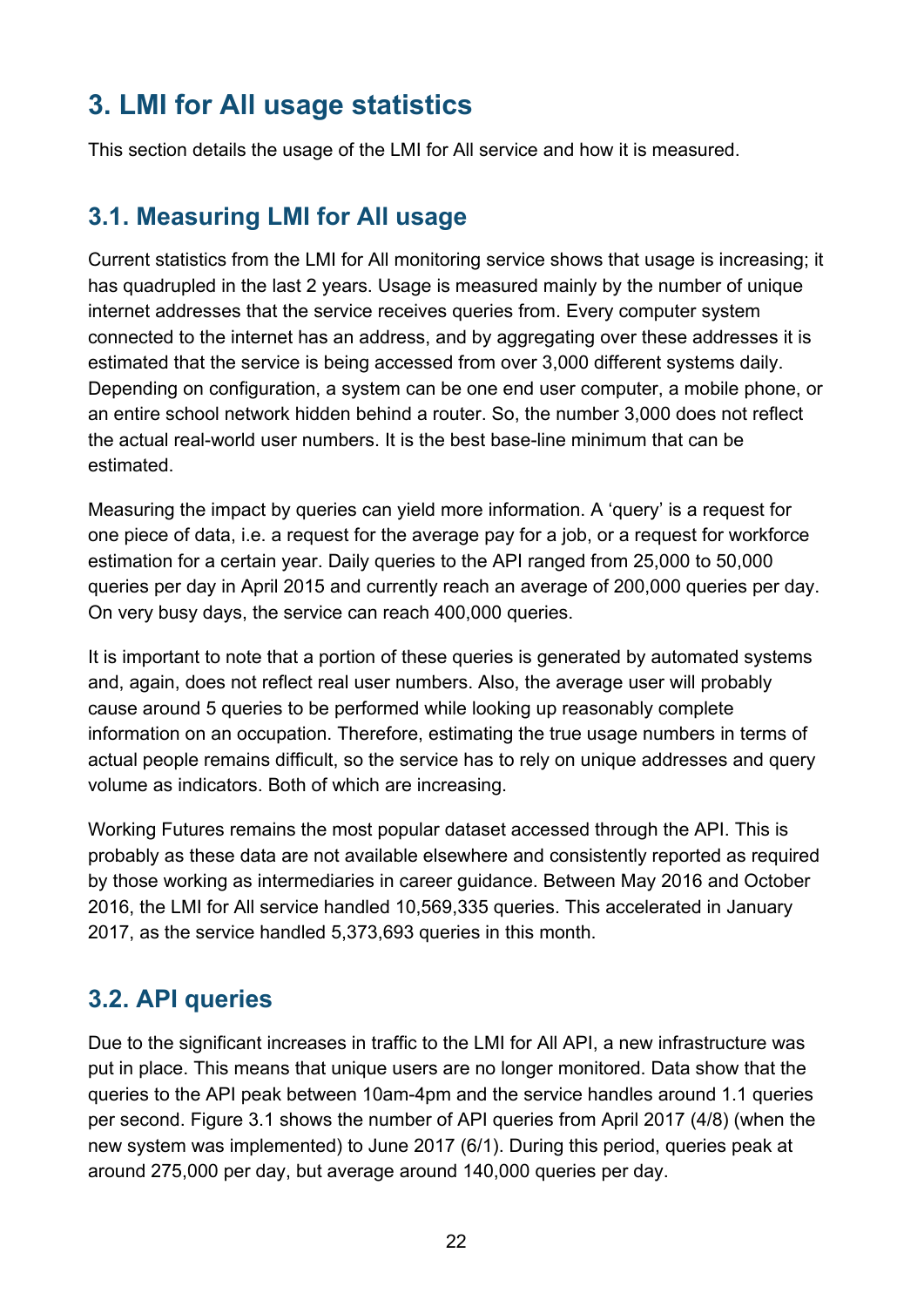# 3. LMI for All usage statistics

This section details the usage of the LMI for All service and how it is measured.

## 3.1. Measuring LMI for All usage

Current statistics from the LMI for All monitoring service shows that usage is increasing; it has quadrupled in the last 2 years. Usage is measured mainly by the number of unique internet addresses that the service receives queries from. Every computer system connected to the internet has an address, and by aggregating over these addresses it is estimated that the service is being accessed from over 3,000 different systems daily. Depending on configuration, a system can be one end user computer, a mobile phone, or an entire school network hidden behind a router. So, the number 3,000 does not reflect the actual real-world user numbers. It is the best base-line minimum that can be estimated.

Measuring the impact by queries can yield more information. A 'query' is a request for one piece of data, i.e. a request for the average pay for a job, or a request for workforce estimation for a certain year. Daily queries to the API ranged from 25,000 to 50,000 queries per day in April 2015 and currently reach an average of 200,000 queries per day. On very busy days, the service can reach 400,000 queries.

It is important to note that a portion of these queries is generated by automated systems and, again, does not reflect real user numbers. Also, the average user will probably cause around 5 queries to be performed while looking up reasonably complete information on an occupation. Therefore, estimating the true usage numbers in terms of actual people remains difficult, so the service has to rely on unique addresses and query volume as indicators. Both of which are increasing.

Working Futures remains the most popular dataset accessed through the API. This is probably as these data are not available elsewhere and consistently reported as required by those working as intermediaries in career guidance. Between May 2016 and October 2016, the LMI for All service handled 10,569,335 queries. This accelerated in January 2017, as the service handled 5,373,693 queries in this month.

## 3.2. API queries

Due to the significant increases in traffic to the LMI for All API, a new infrastructure was put in place. This means that unique users are no longer monitored. Data show that the queries to the API peak between 10am-4pm and the service handles around 1.1 queries per second. Figure 3.1 shows the number of API queries from April 2017 (4/8) (when the new system was implemented) to June 2017 (6/1). During this period, queries peak at around 275,000 per day, but average around 140,000 queries per day.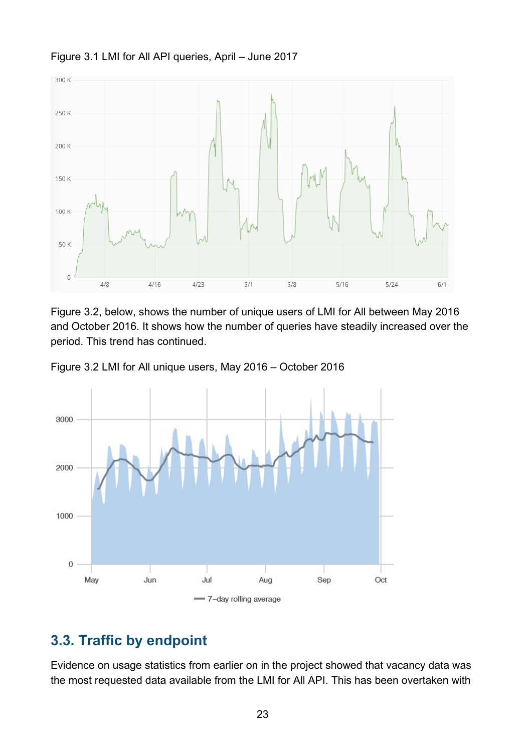Figure 3.1 LMI for All API queries, April – June 2017

Figure 3.2, below, shows the number of unique users of LMI for All between May 2016 and October 2016. It shows how the number of queries have steadily increased over the period. This trend has continued.

Figure 3.2 LMI for All unique users, May 2016 – October 2016

## 3.3. Traffic by endpoint

Evidence on usage statistics from earlier on in the project showed that vacancy data was the most requested data available from the LMI for All API. This has been overtaken with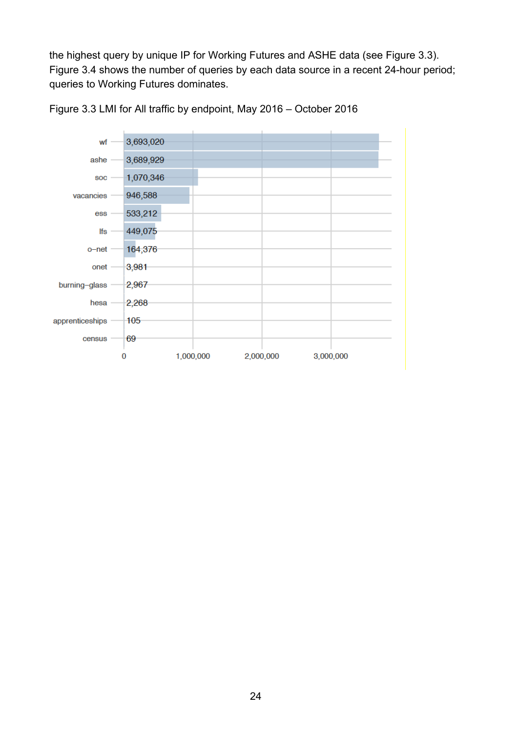the highest query by unique IP for Working Futures and ASHE data (see Figure 3.3). Figure 3.4 shows the number of queries by each data source in a recent 24-hour period; queries to Working Futures dominates.

Figure 3.3 LMI for All traffic by endpoint, May 2016 – October 2016

| Endpoint | Queries |
|---|---|
| wf | 3,693,020 |
| ashe | 3,689,929 |
| soc | 1,070,346 |
| vacancies | 946,588 |
| ess | 533,212 |
| lfs | 449,075 |
| o–net | 164,376 |
| onet | 3,981 |
| burning–glass | 2,967 |
| hesa | 2,268 |
| apprenticeships | 105 |
| census | 69 |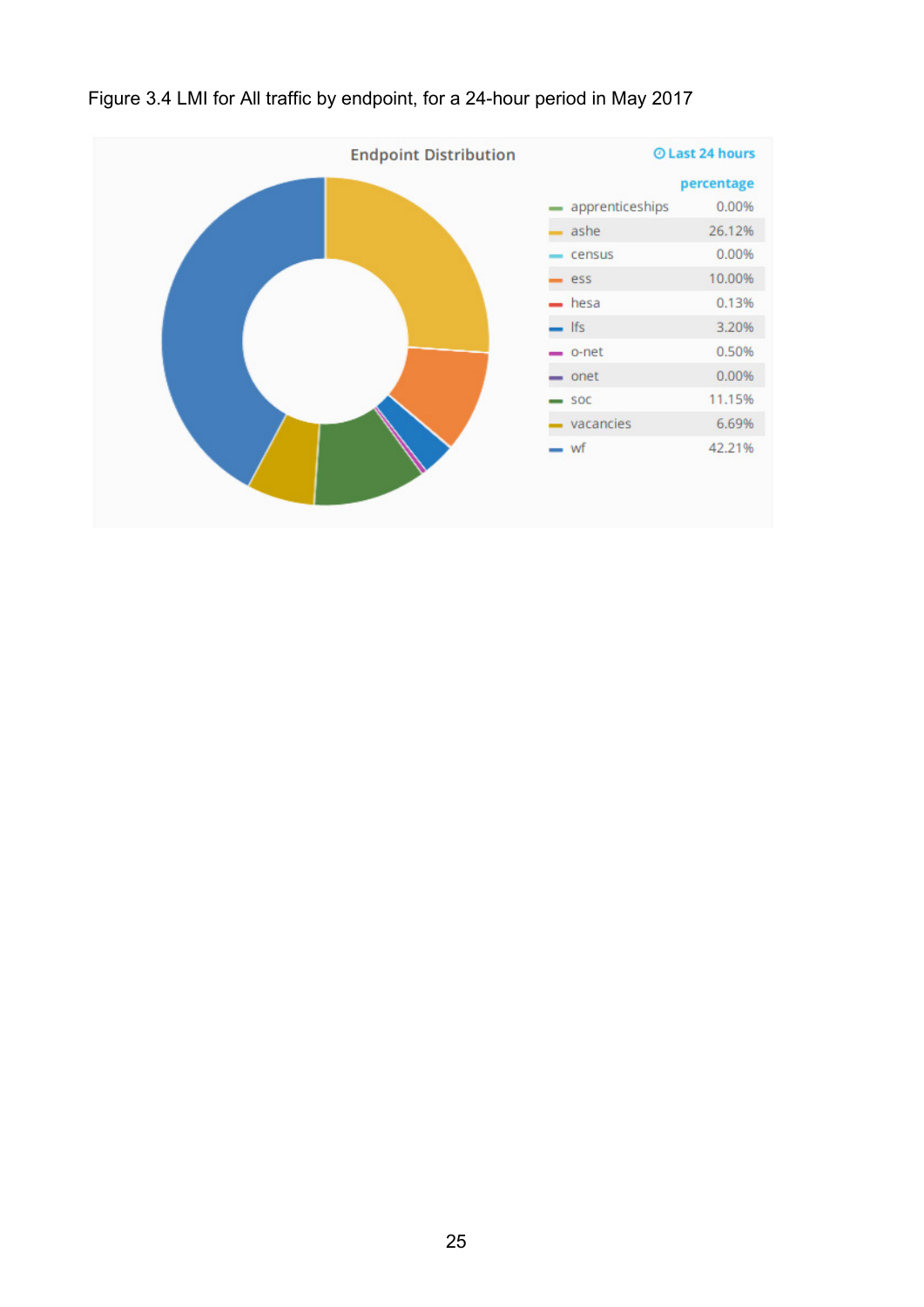Figure 3.4 LMI for All traffic by endpoint, for a 24-hour period in May 2017

**Endpoint Distribution** — Last 24 hours

| | percentage |
|---|---|
| apprenticeships | 0.00% |
| ashe | 26.12% |
| census | 0.00% |
| ess | 10.00% |
| hesa | 0.13% |
| lfs | 3.20% |
| o-net | 0.50% |
| onet | 0.00% |
| soc | 11.15% |
| vacancies | 6.69% |
| wf | 42.21% |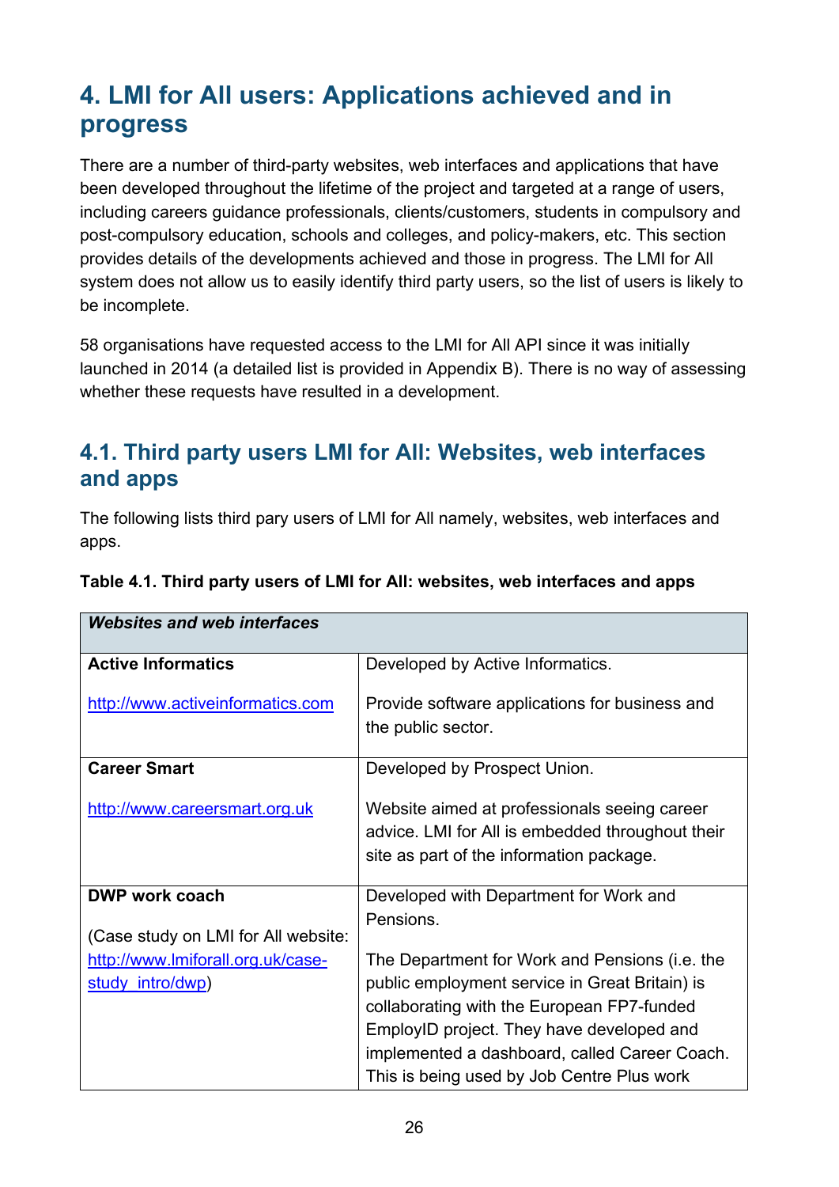## 4. LMI for All users: Applications achieved and in progress

There are a number of third-party websites, web interfaces and applications that have been developed throughout the lifetime of the project and targeted at a range of users, including careers guidance professionals, clients/customers, students in compulsory and post-compulsory education, schools and colleges, and policy-makers, etc. This section provides details of the developments achieved and those in progress. The LMI for All system does not allow us to easily identify third party users, so the list of users is likely to be incomplete.

58 organisations have requested access to the LMI for All API since it was initially launched in 2014 (a detailed list is provided in Appendix B). There is no way of assessing whether these requests have resulted in a development.

### 4.1. Third party users LMI for All: Websites, web interfaces and apps

The following lists third pary users of LMI for All namely, websites, web interfaces and apps.

**Table 4.1. Third party users of LMI for All: websites, web interfaces and apps**

| ***Websites and web interfaces*** | |
|---|---|
| **Active Informatics**<br><br>http://www.activeinformatics.com | Developed by Active Informatics.<br><br>Provide software applications for business and the public sector. |
| **Career Smart**<br><br>http://www.careersmart.org.uk | Developed by Prospect Union.<br><br>Website aimed at professionals seeing career advice. LMI for All is embedded throughout their site as part of the information package. |
| **DWP work coach**<br><br>(Case study on LMI for All website: http://www.lmiforall.org.uk/case-study_intro/dwp) | Developed with Department for Work and Pensions.<br><br>The Department for Work and Pensions (i.e. the public employment service in Great Britain) is collaborating with the European FP7-funded EmployID project. They have developed and implemented a dashboard, called Career Coach. This is being used by Job Centre Plus work |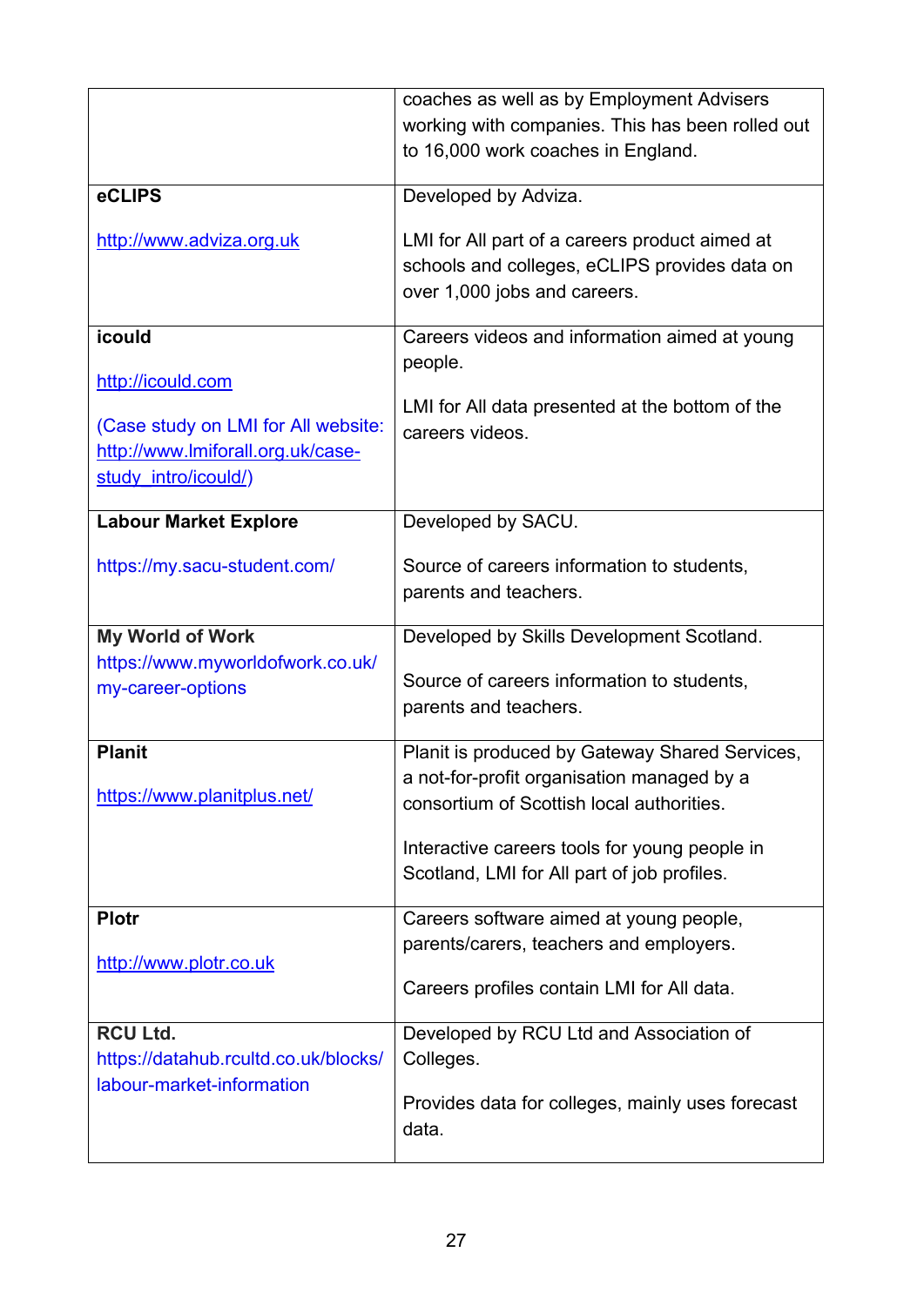| | |
|---|---|
| | coaches as well as by Employment Advisers working with companies. This has been rolled out to 16,000 work coaches in England. |
| **eCLIPS**<br><br>http://www.adviza.org.uk | Developed by Adviza.<br><br>LMI for All part of a careers product aimed at schools and colleges, eCLIPS provides data on over 1,000 jobs and careers. |
| **icould**<br><br>http://icould.com<br><br>(Case study on LMI for All website: http://www.lmiforall.org.uk/case-study_intro/icould/) | Careers videos and information aimed at young people.<br><br>LMI for All data presented at the bottom of the careers videos. |
| **Labour Market Explore**<br><br>https://my.sacu-student.com/ | Developed by SACU.<br><br>Source of careers information to students, parents and teachers. |
| **My World of Work**<br>https://www.myworldofwork.co.uk/my-career-options | Developed by Skills Development Scotland.<br><br>Source of careers information to students, parents and teachers. |
| **Planit**<br><br>https://www.planitplus.net/ | Planit is produced by Gateway Shared Services, a not-for-profit organisation managed by a consortium of Scottish local authorities.<br><br>Interactive careers tools for young people in Scotland, LMI for All part of job profiles. |
| **Plotr**<br><br>http://www.plotr.co.uk | Careers software aimed at young people, parents/carers, teachers and employers.<br><br>Careers profiles contain LMI for All data. |
| **RCU Ltd.**<br>https://datahub.rcultd.co.uk/blocks/labour-market-information | Developed by RCU Ltd and Association of Colleges.<br><br>Provides data for colleges, mainly uses forecast data. |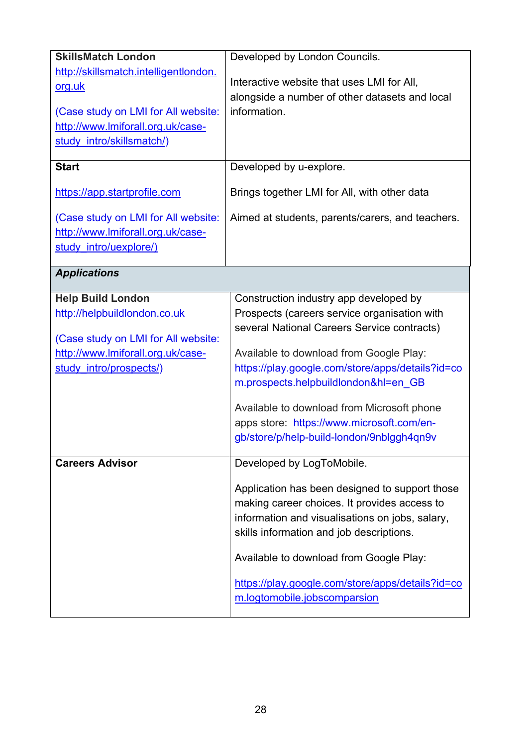| | |
|---|---|
| **SkillsMatch London**<br>http://skillsmatch.intelligentlondon.org.uk<br><br>(Case study on LMI for All website: http://www.lmiforall.org.uk/case-study_intro/skillsmatch/) | Developed by London Councils.<br><br>Interactive website that uses LMI for All, alongside a number of other datasets and local information. |
| **Start**<br><br>https://app.startprofile.com<br><br>(Case study on LMI for All website: http://www.lmiforall.org.uk/case-study_intro/uexplore/) | Developed by u-explore.<br><br>Brings together LMI for All, with other data<br><br>Aimed at students, parents/carers, and teachers. |
| ***Applications*** | |
| **Help Build London**<br>http://helpbuildlondon.co.uk<br><br>(Case study on LMI for All website: http://www.lmiforall.org.uk/case-study_intro/prospects/) | Construction industry app developed by Prospects (careers service organisation with several National Careers Service contracts)<br><br>Available to download from Google Play: https://play.google.com/store/apps/details?id=com.prospects.helpbuildlondon&hl=en_GB<br><br>Available to download from Microsoft phone apps store: https://www.microsoft.com/en-gb/store/p/help-build-london/9nblggh4qn9v |
| **Careers Advisor** | Developed by LogToMobile.<br><br>Application has been designed to support those making career choices. It provides access to information and visualisations on jobs, salary, skills information and job descriptions.<br><br>Available to download from Google Play:<br><br>https://play.google.com/store/apps/details?id=com.logtomobile.jobscomparsion |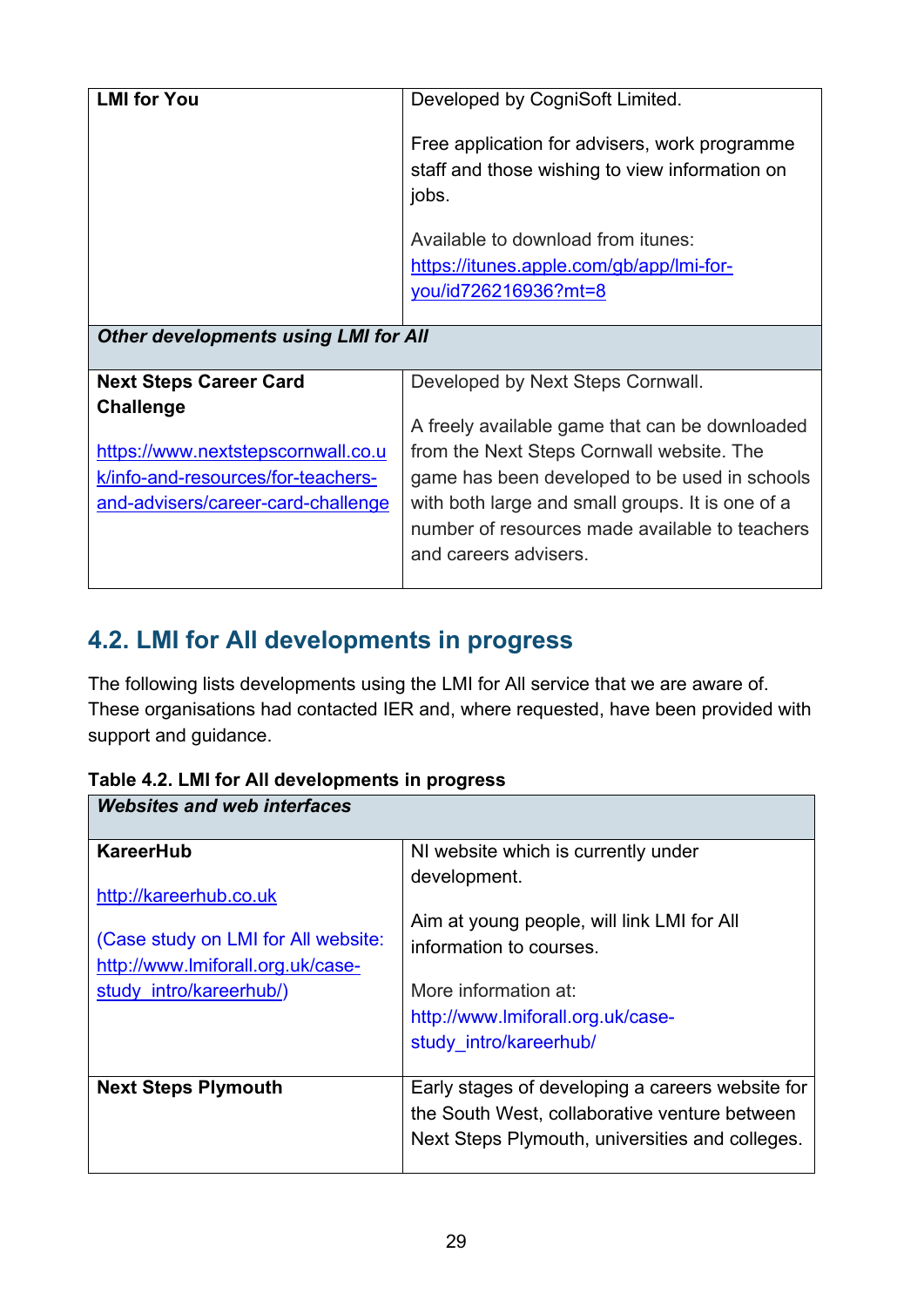| | |
|---|---|
| **LMI for You** | Developed by CogniSoft Limited.<br><br>Free application for advisers, work programme staff and those wishing to view information on jobs.<br><br>Available to download from itunes: https://itunes.apple.com/gb/app/lmi-for-you/id726216936?mt=8 |
| ***Other developments using LMI for All*** | |
| **Next Steps Career Card Challenge**<br><br>https://www.nextstepscornwall.co.uk/info-and-resources/for-teachers-and-advisers/career-card-challenge | Developed by Next Steps Cornwall.<br><br>A freely available game that can be downloaded from the Next Steps Cornwall website. The game has been developed to be used in schools with both large and small groups. It is one of a number of resources made available to teachers and careers advisers. |

## 4.2. LMI for All developments in progress

The following lists developments using the LMI for All service that we are aware of. These organisations had contacted IER and, where requested, have been provided with support and guidance.

**Table 4.2. LMI for All developments in progress**

| | |
|---|---|
| ***Websites and web interfaces*** | |
| **KareerHub**<br><br>http://kareerhub.co.uk<br><br>(Case study on LMI for All website: http://www.lmiforall.org.uk/case-study_intro/kareerhub/) | NI website which is currently under development.<br><br>Aim at young people, will link LMI for All information to courses.<br><br>More information at: http://www.lmiforall.org.uk/case-study_intro/kareerhub/ |
| **Next Steps Plymouth** | Early stages of developing a careers website for the South West, collaborative venture between Next Steps Plymouth, universities and colleges. |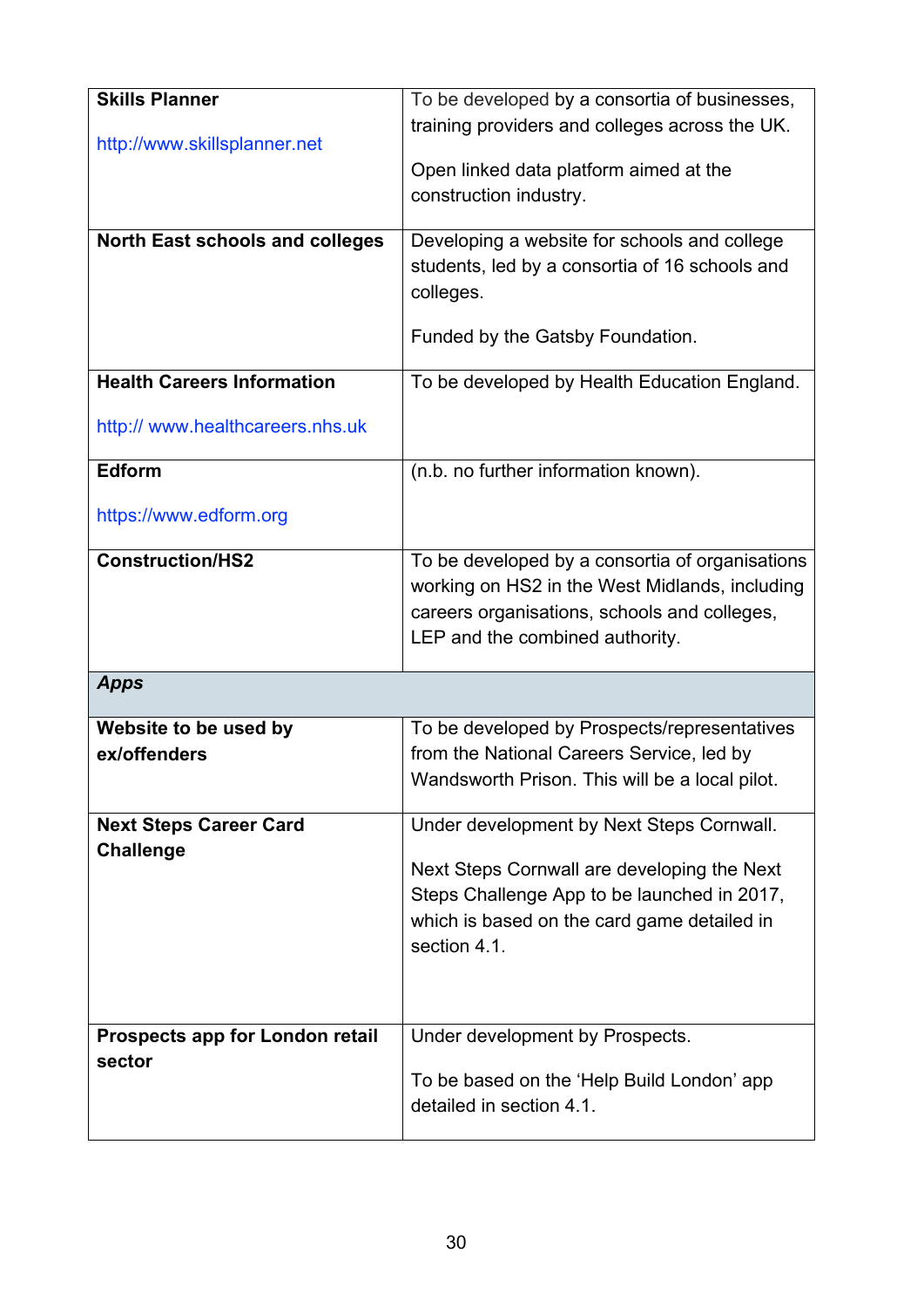| | |
|---|---|
| **Skills Planner**<br><br>http://www.skillsplanner.net | To be developed by a consortia of businesses, training providers and colleges across the UK.<br><br>Open linked data platform aimed at the construction industry. |
| **North East schools and colleges** | Developing a website for schools and college students, led by a consortia of 16 schools and colleges.<br><br>Funded by the Gatsby Foundation. |
| **Health Careers Information**<br><br>http:// www.healthcareers.nhs.uk | To be developed by Health Education England. |
| **Edform**<br><br>https://www.edform.org | (n.b. no further information known). |
| **Construction/HS2** | To be developed by a consortia of organisations working on HS2 in the West Midlands, including careers organisations, schools and colleges, LEP and the combined authority. |
| ***Apps*** | |
| **Website to be used by ex/offenders** | To be developed by Prospects/representatives from the National Careers Service, led by Wandsworth Prison. This will be a local pilot. |
| **Next Steps Career Card Challenge** | Under development by Next Steps Cornwall.<br><br>Next Steps Cornwall are developing the Next Steps Challenge App to be launched in 2017, which is based on the card game detailed in section 4.1. |
| **Prospects app for London retail sector** | Under development by Prospects.<br><br>To be based on the 'Help Build London' app detailed in section 4.1. |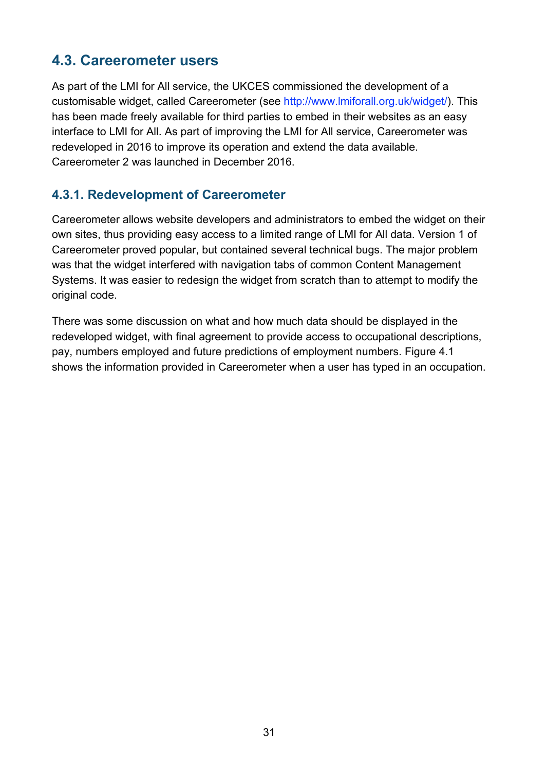## 4.3. Careerometer users

As part of the LMI for All service, the UKCES commissioned the development of a customisable widget, called Careerometer (see http://www.lmiforall.org.uk/widget/). This has been made freely available for third parties to embed in their websites as an easy interface to LMI for All. As part of improving the LMI for All service, Careerometer was redeveloped in 2016 to improve its operation and extend the data available. Careerometer 2 was launched in December 2016.

### 4.3.1. Redevelopment of Careerometer

Careerometer allows website developers and administrators to embed the widget on their own sites, thus providing easy access to a limited range of LMI for All data. Version 1 of Careerometer proved popular, but contained several technical bugs. The major problem was that the widget interfered with navigation tabs of common Content Management Systems. It was easier to redesign the widget from scratch than to attempt to modify the original code.

There was some discussion on what and how much data should be displayed in the redeveloped widget, with final agreement to provide access to occupational descriptions, pay, numbers employed and future predictions of employment numbers. Figure 4.1 shows the information provided in Careerometer when a user has typed in an occupation.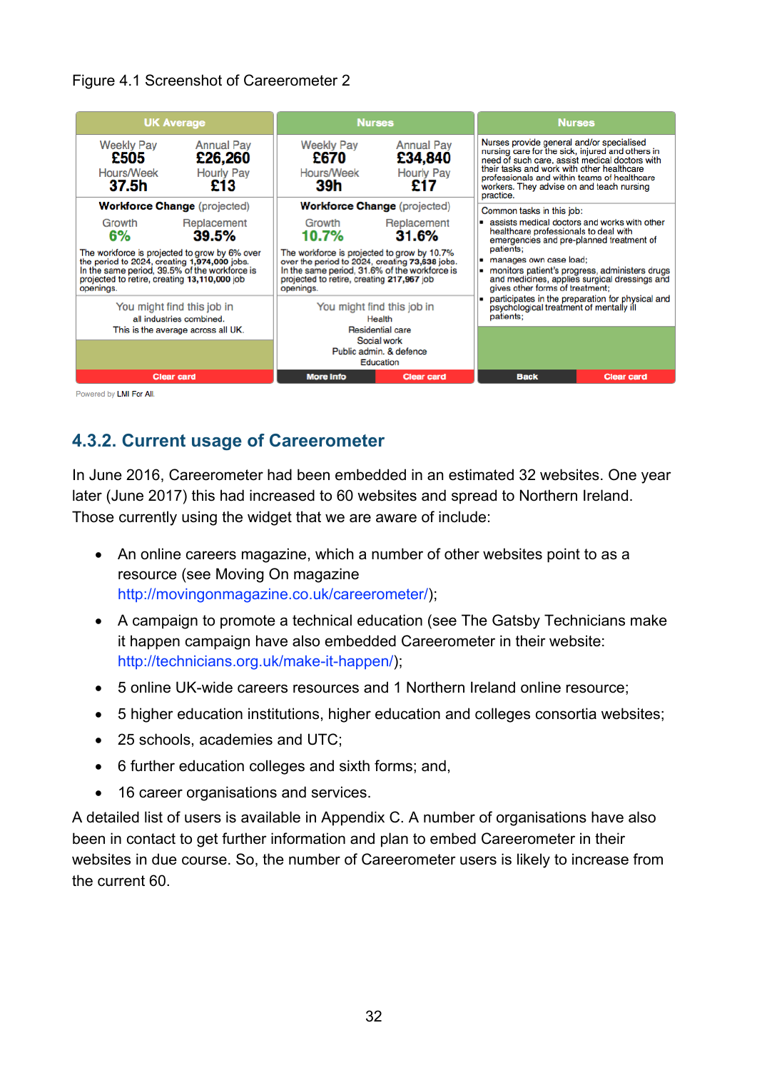Figure 4.1 Screenshot of Careerometer 2

| UK Average | Nurses | Nurses |
|---|---|---|
| Weekly Pay **£505** Annual Pay **£26,260** Hours/Week **37.5h** Hourly Pay **£13** | Weekly Pay **£670** Annual Pay **£34,840** Hours/Week **39h** Hourly Pay **£17** | Nurses provide general and/or specialised nursing care for the sick, injured and others in need of such care, assist medical doctors with their tasks and work with other healthcare professionals and within teams of healthcare workers. They advise on and teach nursing practice. |
| **Workforce Change** (projected) Growth **6%** Replacement **39.5%** The workforce is projected to grow by 6% over the period to 2024, creating **1,974,000** jobs. In the same period, 39.5% of the workforce is projected to retire, creating **13,110,000** job openings. | **Workforce Change** (projected) Growth **10.7%** Replacement **31.6%** The workforce is projected to grow by 10.7% over the period to 2024, creating **73,638** jobs. In the same period, 31.6% of the workforce is projected to retire, creating **217,967** job openings. | Common tasks in this job: ▪ assists medical doctors and works with other healthcare professionals to deal with emergencies and pre-planned treatment of patients; ▪ manages own case load; ▪ monitors patient's progress, administers drugs and medicines, applies surgical dressings and gives other forms of treatment; ▪ participates in the preparation for physical and psychological treatment of mentally ill patients; |
| You might find this job in all industries combined. This is the average across all UK. | You might find this job in Health, Residential care, Social work, Public admin. & defence, Education | |
| Clear card | More Info / Clear card | Back / Clear card |

Powered by LMI For All.

## 4.3.2. Current usage of Careerometer

In June 2016, Careerometer had been embedded in an estimated 32 websites. One year later (June 2017) this had increased to 60 websites and spread to Northern Ireland. Those currently using the widget that we are aware of include:

- An online careers magazine, which a number of other websites point to as a resource (see Moving On magazine http://movingonmagazine.co.uk/careerometer/);
- A campaign to promote a technical education (see The Gatsby Technicians make it happen campaign have also embedded Careerometer in their website: http://technicians.org.uk/make-it-happen/);
- 5 online UK-wide careers resources and 1 Northern Ireland online resource;
- 5 higher education institutions, higher education and colleges consortia websites;
- 25 schools, academies and UTC;
- 6 further education colleges and sixth forms; and,
- 16 career organisations and services.

A detailed list of users is available in Appendix C. A number of organisations have also been in contact to get further information and plan to embed Careerometer in their websites in due course. So, the number of Careerometer users is likely to increase from the current 60.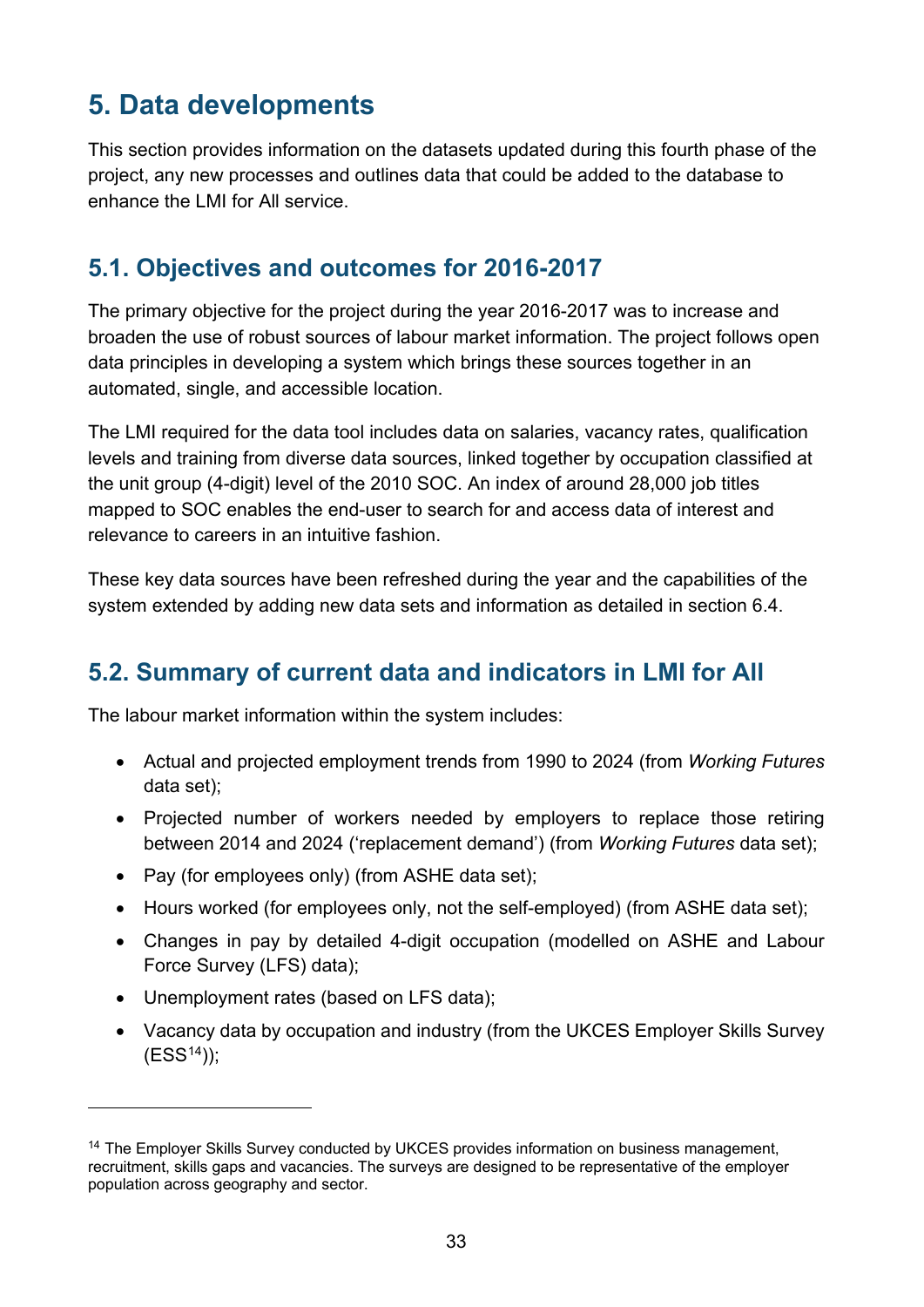# 5. Data developments

This section provides information on the datasets updated during this fourth phase of the project, any new processes and outlines data that could be added to the database to enhance the LMI for All service.

## 5.1. Objectives and outcomes for 2016-2017

The primary objective for the project during the year 2016-2017 was to increase and broaden the use of robust sources of labour market information. The project follows open data principles in developing a system which brings these sources together in an automated, single, and accessible location.

The LMI required for the data tool includes data on salaries, vacancy rates, qualification levels and training from diverse data sources, linked together by occupation classified at the unit group (4-digit) level of the 2010 SOC. An index of around 28,000 job titles mapped to SOC enables the end-user to search for and access data of interest and relevance to careers in an intuitive fashion.

These key data sources have been refreshed during the year and the capabilities of the system extended by adding new data sets and information as detailed in section 6.4.

## 5.2. Summary of current data and indicators in LMI for All

The labour market information within the system includes:

- Actual and projected employment trends from 1990 to 2024 (from *Working Futures* data set);
- Projected number of workers needed by employers to replace those retiring between 2014 and 2024 ('replacement demand') (from *Working Futures* data set);
- Pay (for employees only) (from ASHE data set);
- Hours worked (for employees only, not the self-employed) (from ASHE data set);
- Changes in pay by detailed 4-digit occupation (modelled on ASHE and Labour Force Survey (LFS) data);
- Unemployment rates (based on LFS data);
- Vacancy data by occupation and industry (from the UKCES Employer Skills Survey (ESS[14]));

[14] The Employer Skills Survey conducted by UKCES provides information on business management, recruitment, skills gaps and vacancies. The surveys are designed to be representative of the employer population across geography and sector.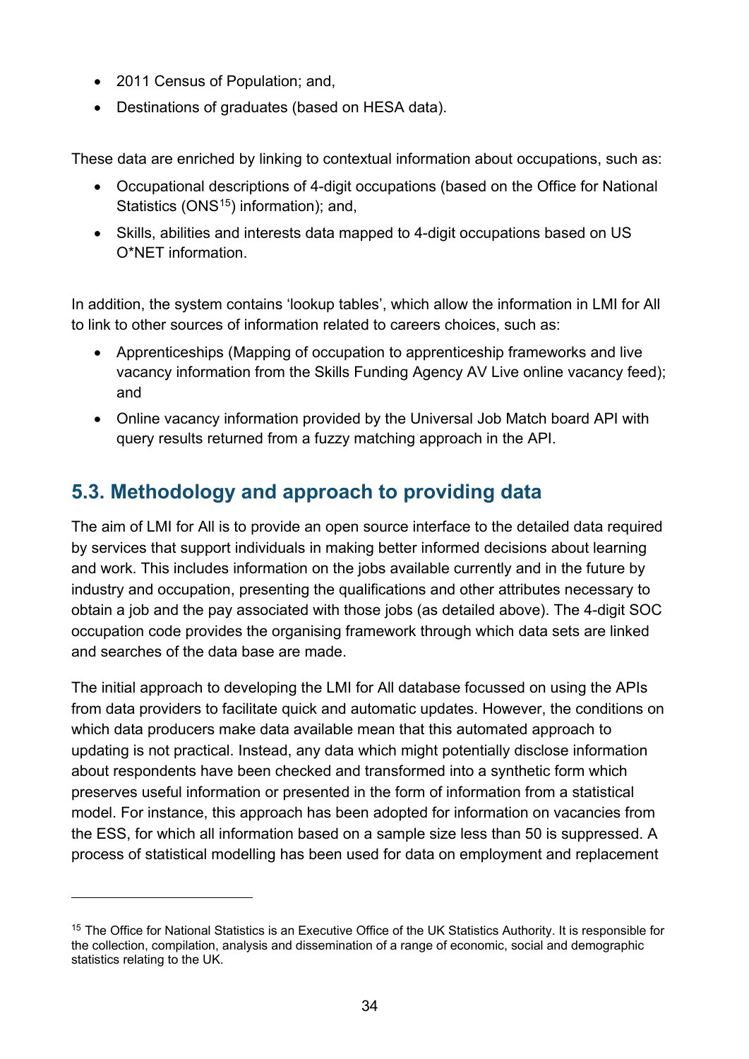- 2011 Census of Population; and,
- Destinations of graduates (based on HESA data).

These data are enriched by linking to contextual information about occupations, such as:

- Occupational descriptions of 4-digit occupations (based on the Office for National Statistics (ONS[15]) information); and,
- Skills, abilities and interests data mapped to 4-digit occupations based on US O*NET information.

In addition, the system contains 'lookup tables', which allow the information in LMI for All to link to other sources of information related to careers choices, such as:

- Apprenticeships (Mapping of occupation to apprenticeship frameworks and live vacancy information from the Skills Funding Agency AV Live online vacancy feed); and
- Online vacancy information provided by the Universal Job Match board API with query results returned from a fuzzy matching approach in the API.

## 5.3. Methodology and approach to providing data

The aim of LMI for All is to provide an open source interface to the detailed data required by services that support individuals in making better informed decisions about learning and work. This includes information on the jobs available currently and in the future by industry and occupation, presenting the qualifications and other attributes necessary to obtain a job and the pay associated with those jobs (as detailed above). The 4-digit SOC occupation code provides the organising framework through which data sets are linked and searches of the data base are made.

The initial approach to developing the LMI for All database focussed on using the APIs from data providers to facilitate quick and automatic updates. However, the conditions on which data producers make data available mean that this automated approach to updating is not practical. Instead, any data which might potentially disclose information about respondents have been checked and transformed into a synthetic form which preserves useful information or presented in the form of information from a statistical model. For instance, this approach has been adopted for information on vacancies from the ESS, for which all information based on a sample size less than 50 is suppressed. A process of statistical modelling has been used for data on employment and replacement

---

[15] The Office for National Statistics is an Executive Office of the UK Statistics Authority. It is responsible for the collection, compilation, analysis and dissemination of a range of economic, social and demographic statistics relating to the UK.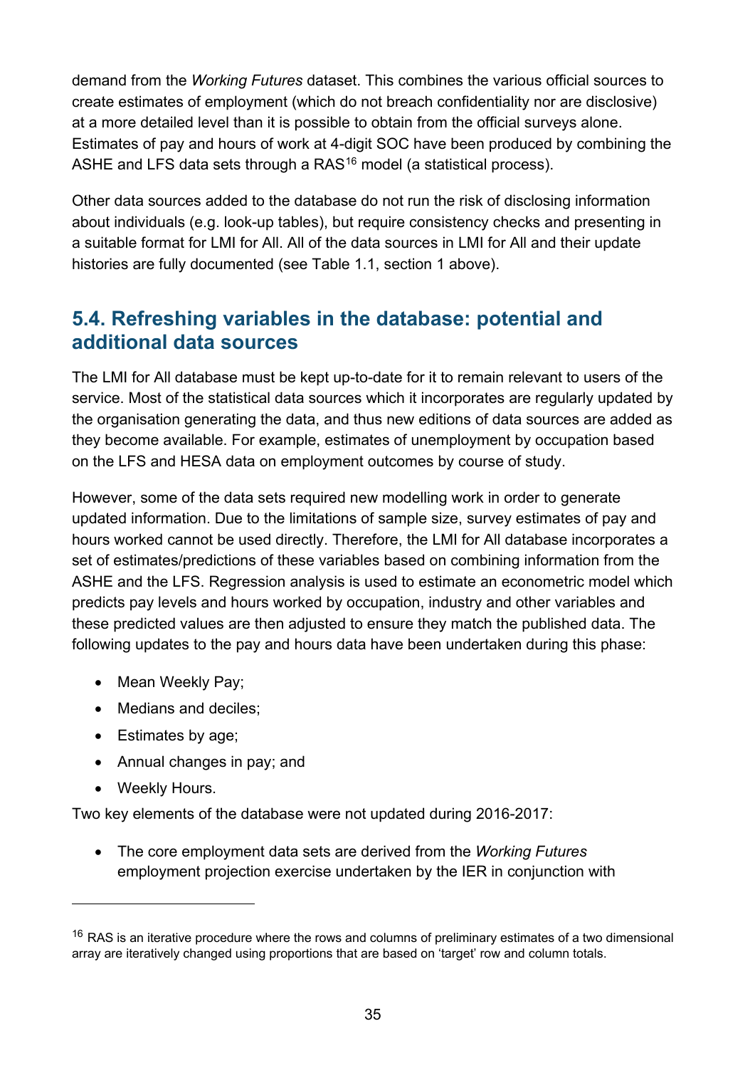demand from the *Working Futures* dataset. This combines the various official sources to create estimates of employment (which do not breach confidentiality nor are disclosive) at a more detailed level than it is possible to obtain from the official surveys alone. Estimates of pay and hours of work at 4-digit SOC have been produced by combining the ASHE and LFS data sets through a RAS[16] model (a statistical process).

Other data sources added to the database do not run the risk of disclosing information about individuals (e.g. look-up tables), but require consistency checks and presenting in a suitable format for LMI for All. All of the data sources in LMI for All and their update histories are fully documented (see Table 1.1, section 1 above).

## 5.4. Refreshing variables in the database: potential and additional data sources

The LMI for All database must be kept up-to-date for it to remain relevant to users of the service. Most of the statistical data sources which it incorporates are regularly updated by the organisation generating the data, and thus new editions of data sources are added as they become available. For example, estimates of unemployment by occupation based on the LFS and HESA data on employment outcomes by course of study.

However, some of the data sets required new modelling work in order to generate updated information. Due to the limitations of sample size, survey estimates of pay and hours worked cannot be used directly. Therefore, the LMI for All database incorporates a set of estimates/predictions of these variables based on combining information from the ASHE and the LFS. Regression analysis is used to estimate an econometric model which predicts pay levels and hours worked by occupation, industry and other variables and these predicted values are then adjusted to ensure they match the published data. The following updates to the pay and hours data have been undertaken during this phase:

- Mean Weekly Pay;
- Medians and deciles;
- Estimates by age;
- Annual changes in pay; and
- Weekly Hours.

Two key elements of the database were not updated during 2016-2017:

- The core employment data sets are derived from the *Working Futures* employment projection exercise undertaken by the IER in conjunction with

[16] RAS is an iterative procedure where the rows and columns of preliminary estimates of a two dimensional array are iteratively changed using proportions that are based on 'target' row and column totals.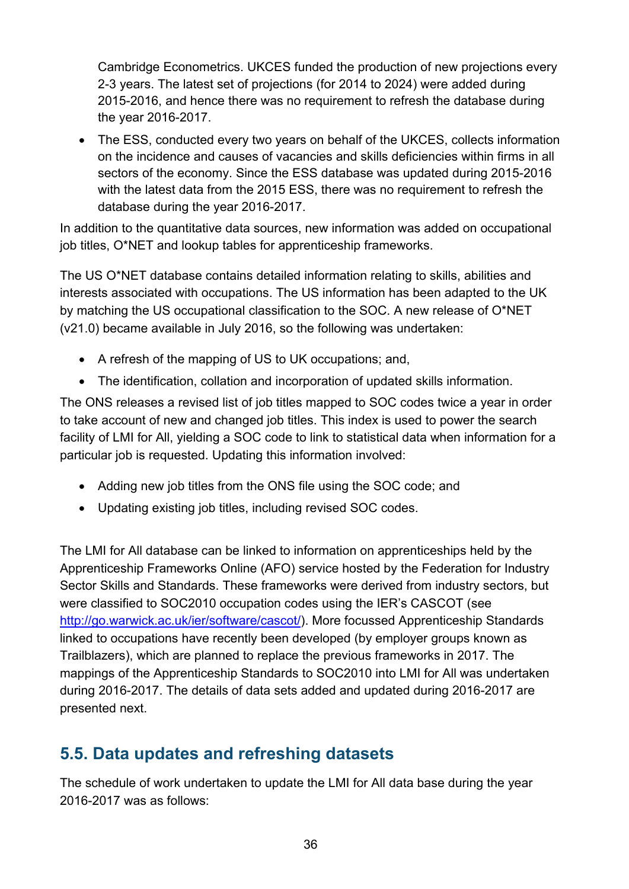Cambridge Econometrics. UKCES funded the production of new projections every 2-3 years. The latest set of projections (for 2014 to 2024) were added during 2015-2016, and hence there was no requirement to refresh the database during the year 2016-2017.

- The ESS, conducted every two years on behalf of the UKCES, collects information on the incidence and causes of vacancies and skills deficiencies within firms in all sectors of the economy. Since the ESS database was updated during 2015-2016 with the latest data from the 2015 ESS, there was no requirement to refresh the database during the year 2016-2017.

In addition to the quantitative data sources, new information was added on occupational job titles, O*NET and lookup tables for apprenticeship frameworks.

The US O*NET database contains detailed information relating to skills, abilities and interests associated with occupations. The US information has been adapted to the UK by matching the US occupational classification to the SOC. A new release of O*NET (v21.0) became available in July 2016, so the following was undertaken:

- A refresh of the mapping of US to UK occupations; and,
- The identification, collation and incorporation of updated skills information.

The ONS releases a revised list of job titles mapped to SOC codes twice a year in order to take account of new and changed job titles. This index is used to power the search facility of LMI for All, yielding a SOC code to link to statistical data when information for a particular job is requested. Updating this information involved:

- Adding new job titles from the ONS file using the SOC code; and
- Updating existing job titles, including revised SOC codes.

The LMI for All database can be linked to information on apprenticeships held by the Apprenticeship Frameworks Online (AFO) service hosted by the Federation for Industry Sector Skills and Standards. These frameworks were derived from industry sectors, but were classified to SOC2010 occupation codes using the IER's CASCOT (see http://go.warwick.ac.uk/ier/software/cascot/). More focussed Apprenticeship Standards linked to occupations have recently been developed (by employer groups known as Trailblazers), which are planned to replace the previous frameworks in 2017. The mappings of the Apprenticeship Standards to SOC2010 into LMI for All was undertaken during 2016-2017. The details of data sets added and updated during 2016-2017 are presented next.

## 5.5. Data updates and refreshing datasets

The schedule of work undertaken to update the LMI for All data base during the year 2016-2017 was as follows: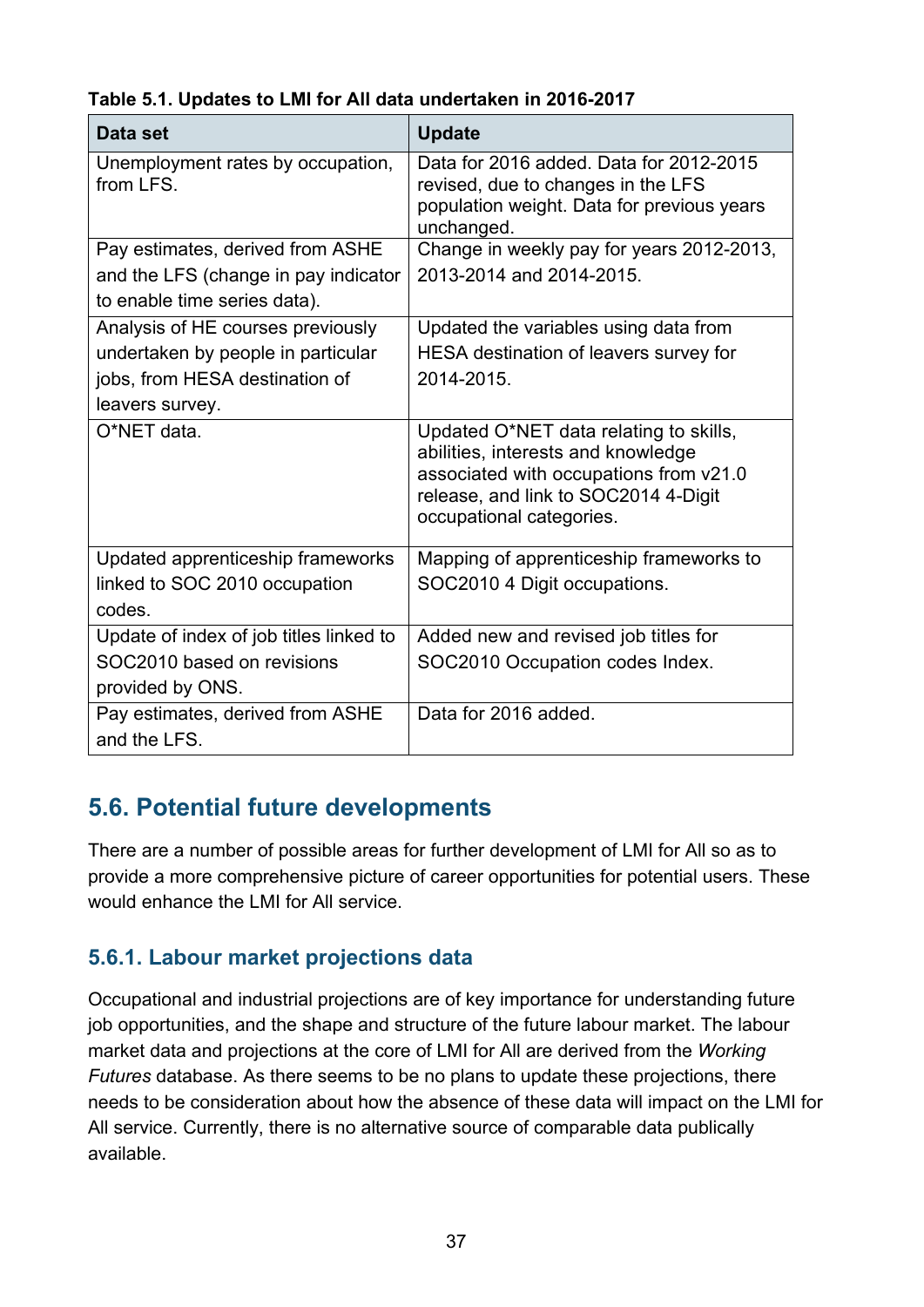**Table 5.1. Updates to LMI for All data undertaken in 2016-2017**

| Data set | Update |
| --- | --- |
| Unemployment rates by occupation, from LFS. | Data for 2016 added. Data for 2012-2015 revised, due to changes in the LFS population weight. Data for previous years unchanged. |
| Pay estimates, derived from ASHE and the LFS (change in pay indicator to enable time series data). | Change in weekly pay for years 2012-2013, 2013-2014 and 2014-2015. |
| Analysis of HE courses previously undertaken by people in particular jobs, from HESA destination of leavers survey. | Updated the variables using data from HESA destination of leavers survey for 2014-2015. |
| O*NET data. | Updated O*NET data relating to skills, abilities, interests and knowledge associated with occupations from v21.0 release, and link to SOC2014 4-Digit occupational categories. |
| Updated apprenticeship frameworks linked to SOC 2010 occupation codes. | Mapping of apprenticeship frameworks to SOC2010 4 Digit occupations. |
| Update of index of job titles linked to SOC2010 based on revisions provided by ONS. | Added new and revised job titles for SOC2010 Occupation codes Index. |
| Pay estimates, derived from ASHE and the LFS. | Data for 2016 added. |

## 5.6. Potential future developments

There are a number of possible areas for further development of LMI for All so as to provide a more comprehensive picture of career opportunities for potential users. These would enhance the LMI for All service.

### 5.6.1. Labour market projections data

Occupational and industrial projections are of key importance for understanding future job opportunities, and the shape and structure of the future labour market. The labour market data and projections at the core of LMI for All are derived from the *Working Futures* database. As there seems to be no plans to update these projections, there needs to be consideration about how the absence of these data will impact on the LMI for All service. Currently, there is no alternative source of comparable data publically available.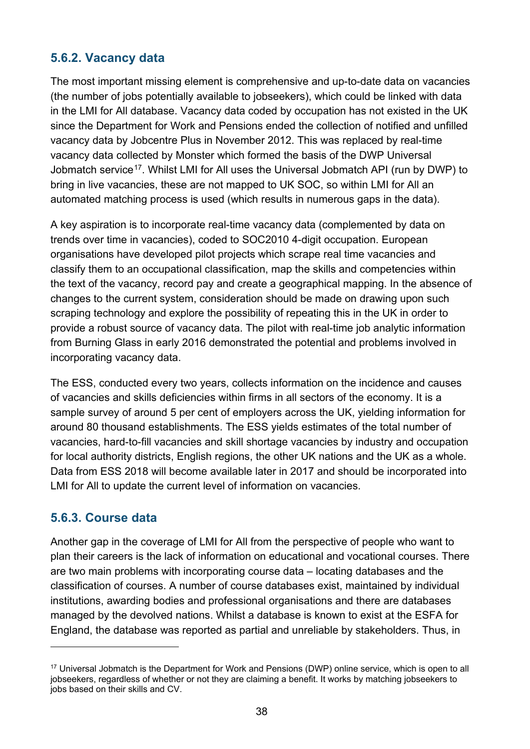### 5.6.2. Vacancy data

The most important missing element is comprehensive and up-to-date data on vacancies (the number of jobs potentially available to jobseekers), which could be linked with data in the LMI for All database. Vacancy data coded by occupation has not existed in the UK since the Department for Work and Pensions ended the collection of notified and unfilled vacancy data by Jobcentre Plus in November 2012. This was replaced by real-time vacancy data collected by Monster which formed the basis of the DWP Universal Jobmatch service[17]. Whilst LMI for All uses the Universal Jobmatch API (run by DWP) to bring in live vacancies, these are not mapped to UK SOC, so within LMI for All an automated matching process is used (which results in numerous gaps in the data).

A key aspiration is to incorporate real-time vacancy data (complemented by data on trends over time in vacancies), coded to SOC2010 4-digit occupation. European organisations have developed pilot projects which scrape real time vacancies and classify them to an occupational classification, map the skills and competencies within the text of the vacancy, record pay and create a geographical mapping. In the absence of changes to the current system, consideration should be made on drawing upon such scraping technology and explore the possibility of repeating this in the UK in order to provide a robust source of vacancy data. The pilot with real-time job analytic information from Burning Glass in early 2016 demonstrated the potential and problems involved in incorporating vacancy data.

The ESS, conducted every two years, collects information on the incidence and causes of vacancies and skills deficiencies within firms in all sectors of the economy. It is a sample survey of around 5 per cent of employers across the UK, yielding information for around 80 thousand establishments. The ESS yields estimates of the total number of vacancies, hard-to-fill vacancies and skill shortage vacancies by industry and occupation for local authority districts, English regions, the other UK nations and the UK as a whole. Data from ESS 2018 will become available later in 2017 and should be incorporated into LMI for All to update the current level of information on vacancies.

### 5.6.3. Course data

Another gap in the coverage of LMI for All from the perspective of people who want to plan their careers is the lack of information on educational and vocational courses. There are two main problems with incorporating course data – locating databases and the classification of courses. A number of course databases exist, maintained by individual institutions, awarding bodies and professional organisations and there are databases managed by the devolved nations. Whilst a database is known to exist at the ESFA for England, the database was reported as partial and unreliable by stakeholders. Thus, in

---

[17] Universal Jobmatch is the Department for Work and Pensions (DWP) online service, which is open to all jobseekers, regardless of whether or not they are claiming a benefit. It works by matching jobseekers to jobs based on their skills and CV.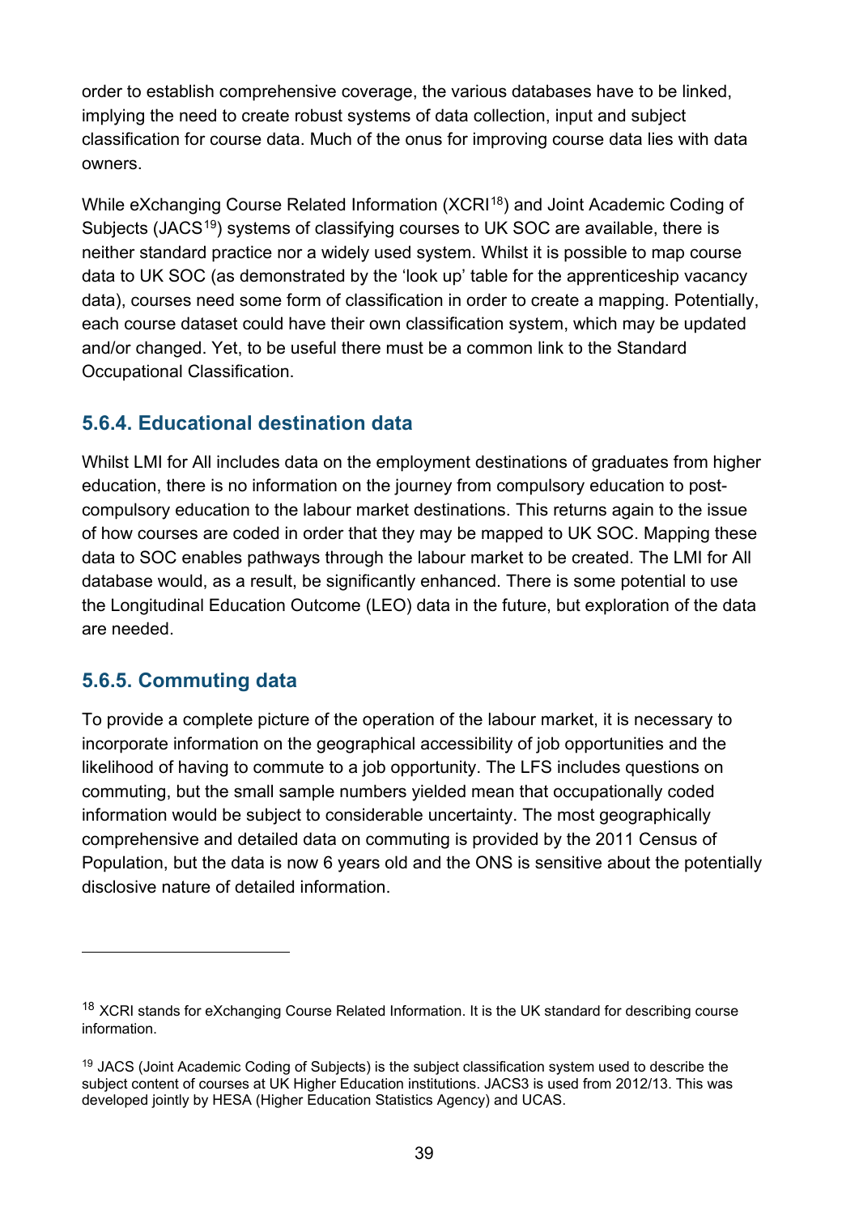order to establish comprehensive coverage, the various databases have to be linked, implying the need to create robust systems of data collection, input and subject classification for course data. Much of the onus for improving course data lies with data owners.

While eXchanging Course Related Information (XCRI[18]) and Joint Academic Coding of Subjects (JACS[19]) systems of classifying courses to UK SOC are available, there is neither standard practice nor a widely used system. Whilst it is possible to map course data to UK SOC (as demonstrated by the 'look up' table for the apprenticeship vacancy data), courses need some form of classification in order to create a mapping. Potentially, each course dataset could have their own classification system, which may be updated and/or changed. Yet, to be useful there must be a common link to the Standard Occupational Classification.

### 5.6.4. Educational destination data

Whilst LMI for All includes data on the employment destinations of graduates from higher education, there is no information on the journey from compulsory education to post-compulsory education to the labour market destinations. This returns again to the issue of how courses are coded in order that they may be mapped to UK SOC. Mapping these data to SOC enables pathways through the labour market to be created. The LMI for All database would, as a result, be significantly enhanced. There is some potential to use the Longitudinal Education Outcome (LEO) data in the future, but exploration of the data are needed.

### 5.6.5. Commuting data

To provide a complete picture of the operation of the labour market, it is necessary to incorporate information on the geographical accessibility of job opportunities and the likelihood of having to commute to a job opportunity. The LFS includes questions on commuting, but the small sample numbers yielded mean that occupationally coded information would be subject to considerable uncertainty. The most geographically comprehensive and detailed data on commuting is provided by the 2011 Census of Population, but the data is now 6 years old and the ONS is sensitive about the potentially disclosive nature of detailed information.

---

[18] XCRI stands for eXchanging Course Related Information. It is the UK standard for describing course information.

[19] JACS (Joint Academic Coding of Subjects) is the subject classification system used to describe the subject content of courses at UK Higher Education institutions. JACS3 is used from 2012/13. This was developed jointly by HESA (Higher Education Statistics Agency) and UCAS.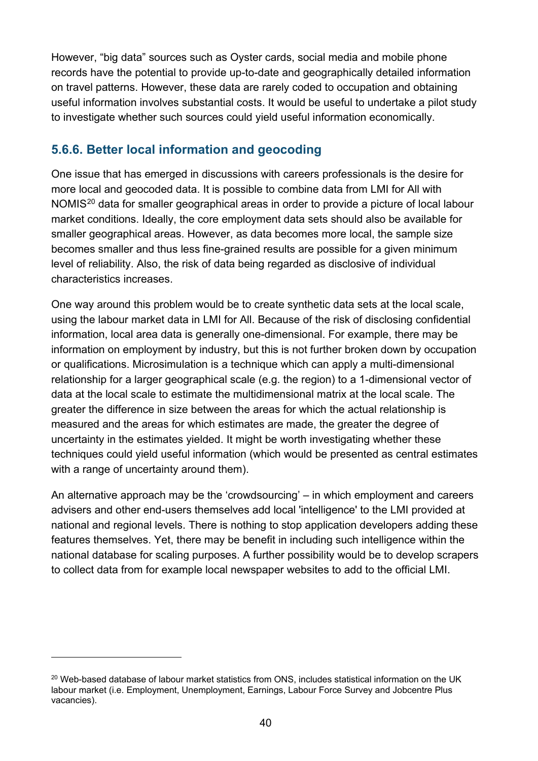However, “big data” sources such as Oyster cards, social media and mobile phone records have the potential to provide up-to-date and geographically detailed information on travel patterns. However, these data are rarely coded to occupation and obtaining useful information involves substantial costs. It would be useful to undertake a pilot study to investigate whether such sources could yield useful information economically.

### 5.6.6. Better local information and geocoding

One issue that has emerged in discussions with careers professionals is the desire for more local and geocoded data. It is possible to combine data from LMI for All with NOMIS[20] data for smaller geographical areas in order to provide a picture of local labour market conditions. Ideally, the core employment data sets should also be available for smaller geographical areas. However, as data becomes more local, the sample size becomes smaller and thus less fine-grained results are possible for a given minimum level of reliability. Also, the risk of data being regarded as disclosive of individual characteristics increases.

One way around this problem would be to create synthetic data sets at the local scale, using the labour market data in LMI for All. Because of the risk of disclosing confidential information, local area data is generally one-dimensional. For example, there may be information on employment by industry, but this is not further broken down by occupation or qualifications. Microsimulation is a technique which can apply a multi-dimensional relationship for a larger geographical scale (e.g. the region) to a 1-dimensional vector of data at the local scale to estimate the multidimensional matrix at the local scale. The greater the difference in size between the areas for which the actual relationship is measured and the areas for which estimates are made, the greater the degree of uncertainty in the estimates yielded. It might be worth investigating whether these techniques could yield useful information (which would be presented as central estimates with a range of uncertainty around them).

An alternative approach may be the ‘crowdsourcing’ – in which employment and careers advisers and other end-users themselves add local 'intelligence' to the LMI provided at national and regional levels. There is nothing to stop application developers adding these features themselves. Yet, there may be benefit in including such intelligence within the national database for scaling purposes. A further possibility would be to develop scrapers to collect data from for example local newspaper websites to add to the official LMI.

[20] Web-based database of labour market statistics from ONS, includes statistical information on the UK labour market (i.e. Employment, Unemployment, Earnings, Labour Force Survey and Jobcentre Plus vacancies).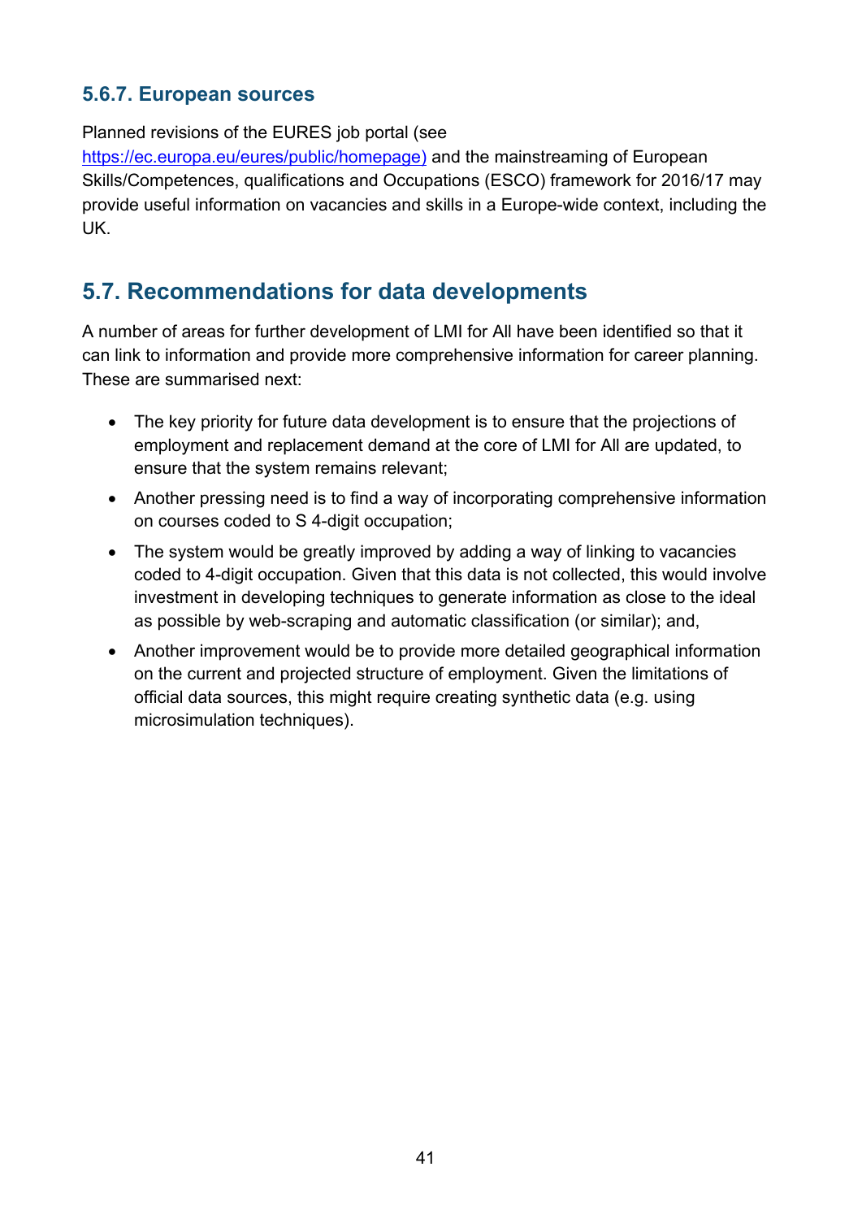### 5.6.7. European sources

Planned revisions of the EURES job portal (see https://ec.europa.eu/eures/public/homepage) and the mainstreaming of European Skills/Competences, qualifications and Occupations (ESCO) framework for 2016/17 may provide useful information on vacancies and skills in a Europe-wide context, including the UK.

## 5.7. Recommendations for data developments

A number of areas for further development of LMI for All have been identified so that it can link to information and provide more comprehensive information for career planning. These are summarised next:

- The key priority for future data development is to ensure that the projections of employment and replacement demand at the core of LMI for All are updated, to ensure that the system remains relevant;
- Another pressing need is to find a way of incorporating comprehensive information on courses coded to S 4-digit occupation;
- The system would be greatly improved by adding a way of linking to vacancies coded to 4-digit occupation. Given that this data is not collected, this would involve investment in developing techniques to generate information as close to the ideal as possible by web-scraping and automatic classification (or similar); and,
- Another improvement would be to provide more detailed geographical information on the current and projected structure of employment. Given the limitations of official data sources, this might require creating synthetic data (e.g. using microsimulation techniques).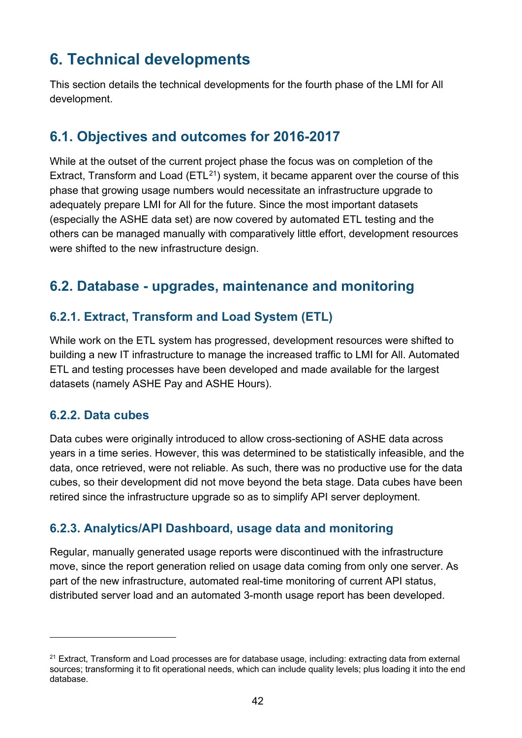# 6. Technical developments

This section details the technical developments for the fourth phase of the LMI for All development.

## 6.1. Objectives and outcomes for 2016-2017

While at the outset of the current project phase the focus was on completion of the Extract, Transform and Load (ETL[21]) system, it became apparent over the course of this phase that growing usage numbers would necessitate an infrastructure upgrade to adequately prepare LMI for All for the future. Since the most important datasets (especially the ASHE data set) are now covered by automated ETL testing and the others can be managed manually with comparatively little effort, development resources were shifted to the new infrastructure design.

## 6.2. Database - upgrades, maintenance and monitoring

### 6.2.1. Extract, Transform and Load System (ETL)

While work on the ETL system has progressed, development resources were shifted to building a new IT infrastructure to manage the increased traffic to LMI for All. Automated ETL and testing processes have been developed and made available for the largest datasets (namely ASHE Pay and ASHE Hours).

### 6.2.2. Data cubes

Data cubes were originally introduced to allow cross-sectioning of ASHE data across years in a time series. However, this was determined to be statistically infeasible, and the data, once retrieved, were not reliable. As such, there was no productive use for the data cubes, so their development did not move beyond the beta stage. Data cubes have been retired since the infrastructure upgrade so as to simplify API server deployment.

### 6.2.3. Analytics/API Dashboard, usage data and monitoring

Regular, manually generated usage reports were discontinued with the infrastructure move, since the report generation relied on usage data coming from only one server. As part of the new infrastructure, automated real-time monitoring of current API status, distributed server load and an automated 3-month usage report has been developed.

---

[21] Extract, Transform and Load processes are for database usage, including: extracting data from external sources; transforming it to fit operational needs, which can include quality levels; plus loading it into the end database.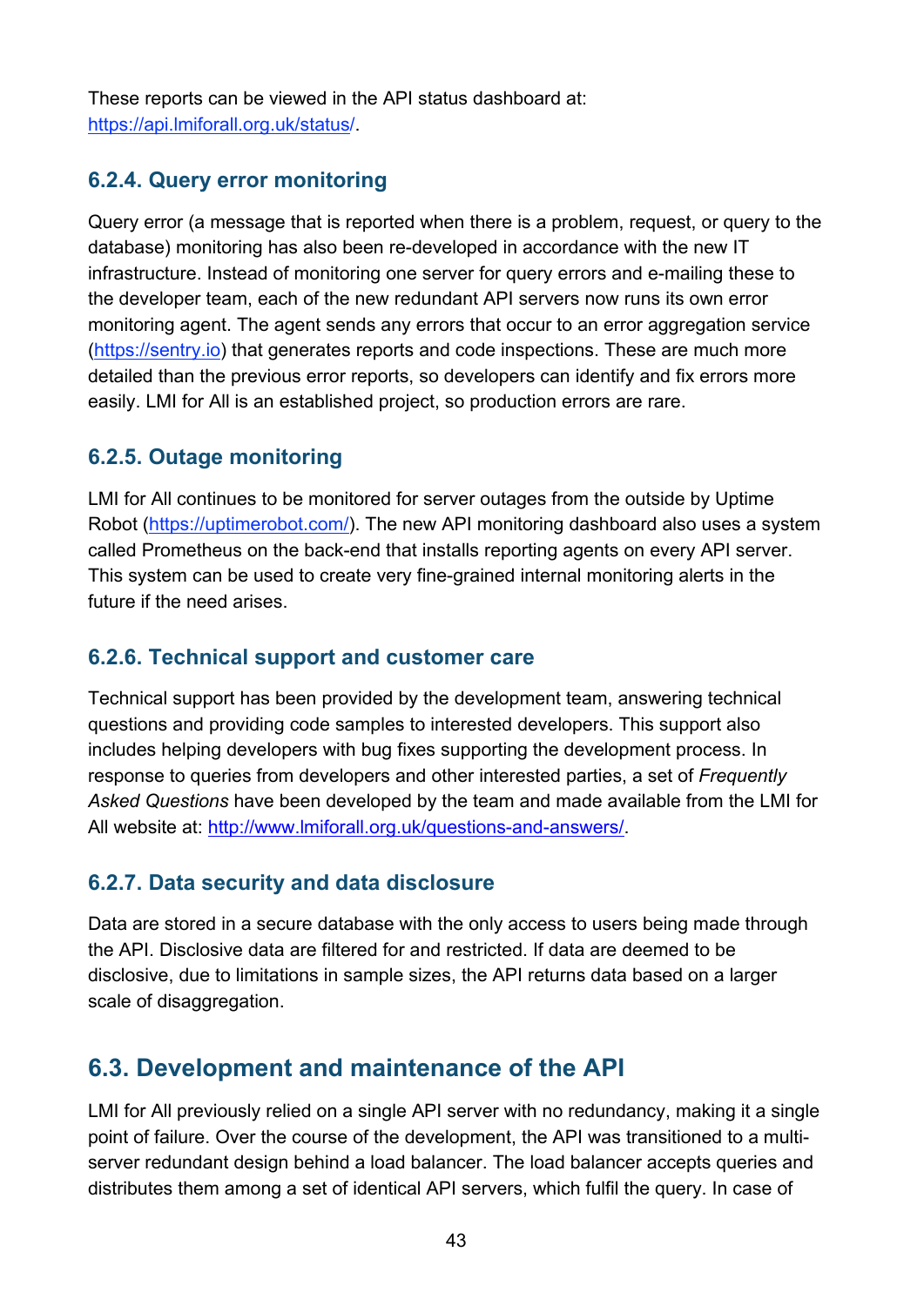These reports can be viewed in the API status dashboard at: https://api.lmiforall.org.uk/status/.

### 6.2.4. Query error monitoring

Query error (a message that is reported when there is a problem, request, or query to the database) monitoring has also been re-developed in accordance with the new IT infrastructure. Instead of monitoring one server for query errors and e-mailing these to the developer team, each of the new redundant API servers now runs its own error monitoring agent. The agent sends any errors that occur to an error aggregation service (https://sentry.io) that generates reports and code inspections. These are much more detailed than the previous error reports, so developers can identify and fix errors more easily. LMI for All is an established project, so production errors are rare.

### 6.2.5. Outage monitoring

LMI for All continues to be monitored for server outages from the outside by Uptime Robot (https://uptimerobot.com/). The new API monitoring dashboard also uses a system called Prometheus on the back-end that installs reporting agents on every API server. This system can be used to create very fine-grained internal monitoring alerts in the future if the need arises.

### 6.2.6. Technical support and customer care

Technical support has been provided by the development team, answering technical questions and providing code samples to interested developers. This support also includes helping developers with bug fixes supporting the development process. In response to queries from developers and other interested parties, a set of *Frequently Asked Questions* have been developed by the team and made available from the LMI for All website at: http://www.lmiforall.org.uk/questions-and-answers/.

### 6.2.7. Data security and data disclosure

Data are stored in a secure database with the only access to users being made through the API. Disclosive data are filtered for and restricted. If data are deemed to be disclosive, due to limitations in sample sizes, the API returns data based on a larger scale of disaggregation.

## 6.3. Development and maintenance of the API

LMI for All previously relied on a single API server with no redundancy, making it a single point of failure. Over the course of the development, the API was transitioned to a multi-server redundant design behind a load balancer. The load balancer accepts queries and distributes them among a set of identical API servers, which fulfil the query. In case of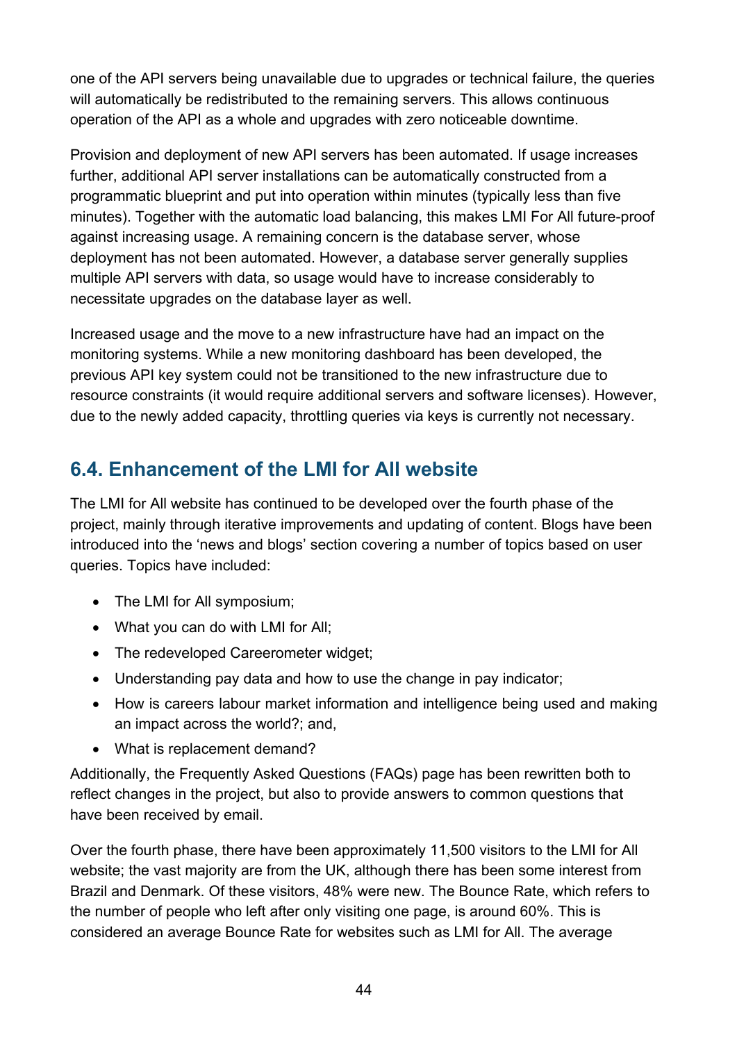one of the API servers being unavailable due to upgrades or technical failure, the queries will automatically be redistributed to the remaining servers. This allows continuous operation of the API as a whole and upgrades with zero noticeable downtime.

Provision and deployment of new API servers has been automated. If usage increases further, additional API server installations can be automatically constructed from a programmatic blueprint and put into operation within minutes (typically less than five minutes). Together with the automatic load balancing, this makes LMI For All future-proof against increasing usage. A remaining concern is the database server, whose deployment has not been automated. However, a database server generally supplies multiple API servers with data, so usage would have to increase considerably to necessitate upgrades on the database layer as well.

Increased usage and the move to a new infrastructure have had an impact on the monitoring systems. While a new monitoring dashboard has been developed, the previous API key system could not be transitioned to the new infrastructure due to resource constraints (it would require additional servers and software licenses). However, due to the newly added capacity, throttling queries via keys is currently not necessary.

## 6.4. Enhancement of the LMI for All website

The LMI for All website has continued to be developed over the fourth phase of the project, mainly through iterative improvements and updating of content. Blogs have been introduced into the 'news and blogs' section covering a number of topics based on user queries. Topics have included:

- The LMI for All symposium;
- What you can do with LMI for All;
- The redeveloped Careerometer widget;
- Understanding pay data and how to use the change in pay indicator;
- How is careers labour market information and intelligence being used and making an impact across the world?; and,
- What is replacement demand?

Additionally, the Frequently Asked Questions (FAQs) page has been rewritten both to reflect changes in the project, but also to provide answers to common questions that have been received by email.

Over the fourth phase, there have been approximately 11,500 visitors to the LMI for All website; the vast majority are from the UK, although there has been some interest from Brazil and Denmark. Of these visitors, 48% were new. The Bounce Rate, which refers to the number of people who left after only visiting one page, is around 60%. This is considered an average Bounce Rate for websites such as LMI for All. The average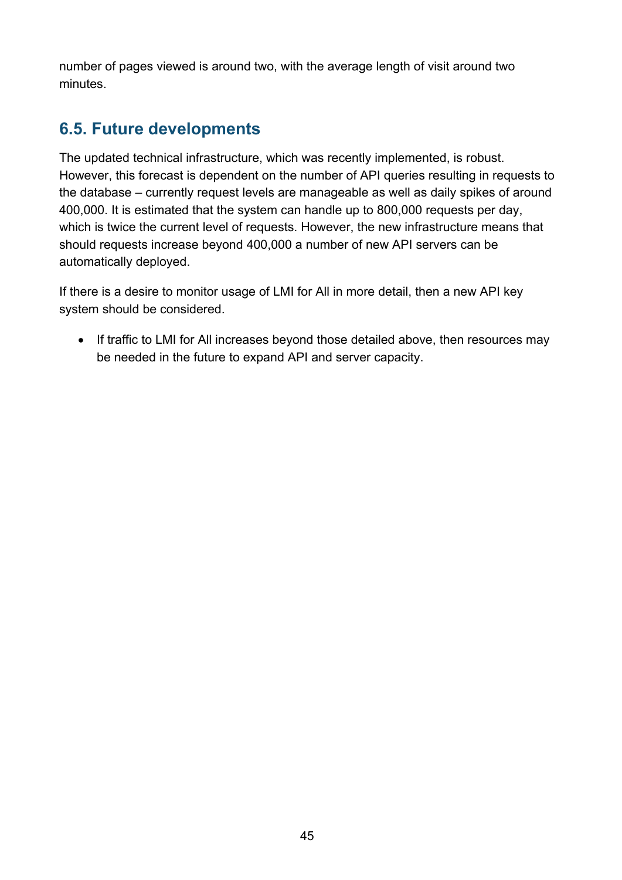number of pages viewed is around two, with the average length of visit around two minutes.

## 6.5. Future developments

The updated technical infrastructure, which was recently implemented, is robust. However, this forecast is dependent on the number of API queries resulting in requests to the database – currently request levels are manageable as well as daily spikes of around 400,000. It is estimated that the system can handle up to 800,000 requests per day, which is twice the current level of requests. However, the new infrastructure means that should requests increase beyond 400,000 a number of new API servers can be automatically deployed.

If there is a desire to monitor usage of LMI for All in more detail, then a new API key system should be considered.

- If traffic to LMI for All increases beyond those detailed above, then resources may be needed in the future to expand API and server capacity.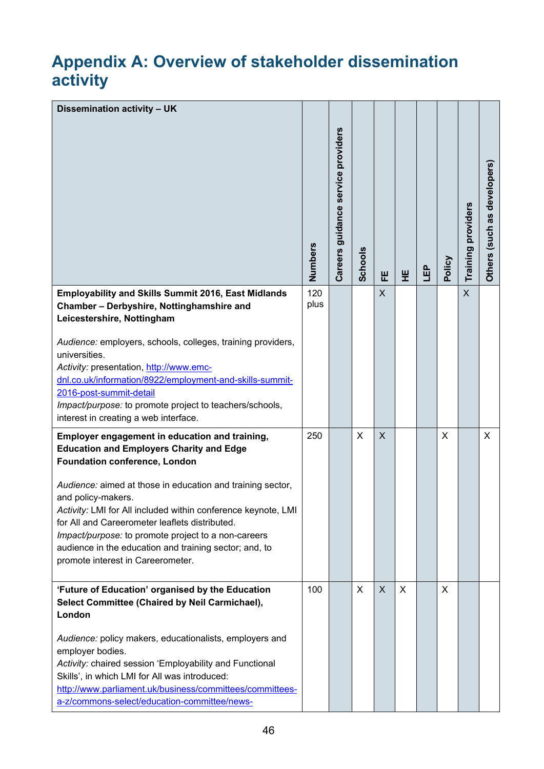# Appendix A: Overview of stakeholder dissemination activity

| Dissemination activity – UK | Numbers | Careers guidance service providers | Schools | FE | HE | LEP | Policy | Training providers | Others (such as developers) |
|---|---|---|---|---|---|---|---|---|---|
| **Employability and Skills Summit 2016, East Midlands Chamber – Derbyshire, Nottinghamshire and Leicestershire, Nottingham**<br><br>*Audience:* employers, schools, colleges, training providers, universities.<br>*Activity:* presentation, http://www.emc-dnl.co.uk/information/8922/employment-and-skills-summit-2016-post-summit-detail<br>*Impact/purpose:* to promote project to teachers/schools, interest in creating a web interface. | 120 plus | | | X | | | | X | |
| **Employer engagement in education and training, Education and Employers Charity and Edge Foundation conference, London**<br><br>*Audience:* aimed at those in education and training sector, and policy-makers.<br>*Activity:* LMI for All included within conference keynote, LMI for All and Careerometer leaflets distributed.<br>*Impact/purpose:* to promote project to a non-careers audience in the education and training sector; and, to promote interest in Careerometer. | 250 | | X | X | | | X | | X |
| **'Future of Education' organised by the Education Select Committee (Chaired by Neil Carmichael), London**<br><br>*Audience:* policy makers, educationalists, employers and employer bodies.<br>*Activity:* chaired session 'Employability and Functional Skills', in which LMI for All was introduced: http://www.parliament.uk/business/committees/committees-a-z/commons-select/education-committee/news- | 100 | | X | X | X | | X | | |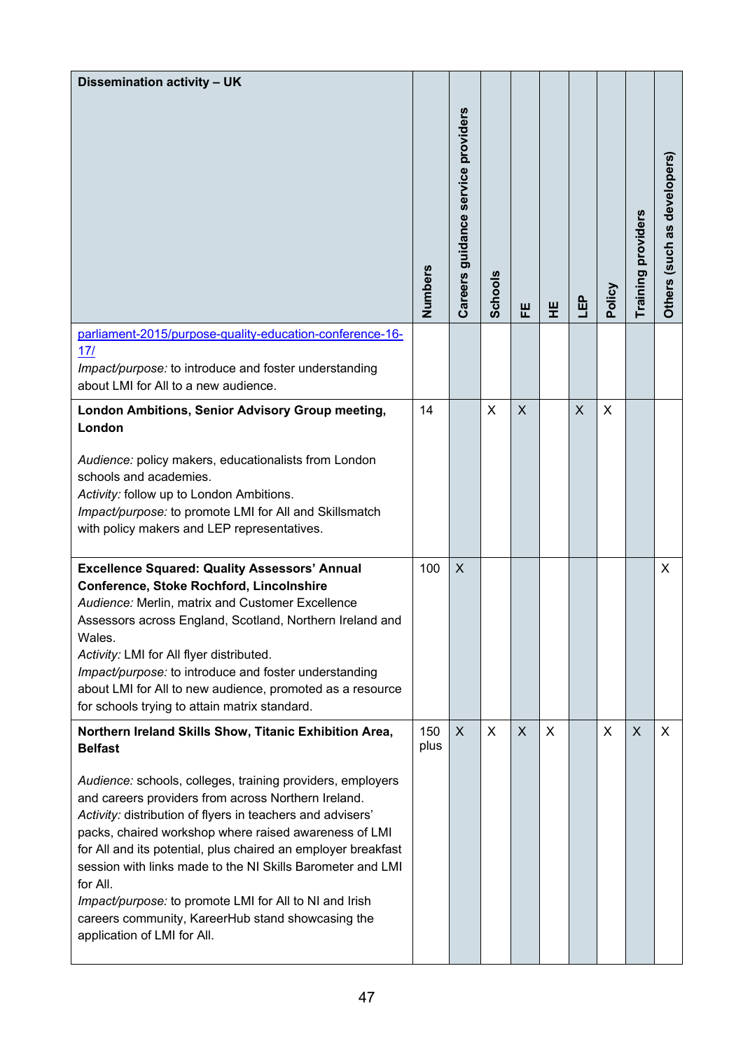| Dissemination activity – UK | Numbers | Careers guidance service providers | Schools | FE | HE | LEP | Policy | Training providers | Others (such as developers) |
|---|---|---|---|---|---|---|---|---|---|
| parliament-2015/purpose-quality-education-conference-16-17/<br>*Impact/purpose:* to introduce and foster understanding about LMI for All to a new audience. | | | | | | | | | |
| **London Ambitions, Senior Advisory Group meeting, London**<br><br>*Audience:* policy makers, educationalists from London schools and academies.<br>*Activity:* follow up to London Ambitions.<br>*Impact/purpose:* to promote LMI for All and Skillsmatch with policy makers and LEP representatives. | 14 | | X | X | | X | X | | |
| **Excellence Squared: Quality Assessors' Annual Conference, Stoke Rochford, Lincolnshire**<br>*Audience:* Merlin, matrix and Customer Excellence Assessors across England, Scotland, Northern Ireland and Wales.<br>*Activity:* LMI for All flyer distributed.<br>*Impact/purpose:* to introduce and foster understanding about LMI for All to new audience, promoted as a resource for schools trying to attain matrix standard. | 100 | X | | | | | | | X |
| **Northern Ireland Skills Show, Titanic Exhibition Area, Belfast**<br><br>*Audience:* schools, colleges, training providers, employers and careers providers from across Northern Ireland.<br>*Activity:* distribution of flyers in teachers and advisers' packs, chaired workshop where raised awareness of LMI for All and its potential, plus chaired an employer breakfast session with links made to the NI Skills Barometer and LMI for All.<br>*Impact/purpose:* to promote LMI for All to NI and Irish careers community, KareerHub stand showcasing the application of LMI for All. | 150 plus | X | X | X | X | | X | X | X |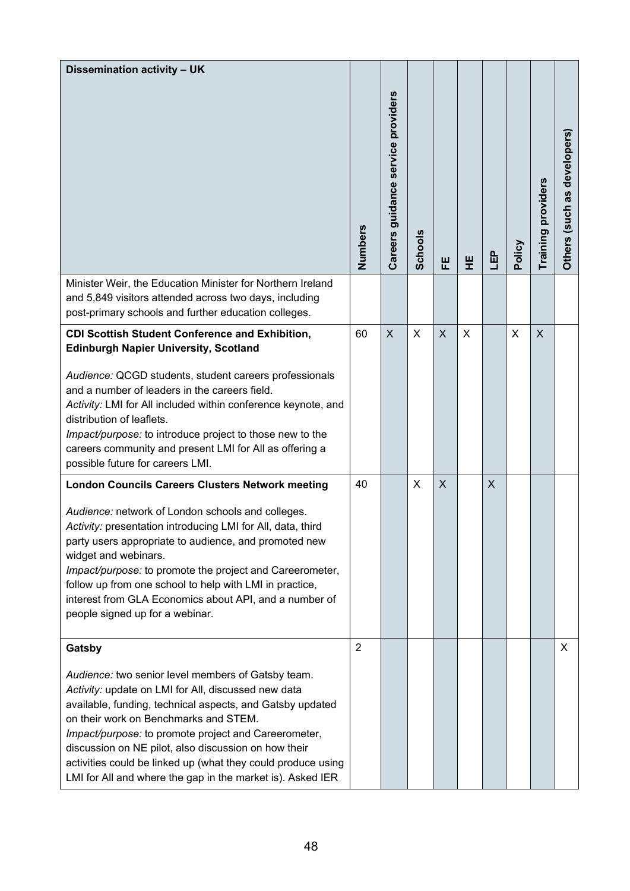| Dissemination activity – UK | Numbers | Careers guidance service providers | Schools | FE | HE | LEP | Policy | Training providers | Others (such as developers) |
|---|---|---|---|---|---|---|---|---|---|
| Minister Weir, the Education Minister for Northern Ireland and 5,849 visitors attended across two days, including post-primary schools and further education colleges. | | | | | | | | | |
| **CDI Scottish Student Conference and Exhibition, Edinburgh Napier University, Scotland**<br><br>*Audience:* QCGD students, student careers professionals and a number of leaders in the careers field.<br>*Activity:* LMI for All included within conference keynote, and distribution of leaflets.<br>*Impact/purpose:* to introduce project to those new to the careers community and present LMI for All as offering a possible future for careers LMI. | 60 | X | X | X | X | | X | X | |
| **London Councils Careers Clusters Network meeting**<br><br>*Audience:* network of London schools and colleges.<br>*Activity:* presentation introducing LMI for All, data, third party users appropriate to audience, and promoted new widget and webinars.<br>*Impact/purpose:* to promote the project and Careerometer, follow up from one school to help with LMI in practice, interest from GLA Economics about API, and a number of people signed up for a webinar. | 40 | | X | X | | X | | | |
| **Gatsby**<br><br>*Audience:* two senior level members of Gatsby team.<br>*Activity:* update on LMI for All, discussed new data available, funding, technical aspects, and Gatsby updated on their work on Benchmarks and STEM.<br>*Impact/purpose:* to promote project and Careerometer, discussion on NE pilot, also discussion on how their activities could be linked up (what they could produce using LMI for All and where the gap in the market is). Asked IER | 2 | | | | | | | | X |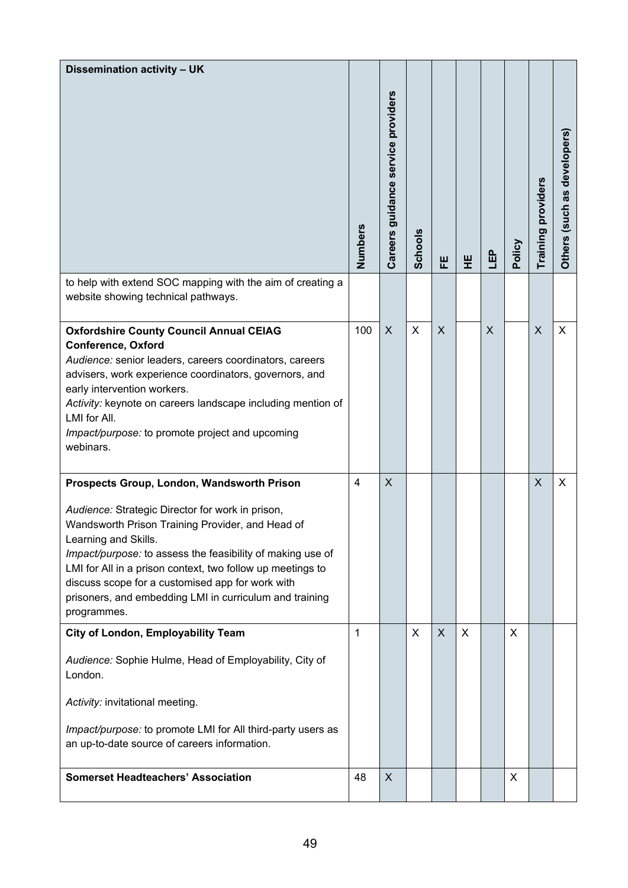| Dissemination activity – UK | Numbers | Careers guidance service providers | Schools | FE | HE | LEP | Policy | Training providers | Others (such as developers) |
|---|---|---|---|---|---|---|---|---|---|
| to help with extend SOC mapping with the aim of creating a website showing technical pathways. | | | | | | | | | |
| **Oxfordshire County Council Annual CEIAG Conference, Oxford** *Audience:* senior leaders, careers coordinators, careers advisers, work experience coordinators, governors, and early intervention workers. *Activity:* keynote on careers landscape including mention of LMI for All. *Impact/purpose:* to promote project and upcoming webinars. | 100 | X | X | X | | X | | X | X |
| **Prospects Group, London, Wandsworth Prison** *Audience:* Strategic Director for work in prison, Wandsworth Prison Training Provider, and Head of Learning and Skills. *Impact/purpose:* to assess the feasibility of making use of LMI for All in a prison context, two follow up meetings to discuss scope for a customised app for work with prisoners, and embedding LMI in curriculum and training programmes. | 4 | X | | | | | | X | X |
| **City of London, Employability Team** *Audience:* Sophie Hulme, Head of Employability, City of London. *Activity:* invitational meeting. *Impact/purpose:* to promote LMI for All third-party users as an up-to-date source of careers information. | 1 | | X | X | X | | X | | |
| **Somerset Headteachers' Association** | 48 | X | | | | | X | | |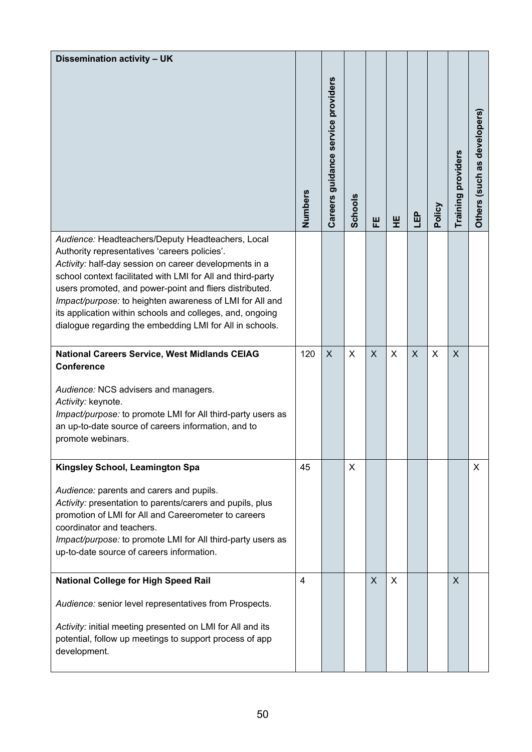| Dissemination activity – UK | Numbers | Careers guidance service providers | Schools | FE | HE | LEP | Policy | Training providers | Others (such as developers) |
|---|---|---|---|---|---|---|---|---|---|
| *Audience:* Headteachers/Deputy Headteachers, Local Authority representatives 'careers policies'.<br>*Activity:* half-day session on career developments in a school context facilitated with LMI for All and third-party users promoted, and power-point and fliers distributed.<br>*Impact/purpose:* to heighten awareness of LMI for All and its application within schools and colleges, and, ongoing dialogue regarding the embedding LMI for All in schools. | | | | | | | | | |
| **National Careers Service, West Midlands CEIAG Conference**<br><br>*Audience:* NCS advisers and managers.<br>*Activity:* keynote.<br>*Impact/purpose:* to promote LMI for All third-party users as an up-to-date source of careers information, and to promote webinars. | 120 | X | X | X | X | X | X | X | |
| **Kingsley School, Leamington Spa**<br><br>*Audience:* parents and carers and pupils.<br>*Activity:* presentation to parents/carers and pupils, plus promotion of LMI for All and Careerometer to careers coordinator and teachers.<br>*Impact/purpose:* to promote LMI for All third-party users as up-to-date source of careers information. | 45 | | X | | | | | | X |
| **National College for High Speed Rail**<br><br>*Audience:* senior level representatives from Prospects.<br><br>*Activity:* initial meeting presented on LMI for All and its potential, follow up meetings to support process of app development. | 4 | | | X | X | | | X | |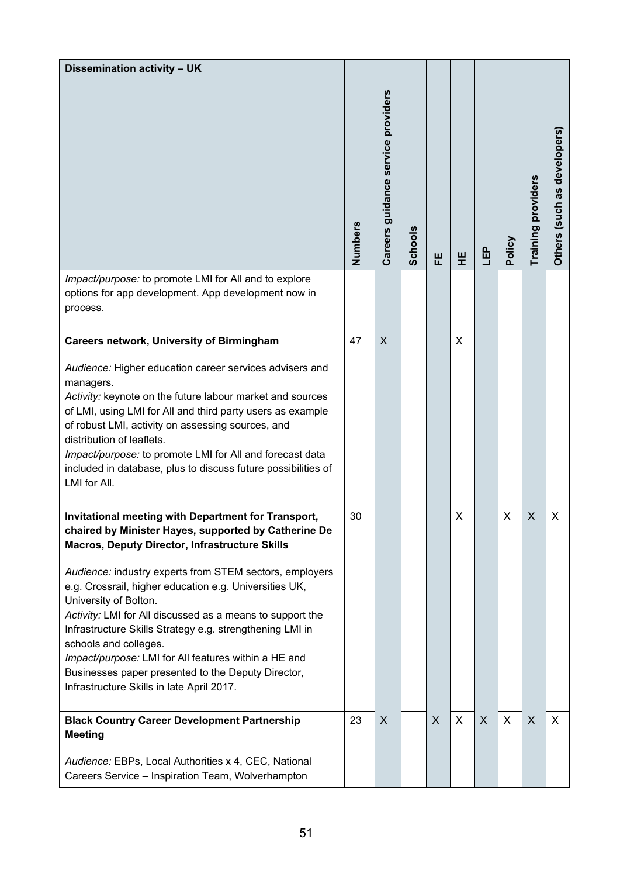| Dissemination activity – UK | Numbers | Careers guidance service providers | Schools | FE | HE | LEP | Policy | Training providers | Others (such as developers) |
|---|---|---|---|---|---|---|---|---|---|
| *Impact/purpose:* to promote LMI for All and to explore options for app development. App development now in process. | | | | | | | | | |
| **Careers network, University of Birmingham**<br><br>*Audience:* Higher education career services advisers and managers.<br>*Activity:* keynote on the future labour market and sources of LMI, using LMI for All and third party users as example of robust LMI, activity on assessing sources, and distribution of leaflets.<br>*Impact/purpose:* to promote LMI for All and forecast data included in database, plus to discuss future possibilities of LMI for All. | 47 | X | | | X | | | | |
| **Invitational meeting with Department for Transport, chaired by Minister Hayes, supported by Catherine De Macros, Deputy Director, Infrastructure Skills**<br><br>*Audience:* industry experts from STEM sectors, employers e.g. Crossrail, higher education e.g. Universities UK, University of Bolton.<br>*Activity:* LMI for All discussed as a means to support the Infrastructure Skills Strategy e.g. strengthening LMI in schools and colleges.<br>*Impact/purpose:* LMI for All features within a HE and Businesses paper presented to the Deputy Director, Infrastructure Skills in late April 2017. | 30 | | | | X | | X | X | X |
| **Black Country Career Development Partnership Meeting**<br><br>*Audience:* EBPs, Local Authorities x 4, CEC, National Careers Service – Inspiration Team, Wolverhampton | 23 | X | | X | X | X | X | X | X |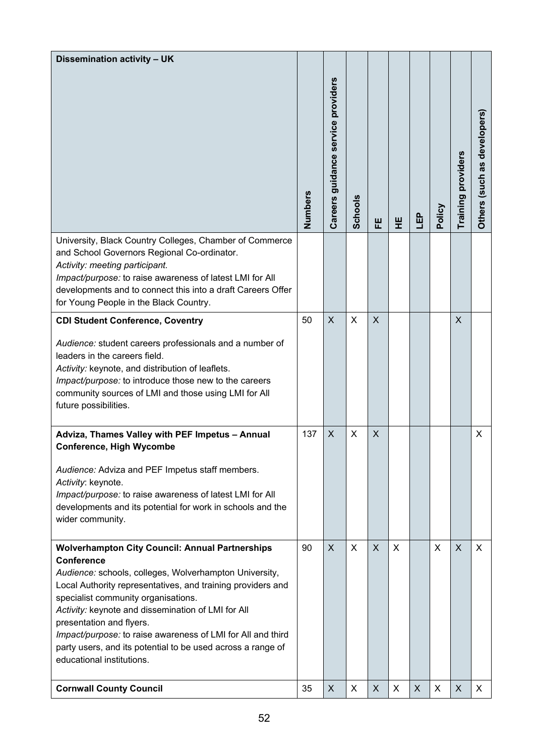| Dissemination activity – UK | Numbers | Careers guidance service providers | Schools | FE | HE | LEP | Policy | Training providers | Others (such as developers) |
|---|---|---|---|---|---|---|---|---|---|
| University, Black Country Colleges, Chamber of Commerce and School Governors Regional Co-ordinator.<br>*Activity: meeting participant.*<br>*Impact/purpose:* to raise awareness of latest LMI for All developments and to connect this into a draft Careers Offer for Young People in the Black Country. | | | | | | | | | |
| **CDI Student Conference, Coventry**<br><br>*Audience:* student careers professionals and a number of leaders in the careers field.<br>*Activity:* keynote, and distribution of leaflets.<br>*Impact/purpose:* to introduce those new to the careers community sources of LMI and those using LMI for All future possibilities. | 50 | X | X | X | | | | X | |
| **Adviza, Thames Valley with PEF Impetus – Annual Conference, High Wycombe**<br><br>*Audience:* Adviza and PEF Impetus staff members.<br>*Activity*: keynote.<br>*Impact/purpose:* to raise awareness of latest LMI for All developments and its potential for work in schools and the wider community. | 137 | X | X | X | | | | | X |
| **Wolverhampton City Council: Annual Partnerships Conference**<br>*Audience:* schools, colleges, Wolverhampton University, Local Authority representatives, and training providers and specialist community organisations.<br>*Activity:* keynote and dissemination of LMI for All presentation and flyers.<br>*Impact/purpose:* to raise awareness of LMI for All and third party users, and its potential to be used across a range of educational institutions. | 90 | X | X | X | X | | X | X | X |
| **Cornwall County Council** | 35 | X | X | X | X | X | X | X | X |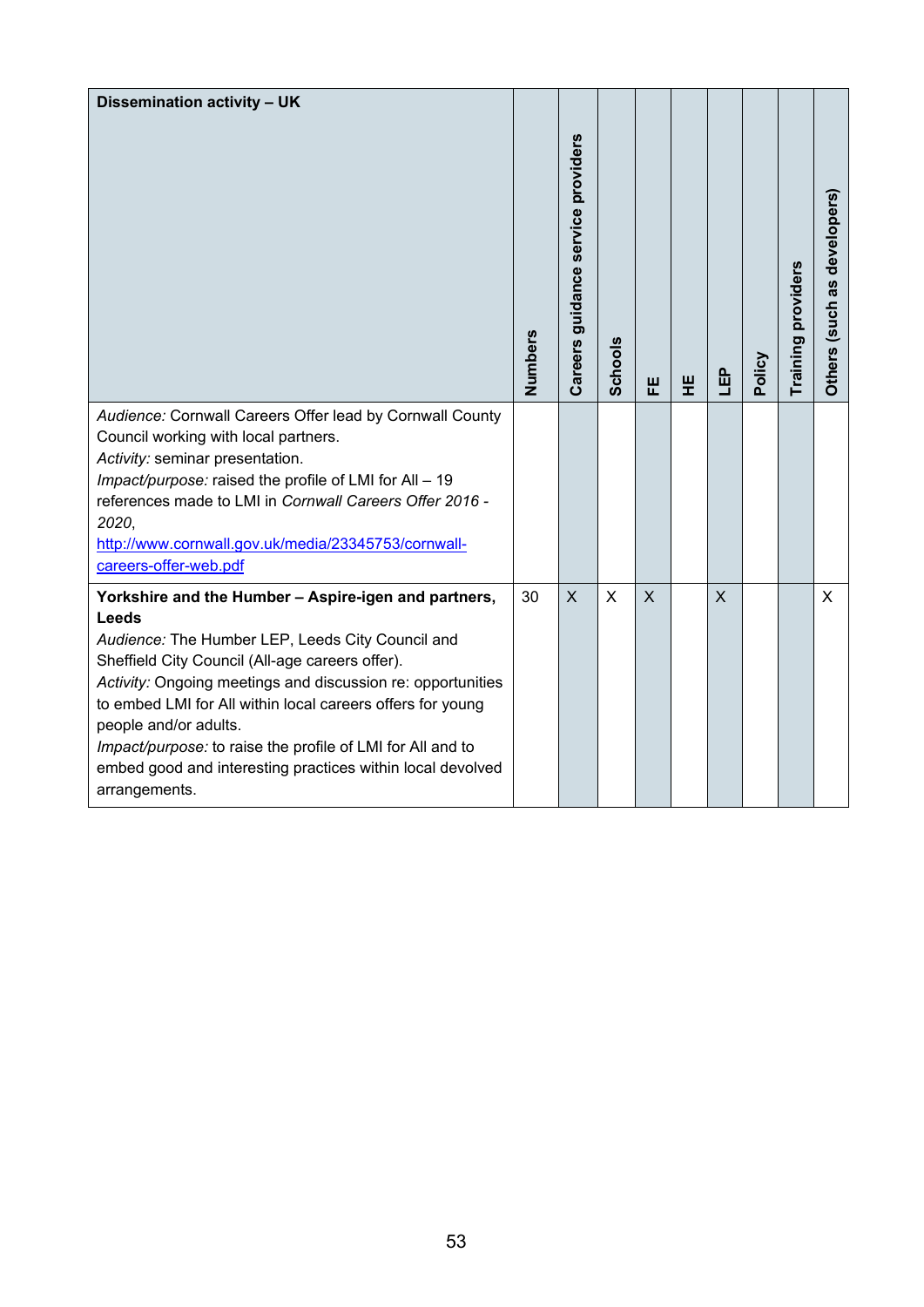| Dissemination activity – UK | Numbers | Careers guidance service providers | Schools | FE | HE | LEP | Policy | Training providers | Others (such as developers) |
|---|---|---|---|---|---|---|---|---|---|
| *Audience:* Cornwall Careers Offer lead by Cornwall County Council working with local partners.<br>*Activity:* seminar presentation.<br>*Impact/purpose:* raised the profile of LMI for All – 19 references made to LMI in *Cornwall Careers Offer 2016 - 2020*, [http://www.cornwall.gov.uk/media/23345753/cornwall-careers-offer-web.pdf](http://www.cornwall.gov.uk/media/23345753/cornwall-careers-offer-web.pdf) | | | | | | | | | |
| **Yorkshire and the Humber – Aspire-igen and partners, Leeds**<br>*Audience:* The Humber LEP, Leeds City Council and Sheffield City Council (All-age careers offer).<br>*Activity:* Ongoing meetings and discussion re: opportunities to embed LMI for All within local careers offers for young people and/or adults.<br>*Impact/purpose:* to raise the profile of LMI for All and to embed good and interesting practices within local devolved arrangements. | 30 | X | X | X | | X | | | X |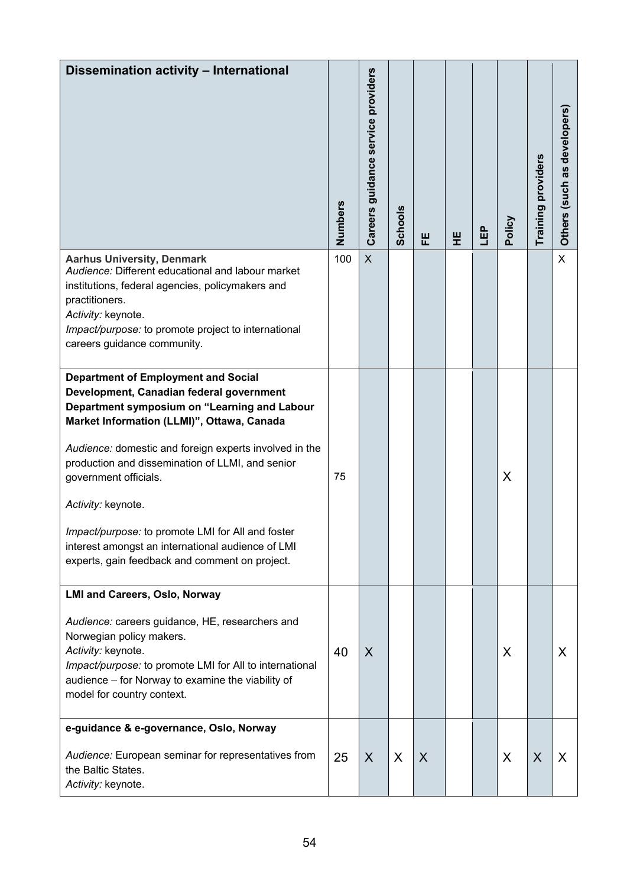| Dissemination activity – International | Numbers | Careers guidance service providers | Schools | FE | HE | LEP | Policy | Training providers | Others (such as developers) |
|---|---|---|---|---|---|---|---|---|---|
| **Aarhus University, Denmark**<br>*Audience:* Different educational and labour market institutions, federal agencies, policymakers and practitioners.<br>*Activity:* keynote.<br>*Impact/purpose:* to promote project to international careers guidance community. | 100 | X | | | | | | | X |
| **Department of Employment and Social Development, Canadian federal government Department symposium on "Learning and Labour Market Information (LLMI)", Ottawa, Canada**<br>*Audience:* domestic and foreign experts involved in the production and dissemination of LLMI, and senior government officials.<br>*Activity:* keynote.<br>*Impact/purpose:* to promote LMI for All and foster interest amongst an international audience of LMI experts, gain feedback and comment on project. | 75 | | | | | | X | | |
| **LMI and Careers, Oslo, Norway**<br>*Audience:* careers guidance, HE, researchers and Norwegian policy makers.<br>*Activity:* keynote.<br>*Impact/purpose:* to promote LMI for All to international audience – for Norway to examine the viability of model for country context. | 40 | X | | | | | X | | X |
| **e-guidance & e-governance, Oslo, Norway**<br>*Audience:* European seminar for representatives from the Baltic States.<br>*Activity:* keynote. | 25 | X | X | X | | | X | X | X |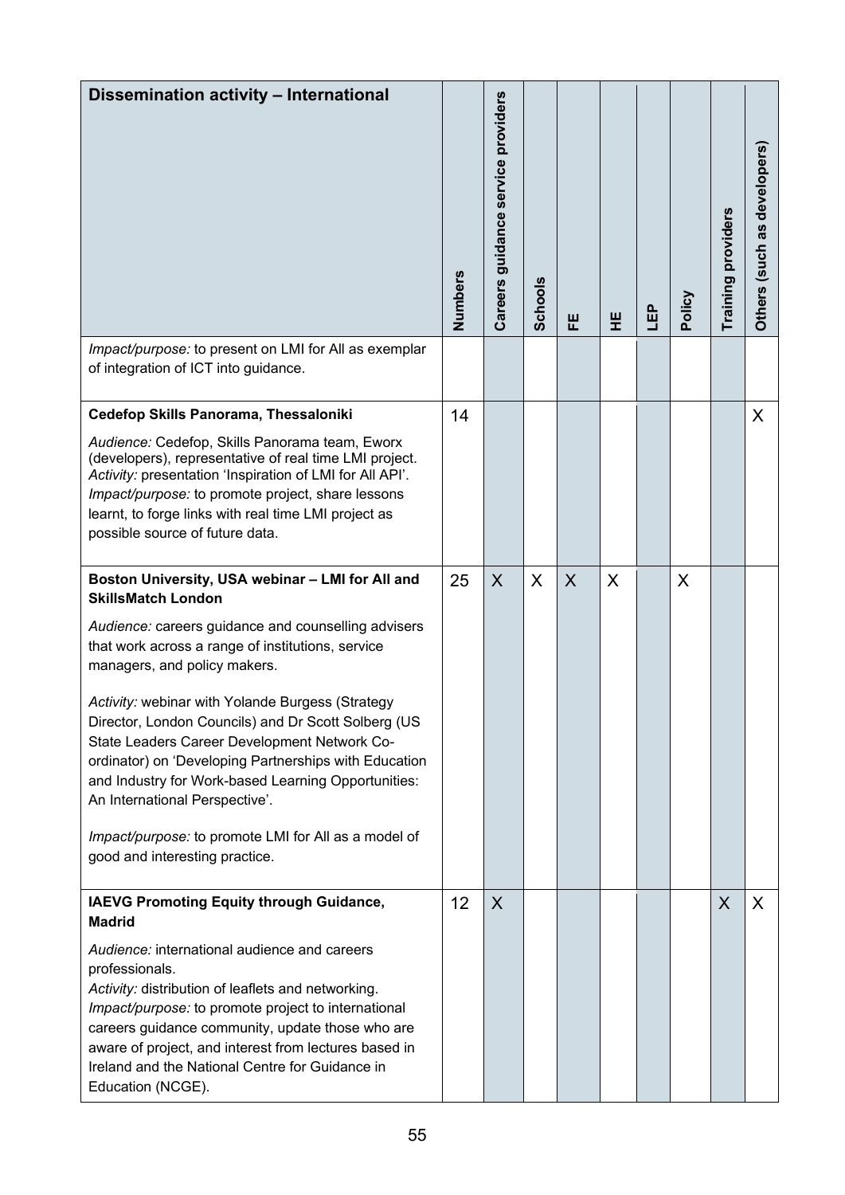| Dissemination activity – International | Numbers | Careers guidance service providers | Schools | FE | HE | LEP | Policy | Training providers | Others (such as developers) |
|---|---|---|---|---|---|---|---|---|---|
| *Impact/purpose:* to present on LMI for All as exemplar of integration of ICT into guidance. | | | | | | | | | |
| **Cedefop Skills Panorama, Thessaloniki**<br><br>*Audience:* Cedefop, Skills Panorama team, Eworx (developers), representative of real time LMI project.<br>*Activity:* presentation 'Inspiration of LMI for All API'.<br>*Impact/purpose:* to promote project, share lessons learnt, to forge links with real time LMI project as possible source of future data. | 14 | | | | | | | | X |
| **Boston University, USA webinar – LMI for All and SkillsMatch London**<br><br>*Audience:* careers guidance and counselling advisers that work across a range of institutions, service managers, and policy makers.<br><br>*Activity:* webinar with Yolande Burgess (Strategy Director, London Councils) and Dr Scott Solberg (US State Leaders Career Development Network Co-ordinator) on 'Developing Partnerships with Education and Industry for Work-based Learning Opportunities: An International Perspective'.<br><br>*Impact/purpose:* to promote LMI for All as a model of good and interesting practice. | 25 | X | X | X | X | | X | | |
| **IAEVG Promoting Equity through Guidance, Madrid**<br><br>*Audience:* international audience and careers professionals.<br>*Activity:* distribution of leaflets and networking.<br>*Impact/purpose:* to promote project to international careers guidance community, update those who are aware of project, and interest from lectures based in Ireland and the National Centre for Guidance in Education (NCGE). | 12 | X | | | | | | X | X |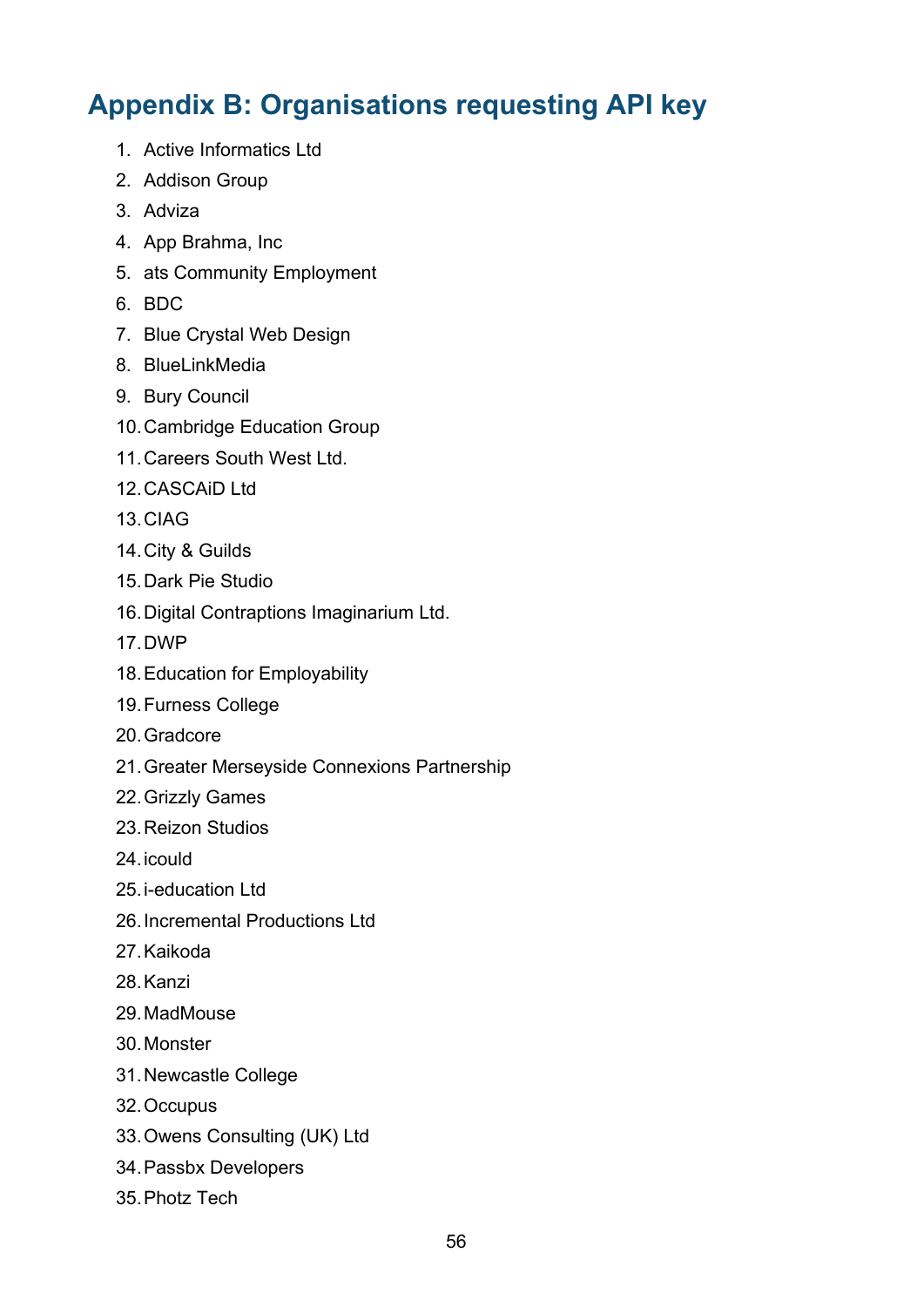## Appendix B: Organisations requesting API key

1. Active Informatics Ltd
2. Addison Group
3. Adviza
4. App Brahma, Inc
5. ats Community Employment
6. BDC
7. Blue Crystal Web Design
8. BlueLinkMedia
9. Bury Council
10. Cambridge Education Group
11. Careers South West Ltd.
12. CASCAiD Ltd
13. CIAG
14. City & Guilds
15. Dark Pie Studio
16. Digital Contraptions Imaginarium Ltd.
17. DWP
18. Education for Employability
19. Furness College
20. Gradcore
21. Greater Merseyside Connexions Partnership
22. Grizzly Games
23. Reizon Studios
24. icould
25. i-education Ltd
26. Incremental Productions Ltd
27. Kaikoda
28. Kanzi
29. MadMouse
30. Monster
31. Newcastle College
32. Occupus
33. Owens Consulting (UK) Ltd
34. Passbx Developers
35. Photz Tech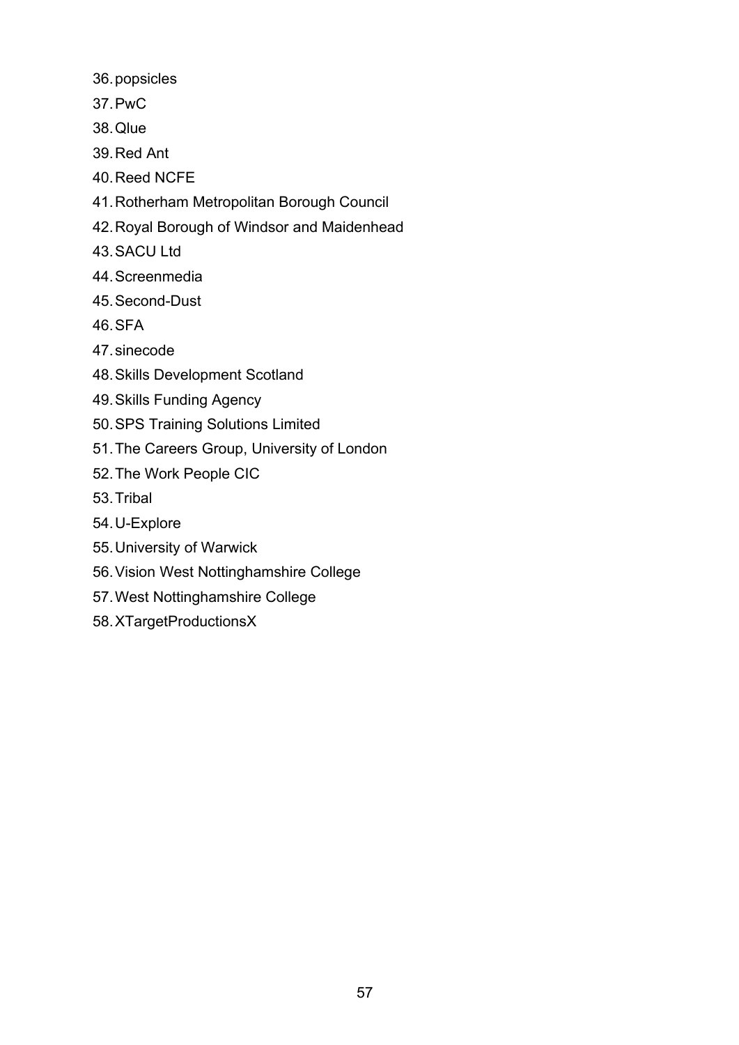36. popsicles
37. PwC
38. Qlue
39. Red Ant
40. Reed NCFE
41. Rotherham Metropolitan Borough Council
42. Royal Borough of Windsor and Maidenhead
43. SACU Ltd
44. Screenmedia
45. Second-Dust
46. SFA
47. sinecode
48. Skills Development Scotland
49. Skills Funding Agency
50. SPS Training Solutions Limited
51. The Careers Group, University of London
52. The Work People CIC
53. Tribal
54. U-Explore
55. University of Warwick
56. Vision West Nottinghamshire College
57. West Nottinghamshire College
58. XTargetProductionsX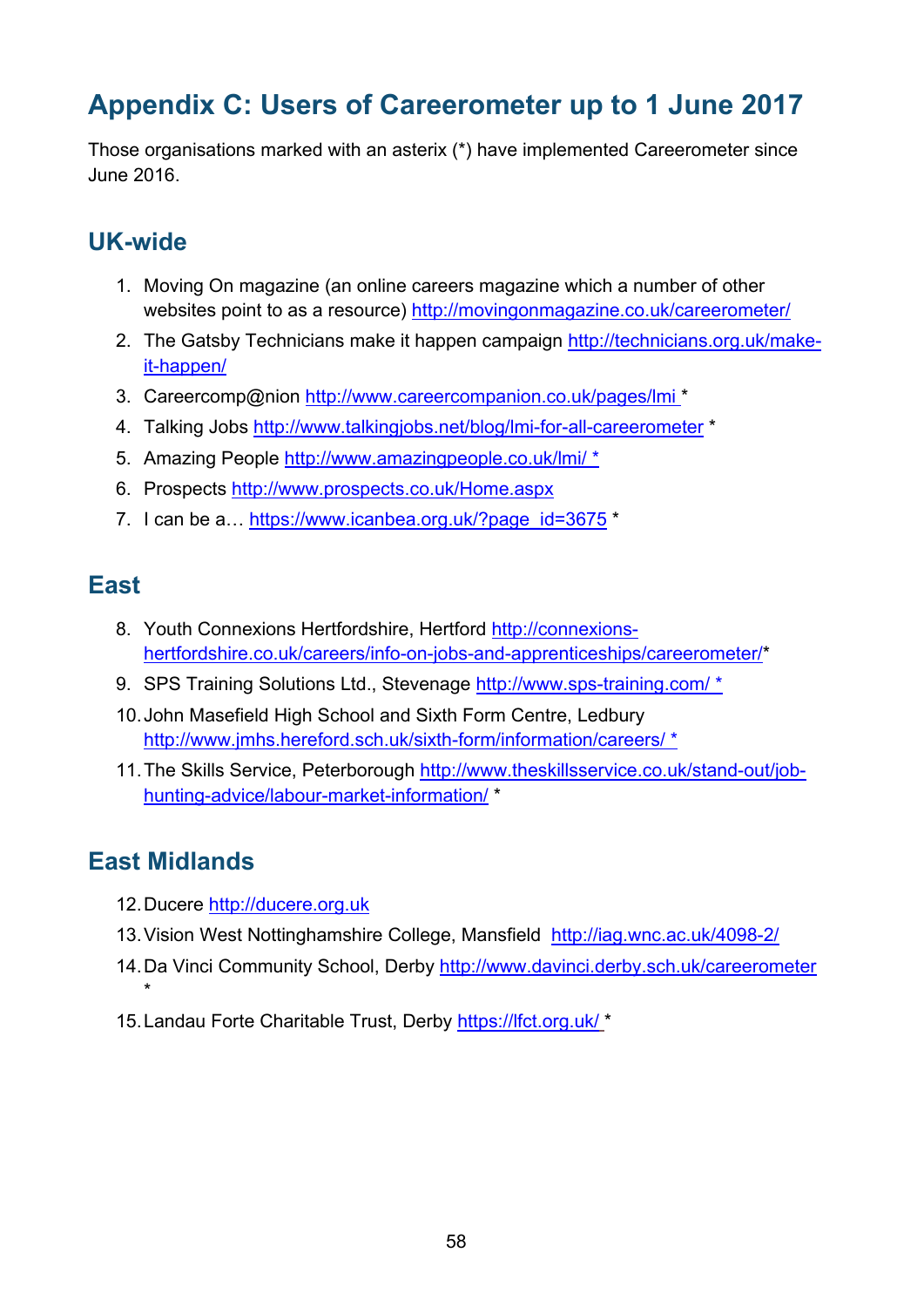# Appendix C: Users of Careerometer up to 1 June 2017

Those organisations marked with an asterix (*) have implemented Careerometer since June 2016.

## UK-wide

1. Moving On magazine (an online careers magazine which a number of other websites point to as a resource) http://movingonmagazine.co.uk/careerometer/
2. The Gatsby Technicians make it happen campaign http://technicians.org.uk/make-it-happen/
3. Careercomp@nion http://www.careercompanion.co.uk/pages/lmi *
4. Talking Jobs http://www.talkingjobs.net/blog/lmi-for-all-careerometer *
5. Amazing People http://www.amazingpeople.co.uk/lmi/ *
6. Prospects http://www.prospects.co.uk/Home.aspx
7. I can be a… https://www.icanbea.org.uk/?page_id=3675 *

## East

8. Youth Connexions Hertfordshire, Hertford http://connexions-hertfordshire.co.uk/careers/info-on-jobs-and-apprenticeships/careerometer/*
9. SPS Training Solutions Ltd., Stevenage http://www.sps-training.com/ *
10. John Masefield High School and Sixth Form Centre, Ledbury http://www.jmhs.hereford.sch.uk/sixth-form/information/careers/ *
11. The Skills Service, Peterborough http://www.theskillsservice.co.uk/stand-out/job-hunting-advice/labour-market-information/ *

## East Midlands

12. Ducere http://ducere.org.uk
13. Vision West Nottinghamshire College, Mansfield http://iag.wnc.ac.uk/4098-2/
14. Da Vinci Community School, Derby http://www.davinci.derby.sch.uk/careerometer *
15. Landau Forte Charitable Trust, Derby https://lfct.org.uk/ *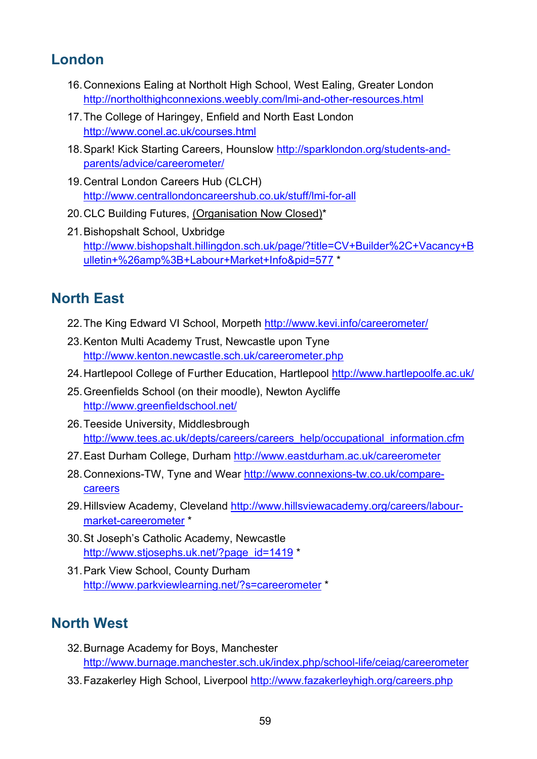## London

16. Connexions Ealing at Northolt High School, West Ealing, Greater London http://northolthighconnexions.weebly.com/lmi-and-other-resources.html
17. The College of Haringey, Enfield and North East London http://www.conel.ac.uk/courses.html
18. Spark! Kick Starting Careers, Hounslow http://sparklondon.org/students-and-parents/advice/careerometer/
19. Central London Careers Hub (CLCH) http://www.centrallondoncareershub.co.uk/stuff/lmi-for-all
20. CLC Building Futures, (Organisation Now Closed)*
21. Bishopshalt School, Uxbridge http://www.bishopshalt.hillingdon.sch.uk/page/?title=CV+Builder%2C+Vacancy+Bulletin+%26amp%3B+Labour+Market+Info&pid=577 *

## North East

22. The King Edward VI School, Morpeth http://www.kevi.info/careerometer/
23. Kenton Multi Academy Trust, Newcastle upon Tyne http://www.kenton.newcastle.sch.uk/careerometer.php
24. Hartlepool College of Further Education, Hartlepool http://www.hartlepoolfe.ac.uk/
25. Greenfields School (on their moodle), Newton Aycliffe http://www.greenfieldschool.net/
26. Teeside University, Middlesbrough http://www.tees.ac.uk/depts/careers/careers_help/occupational_information.cfm
27. East Durham College, Durham http://www.eastdurham.ac.uk/careerometer
28. Connexions-TW, Tyne and Wear http://www.connexions-tw.co.uk/compare-careers
29. Hillsview Academy, Cleveland http://www.hillsviewacademy.org/careers/labour-market-careerometer *
30. St Joseph's Catholic Academy, Newcastle http://www.stjosephs.uk.net/?page_id=1419 *
31. Park View School, County Durham http://www.parkviewlearning.net/?s=careerometer *

## North West

32. Burnage Academy for Boys, Manchester http://www.burnage.manchester.sch.uk/index.php/school-life/ceiag/careerometer
33. Fazakerley High School, Liverpool http://www.fazakerleyhigh.org/careers.php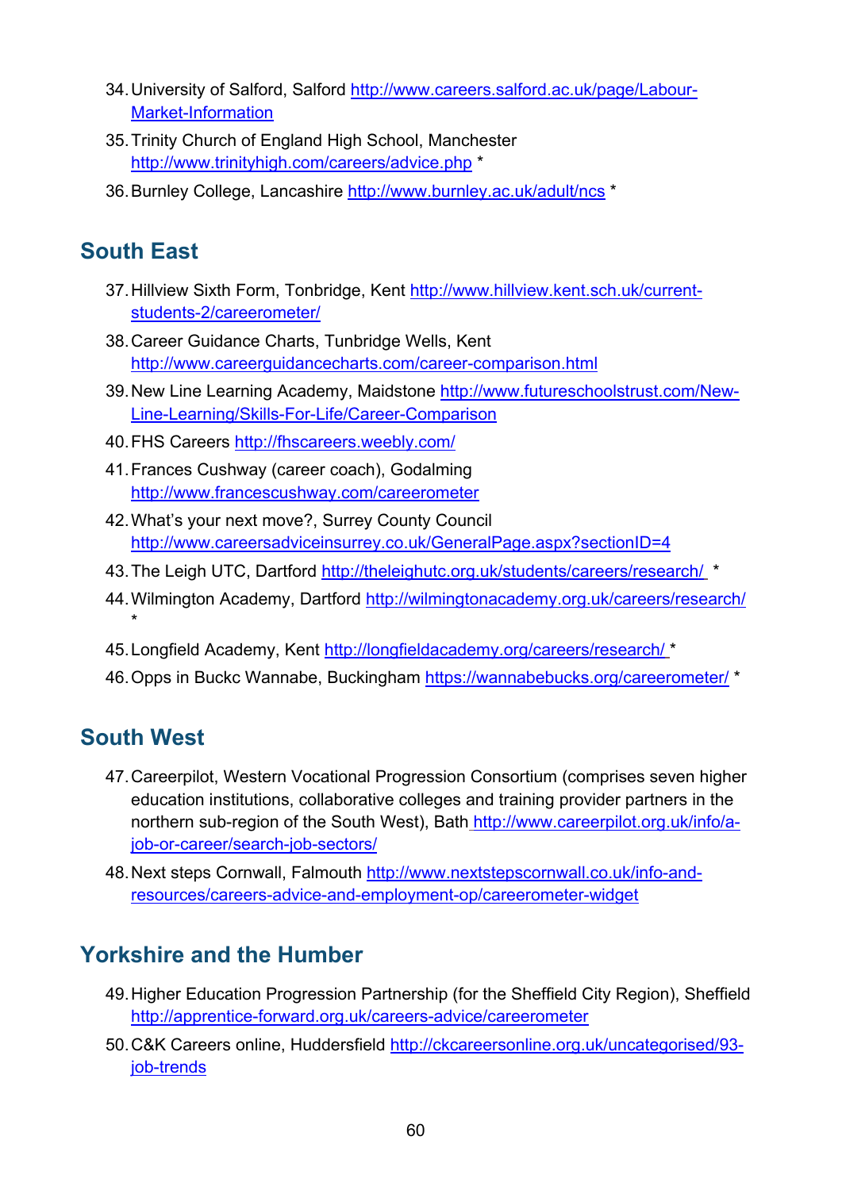34. University of Salford, Salford http://www.careers.salford.ac.uk/page/Labour-Market-Information
35. Trinity Church of England High School, Manchester http://www.trinityhigh.com/careers/advice.php *
36. Burnley College, Lancashire http://www.burnley.ac.uk/adult/ncs *

## South East

37. Hillview Sixth Form, Tonbridge, Kent http://www.hillview.kent.sch.uk/current-students-2/careerometer/
38. Career Guidance Charts, Tunbridge Wells, Kent http://www.careerguidancecharts.com/career-comparison.html
39. New Line Learning Academy, Maidstone http://www.futureschoolstrust.com/New-Line-Learning/Skills-For-Life/Career-Comparison
40. FHS Careers http://fhscareers.weebly.com/
41. Frances Cushway (career coach), Godalming http://www.francescushway.com/careerometer
42. What's your next move?, Surrey County Council http://www.careersadviceinsurrey.co.uk/GeneralPage.aspx?sectionID=4
43. The Leigh UTC, Dartford http://theleighutc.org.uk/students/careers/research/ *
44. Wilmington Academy, Dartford http://wilmingtonacademy.org.uk/careers/research/ *
45. Longfield Academy, Kent http://longfieldacademy.org/careers/research/ *
46. Opps in Buckc Wannabe, Buckingham https://wannabebucks.org/careerometer/ *

## South West

47. Careerpilot, Western Vocational Progression Consortium (comprises seven higher education institutions, collaborative colleges and training provider partners in the northern sub-region of the South West), Bath http://www.careerpilot.org.uk/info/a-job-or-career/search-job-sectors/
48. Next steps Cornwall, Falmouth http://www.nextstepscornwall.co.uk/info-and-resources/careers-advice-and-employment-op/careerometer-widget

## Yorkshire and the Humber

49. Higher Education Progression Partnership (for the Sheffield City Region), Sheffield http://apprentice-forward.org.uk/careers-advice/careerometer
50. C&K Careers online, Huddersfield http://ckcareersonline.org.uk/uncategorised/93-job-trends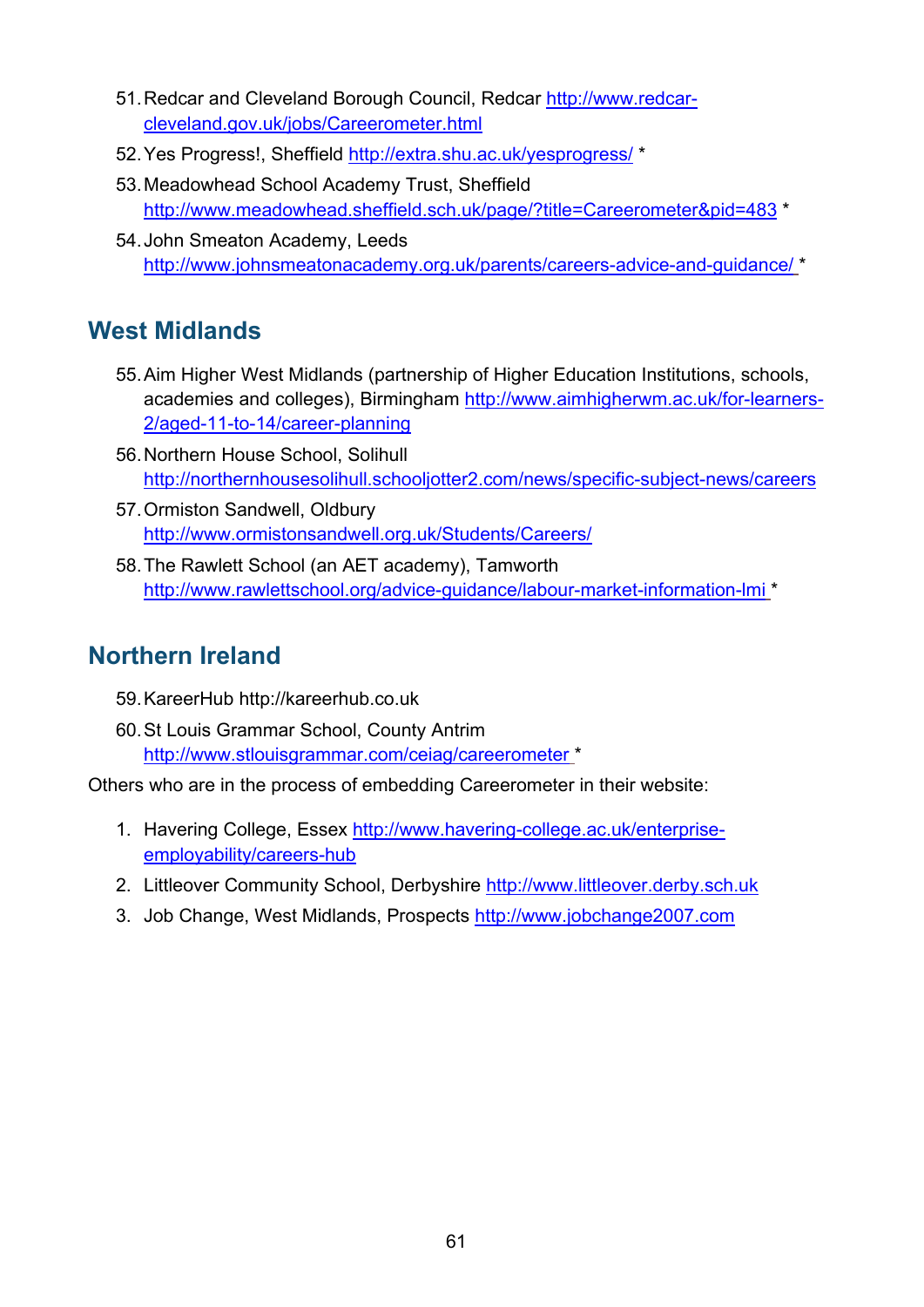51. Redcar and Cleveland Borough Council, Redcar http://www.redcar-cleveland.gov.uk/jobs/Careerometer.html
52. Yes Progress!, Sheffield http://extra.shu.ac.uk/yesprogress/ *
53. Meadowhead School Academy Trust, Sheffield http://www.meadowhead.sheffield.sch.uk/page/?title=Careerometer&pid=483 *
54. John Smeaton Academy, Leeds http://www.johnsmeatonacademy.org.uk/parents/careers-advice-and-guidance/ *

## West Midlands

55. Aim Higher West Midlands (partnership of Higher Education Institutions, schools, academies and colleges), Birmingham http://www.aimhigherwm.ac.uk/for-learners-2/aged-11-to-14/career-planning
56. Northern House School, Solihull http://northernhousesolihull.schooljotter2.com/news/specific-subject-news/careers
57. Ormiston Sandwell, Oldbury http://www.ormistonsandwell.org.uk/Students/Careers/
58. The Rawlett School (an AET academy), Tamworth http://www.rawlettschool.org/advice-guidance/labour-market-information-lmi *

## Northern Ireland

59. KareerHub http://kareerhub.co.uk
60. St Louis Grammar School, County Antrim http://www.stlouisgrammar.com/ceiag/careerometer *

Others who are in the process of embedding Careerometer in their website:

1. Havering College, Essex http://www.havering-college.ac.uk/enterprise-employability/careers-hub
2. Littleover Community School, Derbyshire http://www.littleover.derby.sch.uk
3. Job Change, West Midlands, Prospects http://www.jobchange2007.com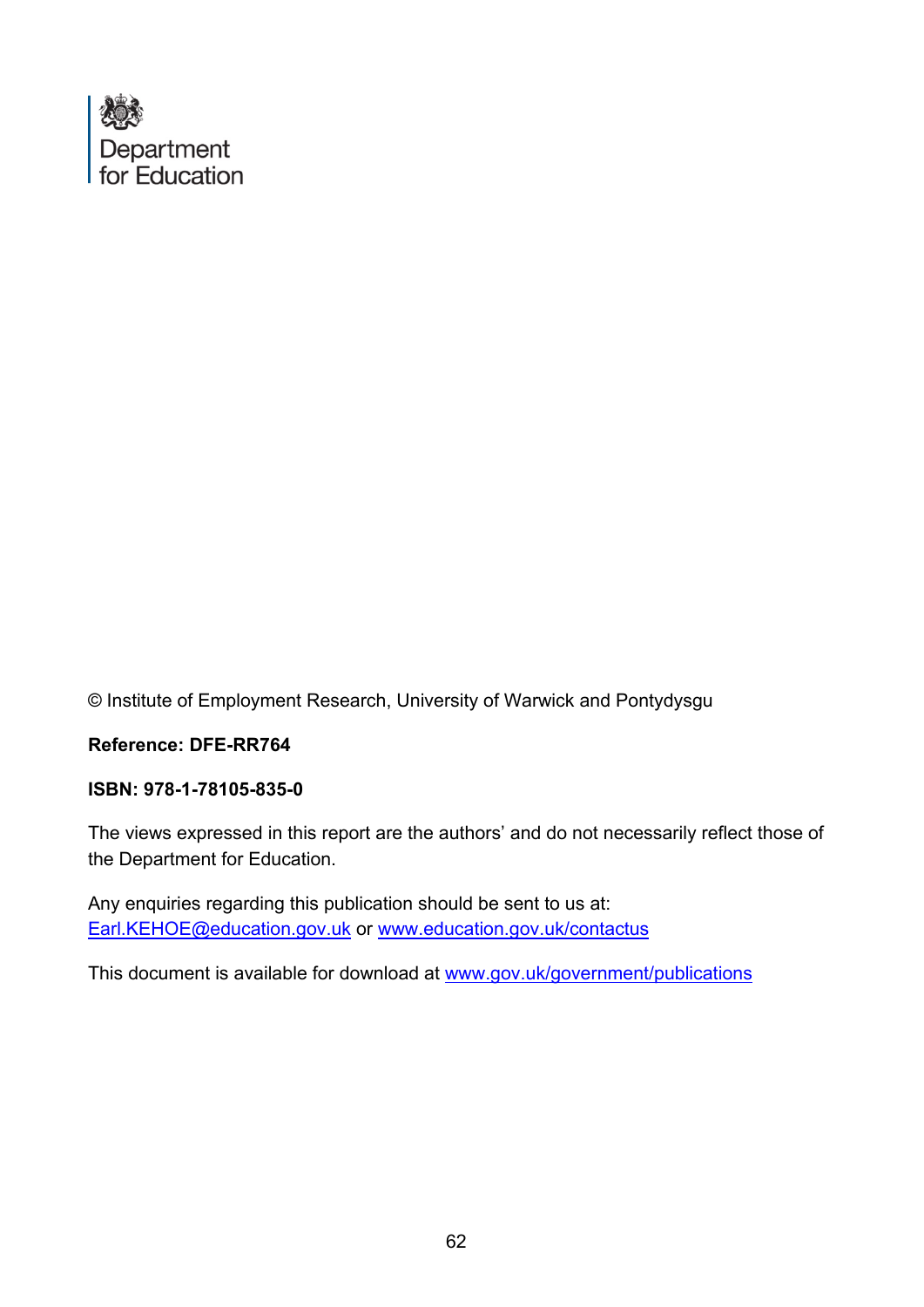Department for Education

© Institute of Employment Research, University of Warwick and Pontydysgu

**Reference: DFE-RR764**

**ISBN: 978-1-78105-835-0**

The views expressed in this report are the authors' and do not necessarily reflect those of the Department for Education.

Any enquiries regarding this publication should be sent to us at: Earl.KEHOE@education.gov.uk or www.education.gov.uk/contactus

This document is available for download at www.gov.uk/government/publications